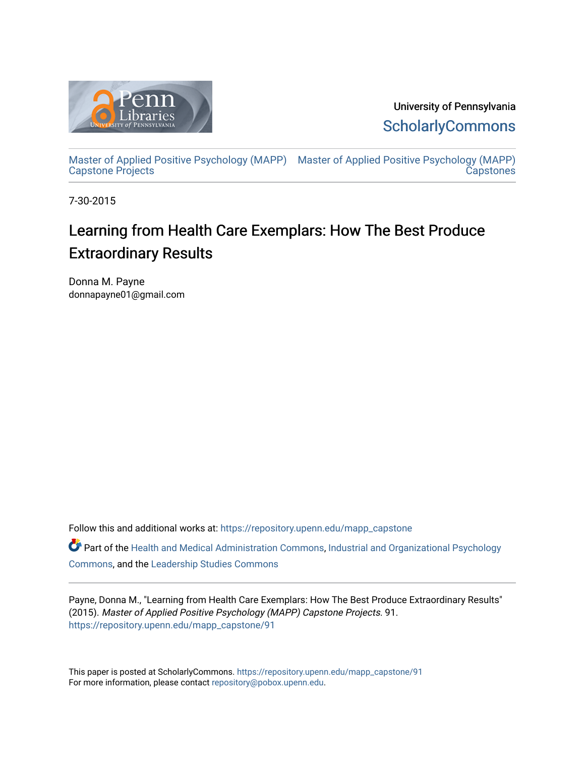University of Pennsylvania
ScholarlyCommons

Master of Applied Positive Psychology (MAPP) Capstone Projects | Master of Applied Positive Psychology (MAPP) Capstones

7-30-2015

# Learning from Health Care Exemplars: How The Best Produce Extraordinary Results

Donna M. Payne
donnapayne01@gmail.com

Follow this and additional works at: https://repository.upenn.edu/mapp_capstone

Part of the Health and Medical Administration Commons, Industrial and Organizational Psychology Commons, and the Leadership Studies Commons

Payne, Donna M., "Learning from Health Care Exemplars: How The Best Produce Extraordinary Results" (2015). *Master of Applied Positive Psychology (MAPP) Capstone Projects*. 91.
https://repository.upenn.edu/mapp_capstone/91

This paper is posted at ScholarlyCommons. https://repository.upenn.edu/mapp_capstone/91
For more information, please contact repository@pobox.upenn.edu.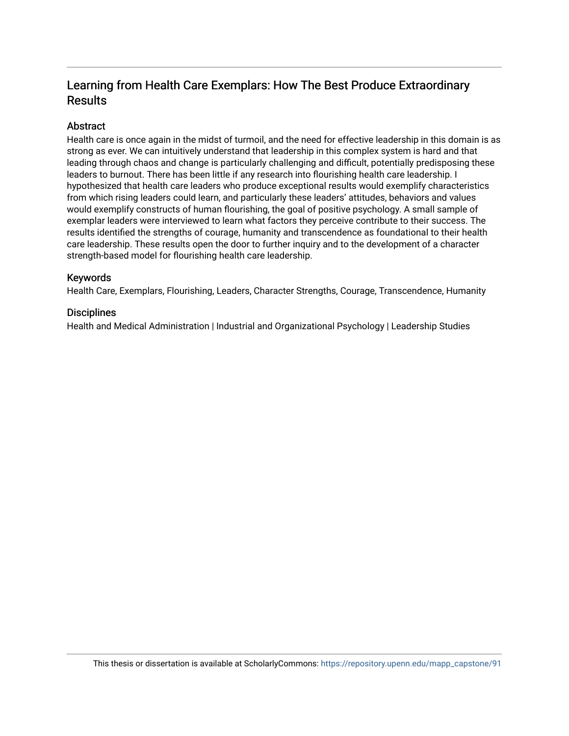# Learning from Health Care Exemplars: How The Best Produce Extraordinary Results

## Abstract

Health care is once again in the midst of turmoil, and the need for effective leadership in this domain is as strong as ever. We can intuitively understand that leadership in this complex system is hard and that leading through chaos and change is particularly challenging and difficult, potentially predisposing these leaders to burnout. There has been little if any research into flourishing health care leadership. I hypothesized that health care leaders who produce exceptional results would exemplify characteristics from which rising leaders could learn, and particularly these leaders' attitudes, behaviors and values would exemplify constructs of human flourishing, the goal of positive psychology. A small sample of exemplar leaders were interviewed to learn what factors they perceive contribute to their success. The results identified the strengths of courage, humanity and transcendence as foundational to their health care leadership. These results open the door to further inquiry and to the development of a character strength-based model for flourishing health care leadership.

## Keywords

Health Care, Exemplars, Flourishing, Leaders, Character Strengths, Courage, Transcendence, Humanity

## Disciplines

Health and Medical Administration | Industrial and Organizational Psychology | Leadership Studies

This thesis or dissertation is available at ScholarlyCommons: https://repository.upenn.edu/mapp_capstone/91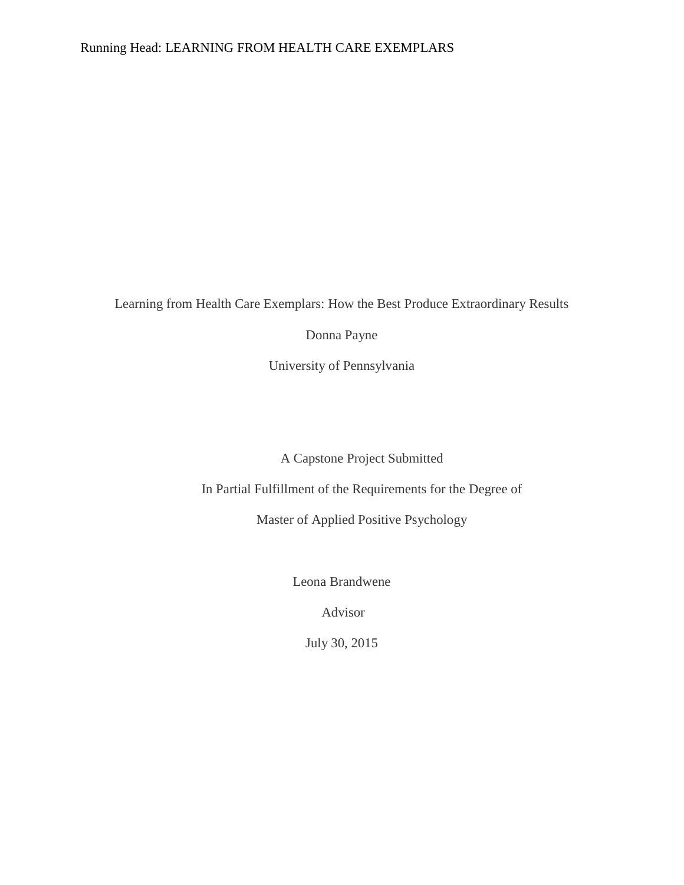Learning from Health Care Exemplars: How the Best Produce Extraordinary Results

Donna Payne

University of Pennsylvania

A Capstone Project Submitted

In Partial Fulfillment of the Requirements for the Degree of

Master of Applied Positive Psychology

Leona Brandwene

Advisor

July 30, 2015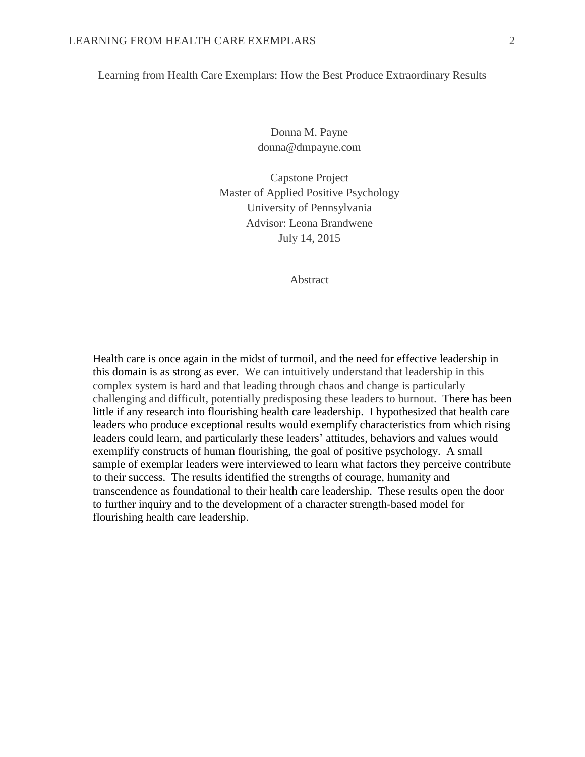Learning from Health Care Exemplars: How the Best Produce Extraordinary Results

Donna M. Payne
donna@dmpayne.com

Capstone Project
Master of Applied Positive Psychology
University of Pennsylvania
Advisor: Leona Brandwene
July 14, 2015

## Abstract

Health care is once again in the midst of turmoil, and the need for effective leadership in this domain is as strong as ever. We can intuitively understand that leadership in this complex system is hard and that leading through chaos and change is particularly challenging and difficult, potentially predisposing these leaders to burnout. There has been little if any research into flourishing health care leadership. I hypothesized that health care leaders who produce exceptional results would exemplify characteristics from which rising leaders could learn, and particularly these leaders' attitudes, behaviors and values would exemplify constructs of human flourishing, the goal of positive psychology. A small sample of exemplar leaders were interviewed to learn what factors they perceive contribute to their success. The results identified the strengths of courage, humanity and transcendence as foundational to their health care leadership. These results open the door to further inquiry and to the development of a character strength-based model for flourishing health care leadership.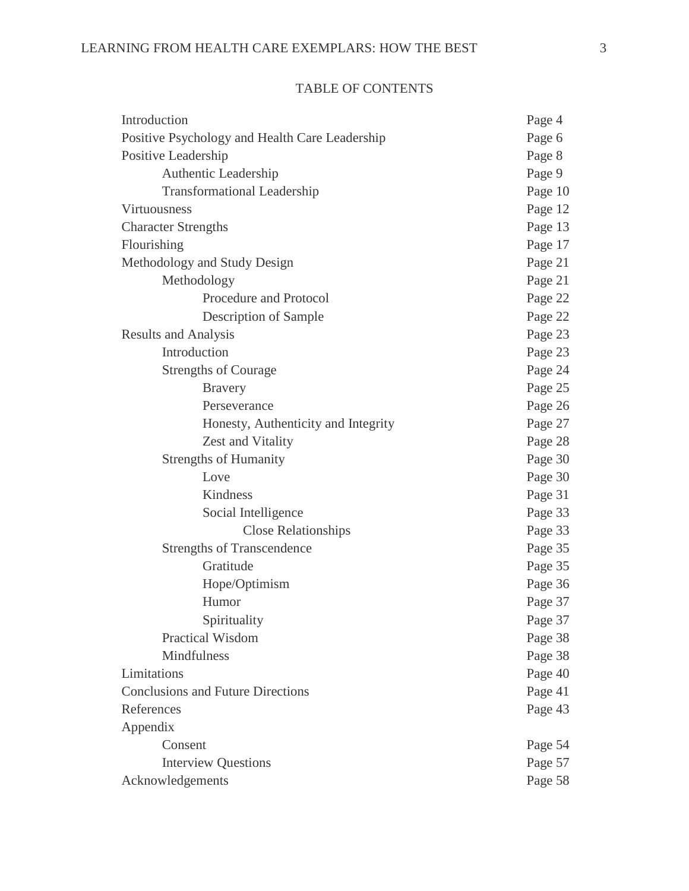TABLE OF CONTENTS

| | |
|---|---|
| Introduction | Page 4 |
| Positive Psychology and Health Care Leadership | Page 6 |
| Positive Leadership | Page 8 |
| &nbsp;&nbsp;&nbsp;&nbsp;Authentic Leadership | Page 9 |
| &nbsp;&nbsp;&nbsp;&nbsp;Transformational Leadership | Page 10 |
| Virtuousness | Page 12 |
| Character Strengths | Page 13 |
| Flourishing | Page 17 |
| Methodology and Study Design | Page 21 |
| &nbsp;&nbsp;&nbsp;&nbsp;Methodology | Page 21 |
| &nbsp;&nbsp;&nbsp;&nbsp;&nbsp;&nbsp;&nbsp;&nbsp;Procedure and Protocol | Page 22 |
| &nbsp;&nbsp;&nbsp;&nbsp;&nbsp;&nbsp;&nbsp;&nbsp;Description of Sample | Page 22 |
| Results and Analysis | Page 23 |
| &nbsp;&nbsp;&nbsp;&nbsp;Introduction | Page 23 |
| &nbsp;&nbsp;&nbsp;&nbsp;Strengths of Courage | Page 24 |
| &nbsp;&nbsp;&nbsp;&nbsp;&nbsp;&nbsp;&nbsp;&nbsp;Bravery | Page 25 |
| &nbsp;&nbsp;&nbsp;&nbsp;&nbsp;&nbsp;&nbsp;&nbsp;Perseverance | Page 26 |
| &nbsp;&nbsp;&nbsp;&nbsp;&nbsp;&nbsp;&nbsp;&nbsp;Honesty, Authenticity and Integrity | Page 27 |
| &nbsp;&nbsp;&nbsp;&nbsp;&nbsp;&nbsp;&nbsp;&nbsp;Zest and Vitality | Page 28 |
| &nbsp;&nbsp;&nbsp;&nbsp;Strengths of Humanity | Page 30 |
| &nbsp;&nbsp;&nbsp;&nbsp;&nbsp;&nbsp;&nbsp;&nbsp;Love | Page 30 |
| &nbsp;&nbsp;&nbsp;&nbsp;&nbsp;&nbsp;&nbsp;&nbsp;Kindness | Page 31 |
| &nbsp;&nbsp;&nbsp;&nbsp;&nbsp;&nbsp;&nbsp;&nbsp;Social Intelligence | Page 33 |
| &nbsp;&nbsp;&nbsp;&nbsp;&nbsp;&nbsp;&nbsp;&nbsp;&nbsp;&nbsp;&nbsp;&nbsp;Close Relationships | Page 33 |
| &nbsp;&nbsp;&nbsp;&nbsp;Strengths of Transcendence | Page 35 |
| &nbsp;&nbsp;&nbsp;&nbsp;&nbsp;&nbsp;&nbsp;&nbsp;Gratitude | Page 35 |
| &nbsp;&nbsp;&nbsp;&nbsp;&nbsp;&nbsp;&nbsp;&nbsp;Hope/Optimism | Page 36 |
| &nbsp;&nbsp;&nbsp;&nbsp;&nbsp;&nbsp;&nbsp;&nbsp;Humor | Page 37 |
| &nbsp;&nbsp;&nbsp;&nbsp;&nbsp;&nbsp;&nbsp;&nbsp;Spirituality | Page 37 |
| &nbsp;&nbsp;&nbsp;&nbsp;Practical Wisdom | Page 38 |
| &nbsp;&nbsp;&nbsp;&nbsp;Mindfulness | Page 38 |
| Limitations | Page 40 |
| Conclusions and Future Directions | Page 41 |
| References | Page 43 |
| Appendix | |
| &nbsp;&nbsp;&nbsp;&nbsp;Consent | Page 54 |
| &nbsp;&nbsp;&nbsp;&nbsp;Interview Questions | Page 57 |
| Acknowledgements | Page 58 |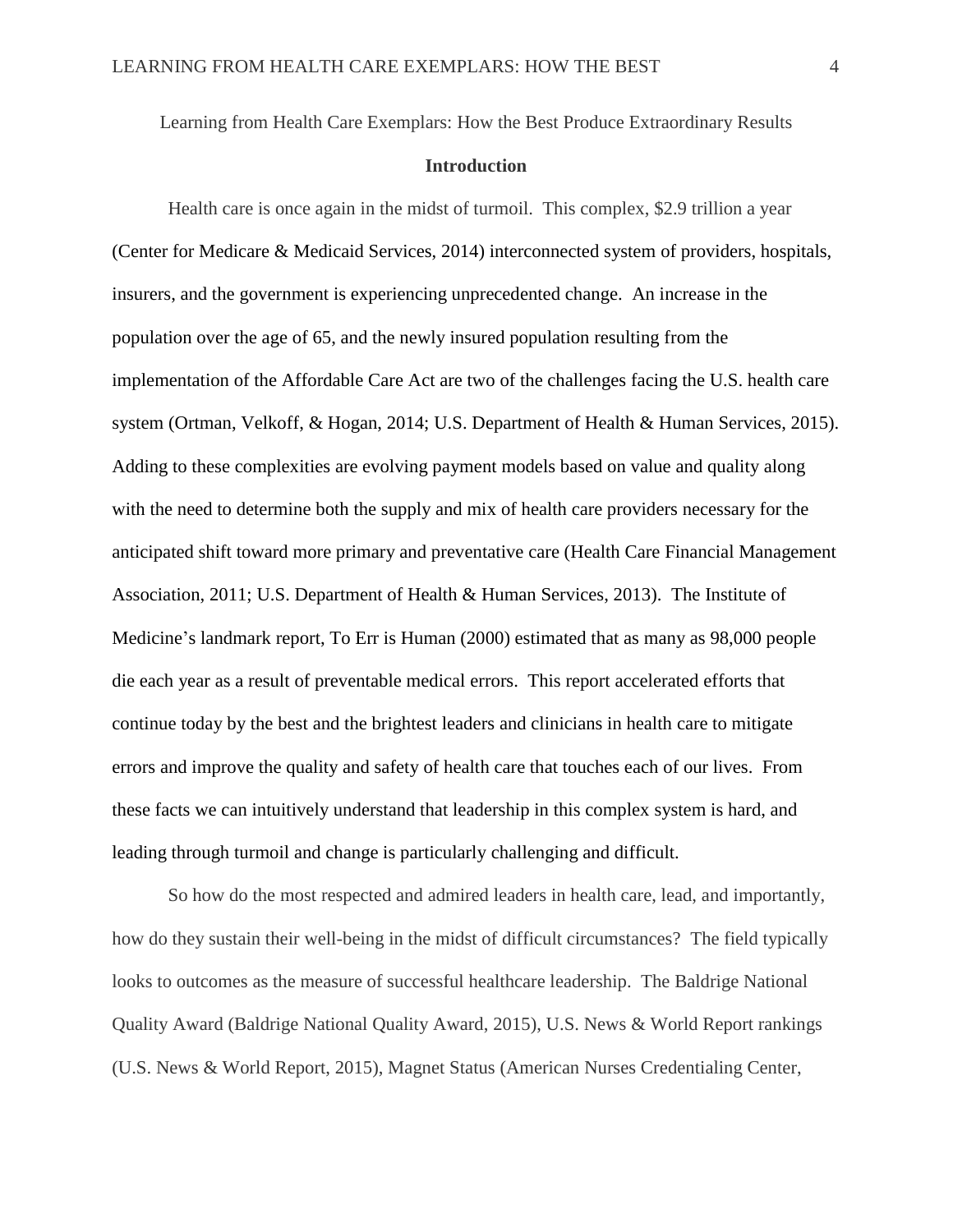Learning from Health Care Exemplars: How the Best Produce Extraordinary Results

## Introduction

Health care is once again in the midst of turmoil. This complex, $2.9 trillion a year (Center for Medicare & Medicaid Services, 2014) interconnected system of providers, hospitals, insurers, and the government is experiencing unprecedented change. An increase in the population over the age of 65, and the newly insured population resulting from the implementation of the Affordable Care Act are two of the challenges facing the U.S. health care system (Ortman, Velkoff, & Hogan, 2014; U.S. Department of Health & Human Services, 2015). Adding to these complexities are evolving payment models based on value and quality along with the need to determine both the supply and mix of health care providers necessary for the anticipated shift toward more primary and preventative care (Health Care Financial Management Association, 2011; U.S. Department of Health & Human Services, 2013). The Institute of Medicine's landmark report, To Err is Human (2000) estimated that as many as 98,000 people die each year as a result of preventable medical errors. This report accelerated efforts that continue today by the best and the brightest leaders and clinicians in health care to mitigate errors and improve the quality and safety of health care that touches each of our lives. From these facts we can intuitively understand that leadership in this complex system is hard, and leading through turmoil and change is particularly challenging and difficult.

So how do the most respected and admired leaders in health care, lead, and importantly, how do they sustain their well-being in the midst of difficult circumstances? The field typically looks to outcomes as the measure of successful healthcare leadership. The Baldrige National Quality Award (Baldrige National Quality Award, 2015), U.S. News & World Report rankings (U.S. News & World Report, 2015), Magnet Status (American Nurses Credentialing Center,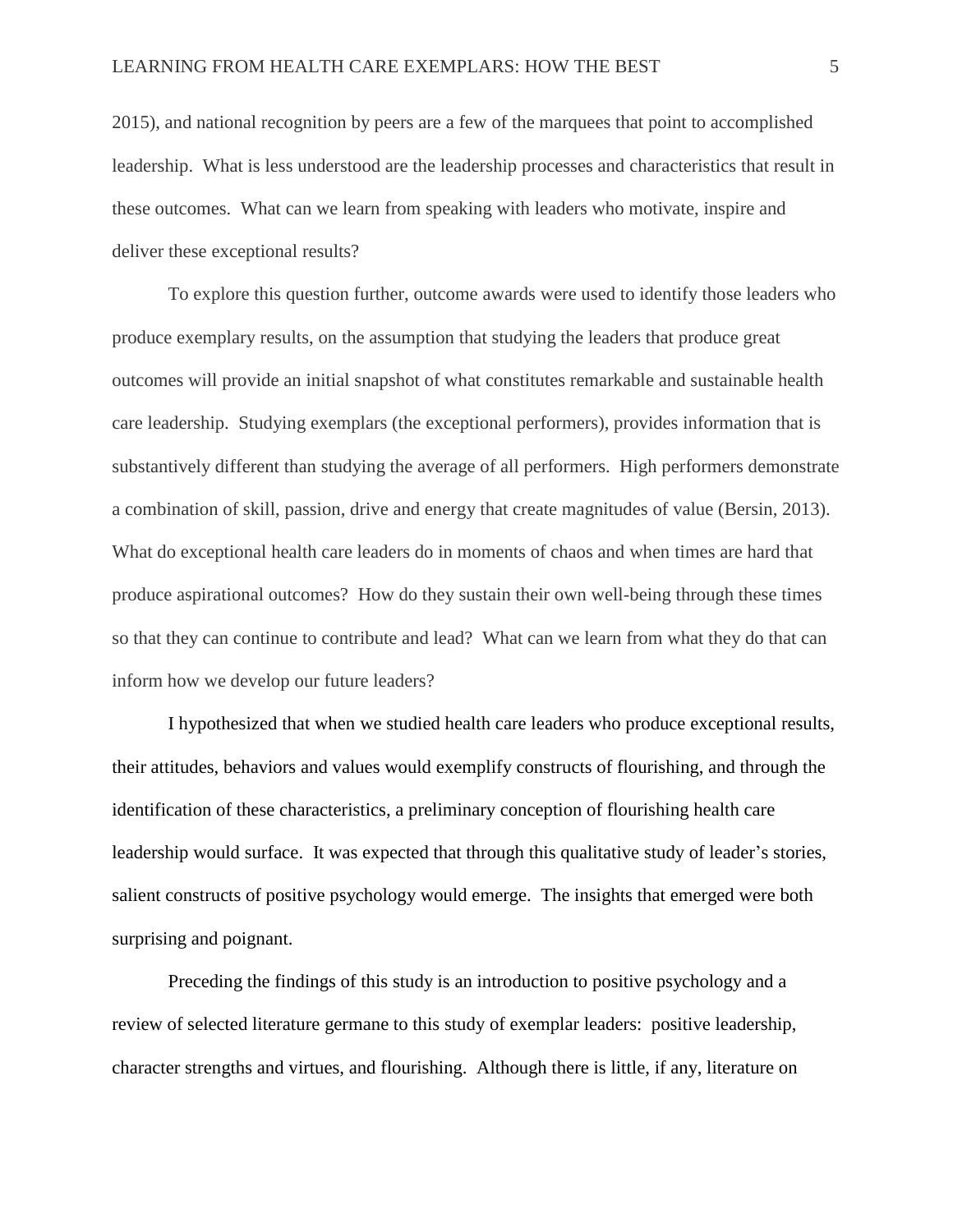2015), and national recognition by peers are a few of the marquees that point to accomplished leadership. What is less understood are the leadership processes and characteristics that result in these outcomes. What can we learn from speaking with leaders who motivate, inspire and deliver these exceptional results?

To explore this question further, outcome awards were used to identify those leaders who produce exemplary results, on the assumption that studying the leaders that produce great outcomes will provide an initial snapshot of what constitutes remarkable and sustainable health care leadership. Studying exemplars (the exceptional performers), provides information that is substantively different than studying the average of all performers. High performers demonstrate a combination of skill, passion, drive and energy that create magnitudes of value (Bersin, 2013). What do exceptional health care leaders do in moments of chaos and when times are hard that produce aspirational outcomes? How do they sustain their own well-being through these times so that they can continue to contribute and lead? What can we learn from what they do that can inform how we develop our future leaders?

I hypothesized that when we studied health care leaders who produce exceptional results, their attitudes, behaviors and values would exemplify constructs of flourishing, and through the identification of these characteristics, a preliminary conception of flourishing health care leadership would surface. It was expected that through this qualitative study of leader's stories, salient constructs of positive psychology would emerge. The insights that emerged were both surprising and poignant.

Preceding the findings of this study is an introduction to positive psychology and a review of selected literature germane to this study of exemplar leaders: positive leadership, character strengths and virtues, and flourishing. Although there is little, if any, literature on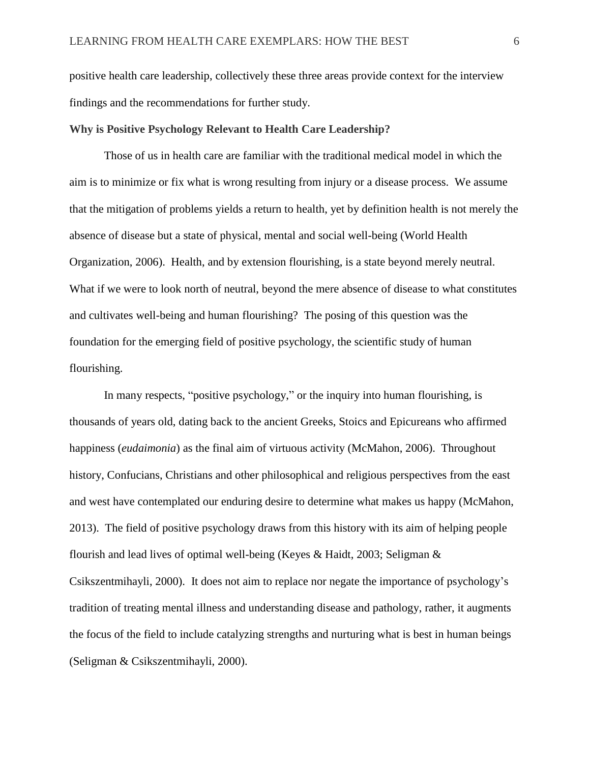positive health care leadership, collectively these three areas provide context for the interview findings and the recommendations for further study.

**Why is Positive Psychology Relevant to Health Care Leadership?**

Those of us in health care are familiar with the traditional medical model in which the aim is to minimize or fix what is wrong resulting from injury or a disease process. We assume that the mitigation of problems yields a return to health, yet by definition health is not merely the absence of disease but a state of physical, mental and social well-being (World Health Organization, 2006). Health, and by extension flourishing, is a state beyond merely neutral. What if we were to look north of neutral, beyond the mere absence of disease to what constitutes and cultivates well-being and human flourishing? The posing of this question was the foundation for the emerging field of positive psychology, the scientific study of human flourishing.

In many respects, "positive psychology," or the inquiry into human flourishing, is thousands of years old, dating back to the ancient Greeks, Stoics and Epicureans who affirmed happiness (*eudaimonia*) as the final aim of virtuous activity (McMahon, 2006). Throughout history, Confucians, Christians and other philosophical and religious perspectives from the east and west have contemplated our enduring desire to determine what makes us happy (McMahon, 2013). The field of positive psychology draws from this history with its aim of helping people flourish and lead lives of optimal well-being (Keyes & Haidt, 2003; Seligman & Csikszentmihayli, 2000). It does not aim to replace nor negate the importance of psychology's tradition of treating mental illness and understanding disease and pathology, rather, it augments the focus of the field to include catalyzing strengths and nurturing what is best in human beings (Seligman & Csikszentmihayli, 2000).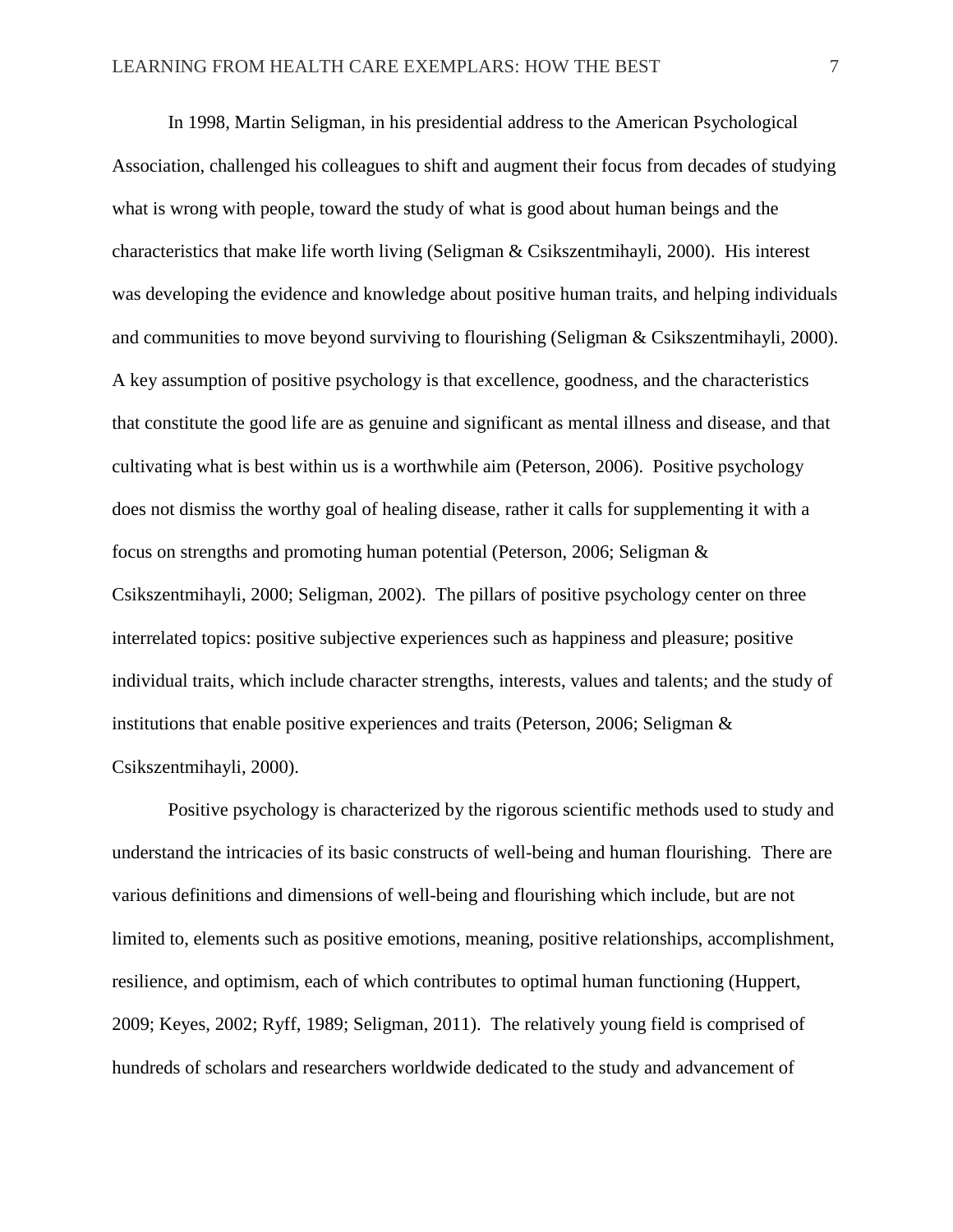In 1998, Martin Seligman, in his presidential address to the American Psychological Association, challenged his colleagues to shift and augment their focus from decades of studying what is wrong with people, toward the study of what is good about human beings and the characteristics that make life worth living (Seligman & Csikszentmihayli, 2000). His interest was developing the evidence and knowledge about positive human traits, and helping individuals and communities to move beyond surviving to flourishing (Seligman & Csikszentmihayli, 2000). A key assumption of positive psychology is that excellence, goodness, and the characteristics that constitute the good life are as genuine and significant as mental illness and disease, and that cultivating what is best within us is a worthwhile aim (Peterson, 2006). Positive psychology does not dismiss the worthy goal of healing disease, rather it calls for supplementing it with a focus on strengths and promoting human potential (Peterson, 2006; Seligman & Csikszentmihayli, 2000; Seligman, 2002). The pillars of positive psychology center on three interrelated topics: positive subjective experiences such as happiness and pleasure; positive individual traits, which include character strengths, interests, values and talents; and the study of institutions that enable positive experiences and traits (Peterson, 2006; Seligman & Csikszentmihayli, 2000).

Positive psychology is characterized by the rigorous scientific methods used to study and understand the intricacies of its basic constructs of well-being and human flourishing. There are various definitions and dimensions of well-being and flourishing which include, but are not limited to, elements such as positive emotions, meaning, positive relationships, accomplishment, resilience, and optimism, each of which contributes to optimal human functioning (Huppert, 2009; Keyes, 2002; Ryff, 1989; Seligman, 2011). The relatively young field is comprised of hundreds of scholars and researchers worldwide dedicated to the study and advancement of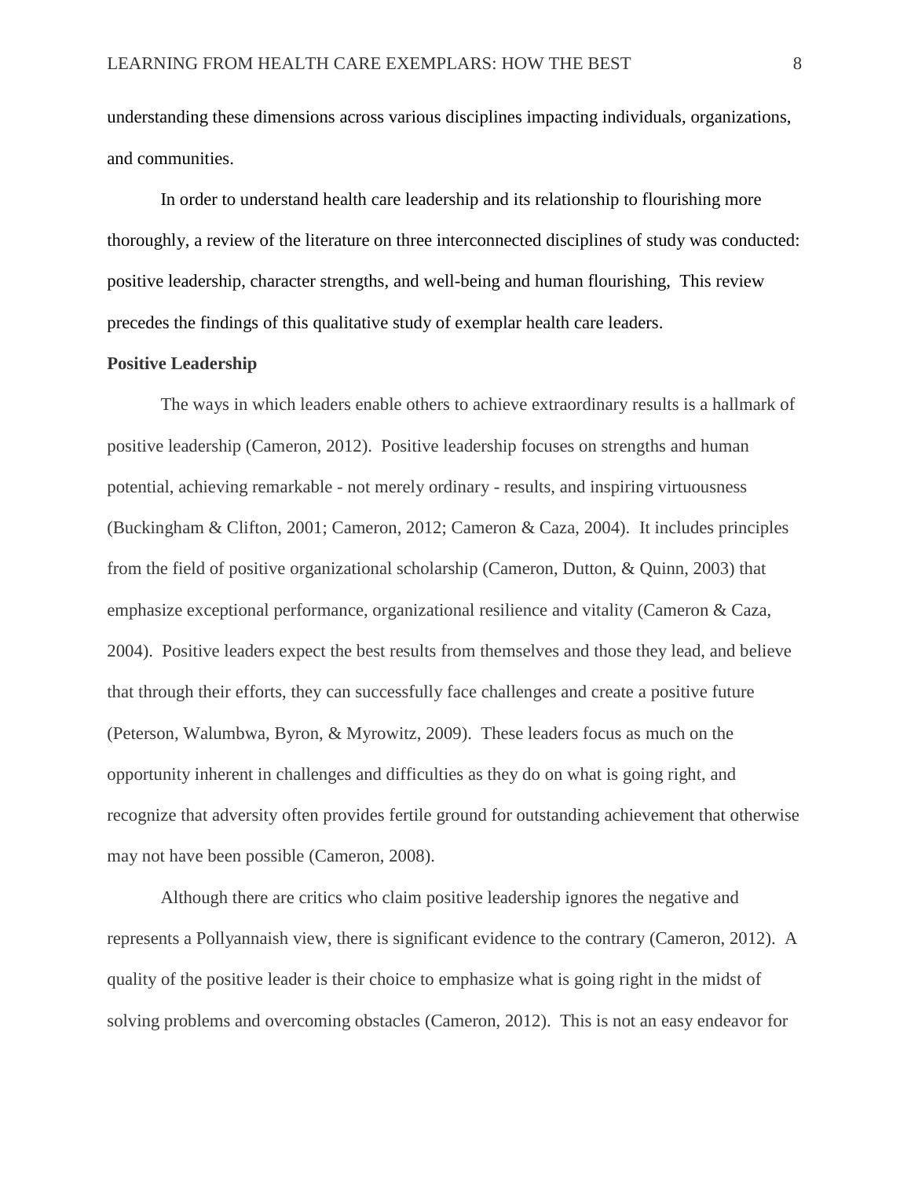understanding these dimensions across various disciplines impacting individuals, organizations, and communities.

In order to understand health care leadership and its relationship to flourishing more thoroughly, a review of the literature on three interconnected disciplines of study was conducted: positive leadership, character strengths, and well-being and human flourishing, This review precedes the findings of this qualitative study of exemplar health care leaders.

**Positive Leadership**

The ways in which leaders enable others to achieve extraordinary results is a hallmark of positive leadership (Cameron, 2012). Positive leadership focuses on strengths and human potential, achieving remarkable - not merely ordinary - results, and inspiring virtuousness (Buckingham & Clifton, 2001; Cameron, 2012; Cameron & Caza, 2004). It includes principles from the field of positive organizational scholarship (Cameron, Dutton, & Quinn, 2003) that emphasize exceptional performance, organizational resilience and vitality (Cameron & Caza, 2004). Positive leaders expect the best results from themselves and those they lead, and believe that through their efforts, they can successfully face challenges and create a positive future (Peterson, Walumbwa, Byron, & Myrowitz, 2009). These leaders focus as much on the opportunity inherent in challenges and difficulties as they do on what is going right, and recognize that adversity often provides fertile ground for outstanding achievement that otherwise may not have been possible (Cameron, 2008).

Although there are critics who claim positive leadership ignores the negative and represents a Pollyannaish view, there is significant evidence to the contrary (Cameron, 2012). A quality of the positive leader is their choice to emphasize what is going right in the midst of solving problems and overcoming obstacles (Cameron, 2012). This is not an easy endeavor for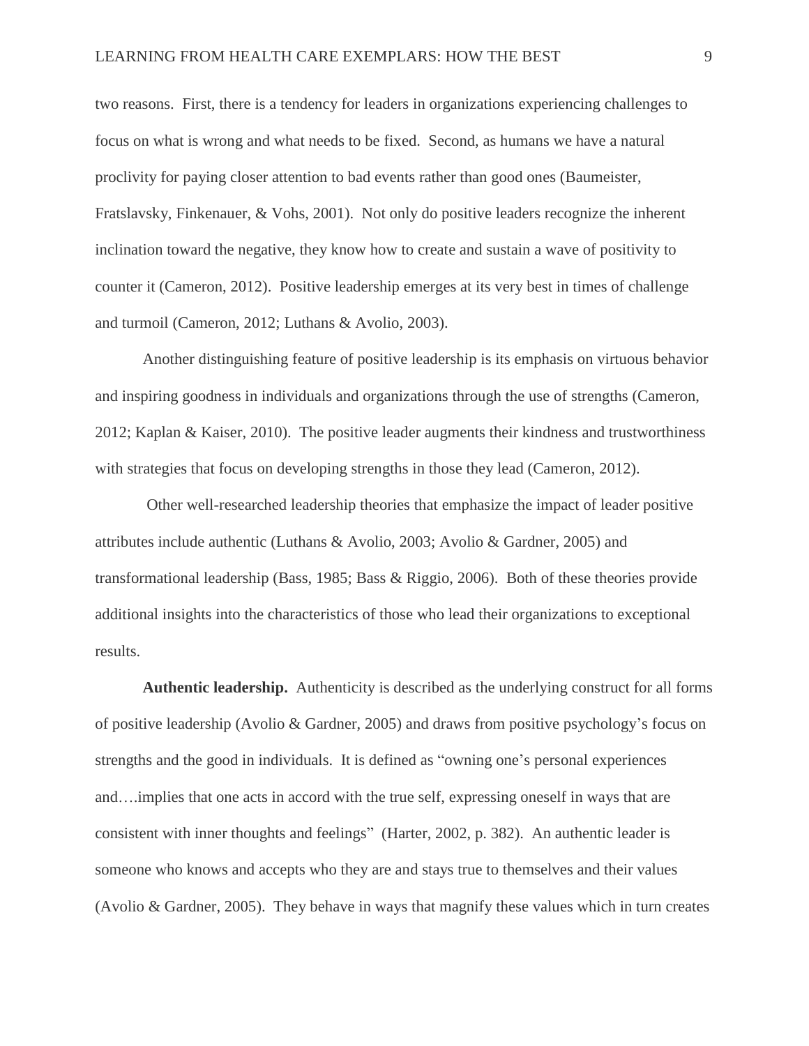two reasons. First, there is a tendency for leaders in organizations experiencing challenges to focus on what is wrong and what needs to be fixed. Second, as humans we have a natural proclivity for paying closer attention to bad events rather than good ones (Baumeister, Fratslavsky, Finkenauer, & Vohs, 2001). Not only do positive leaders recognize the inherent inclination toward the negative, they know how to create and sustain a wave of positivity to counter it (Cameron, 2012). Positive leadership emerges at its very best in times of challenge and turmoil (Cameron, 2012; Luthans & Avolio, 2003).

Another distinguishing feature of positive leadership is its emphasis on virtuous behavior and inspiring goodness in individuals and organizations through the use of strengths (Cameron, 2012; Kaplan & Kaiser, 2010). The positive leader augments their kindness and trustworthiness with strategies that focus on developing strengths in those they lead (Cameron, 2012).

Other well-researched leadership theories that emphasize the impact of leader positive attributes include authentic (Luthans & Avolio, 2003; Avolio & Gardner, 2005) and transformational leadership (Bass, 1985; Bass & Riggio, 2006). Both of these theories provide additional insights into the characteristics of those who lead their organizations to exceptional results.

**Authentic leadership.** Authenticity is described as the underlying construct for all forms of positive leadership (Avolio & Gardner, 2005) and draws from positive psychology's focus on strengths and the good in individuals. It is defined as "owning one's personal experiences and….implies that one acts in accord with the true self, expressing oneself in ways that are consistent with inner thoughts and feelings" (Harter, 2002, p. 382). An authentic leader is someone who knows and accepts who they are and stays true to themselves and their values (Avolio & Gardner, 2005). They behave in ways that magnify these values which in turn creates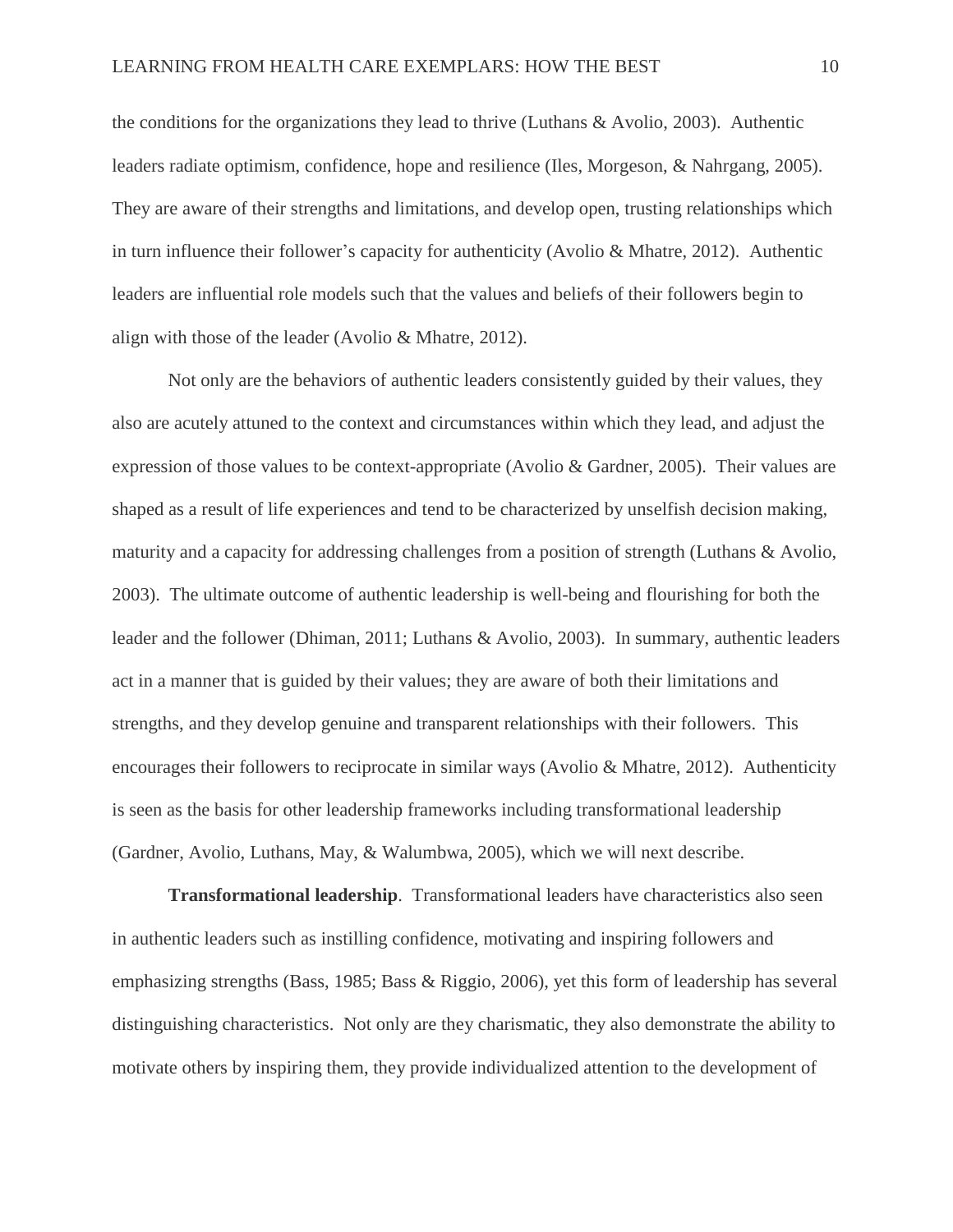the conditions for the organizations they lead to thrive (Luthans & Avolio, 2003). Authentic leaders radiate optimism, confidence, hope and resilience (Iles, Morgeson, & Nahrgang, 2005). They are aware of their strengths and limitations, and develop open, trusting relationships which in turn influence their follower's capacity for authenticity (Avolio & Mhatre, 2012). Authentic leaders are influential role models such that the values and beliefs of their followers begin to align with those of the leader (Avolio & Mhatre, 2012).

Not only are the behaviors of authentic leaders consistently guided by their values, they also are acutely attuned to the context and circumstances within which they lead, and adjust the expression of those values to be context-appropriate (Avolio & Gardner, 2005). Their values are shaped as a result of life experiences and tend to be characterized by unselfish decision making, maturity and a capacity for addressing challenges from a position of strength (Luthans & Avolio, 2003). The ultimate outcome of authentic leadership is well-being and flourishing for both the leader and the follower (Dhiman, 2011; Luthans & Avolio, 2003). In summary, authentic leaders act in a manner that is guided by their values; they are aware of both their limitations and strengths, and they develop genuine and transparent relationships with their followers. This encourages their followers to reciprocate in similar ways (Avolio & Mhatre, 2012). Authenticity is seen as the basis for other leadership frameworks including transformational leadership (Gardner, Avolio, Luthans, May, & Walumbwa, 2005), which we will next describe.

**Transformational leadership**. Transformational leaders have characteristics also seen in authentic leaders such as instilling confidence, motivating and inspiring followers and emphasizing strengths (Bass, 1985; Bass & Riggio, 2006), yet this form of leadership has several distinguishing characteristics. Not only are they charismatic, they also demonstrate the ability to motivate others by inspiring them, they provide individualized attention to the development of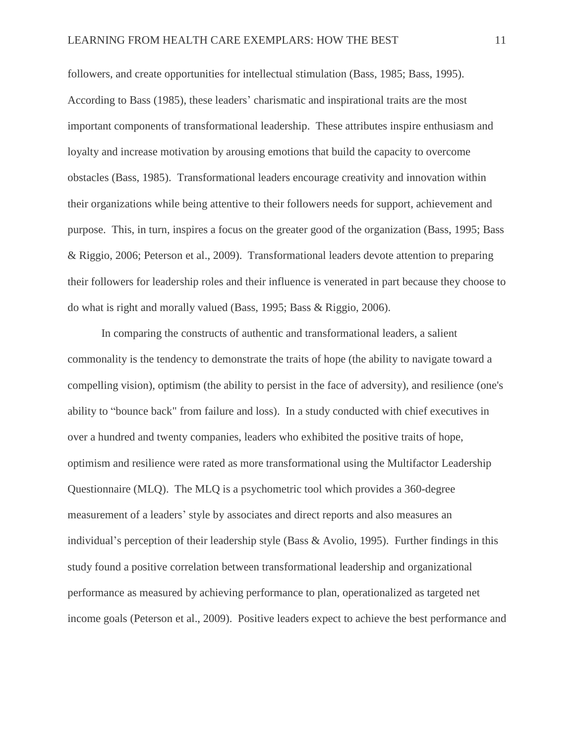followers, and create opportunities for intellectual stimulation (Bass, 1985; Bass, 1995). According to Bass (1985), these leaders' charismatic and inspirational traits are the most important components of transformational leadership. These attributes inspire enthusiasm and loyalty and increase motivation by arousing emotions that build the capacity to overcome obstacles (Bass, 1985). Transformational leaders encourage creativity and innovation within their organizations while being attentive to their followers needs for support, achievement and purpose. This, in turn, inspires a focus on the greater good of the organization (Bass, 1995; Bass & Riggio, 2006; Peterson et al., 2009). Transformational leaders devote attention to preparing their followers for leadership roles and their influence is venerated in part because they choose to do what is right and morally valued (Bass, 1995; Bass & Riggio, 2006).

In comparing the constructs of authentic and transformational leaders, a salient commonality is the tendency to demonstrate the traits of hope (the ability to navigate toward a compelling vision), optimism (the ability to persist in the face of adversity), and resilience (one's ability to "bounce back" from failure and loss). In a study conducted with chief executives in over a hundred and twenty companies, leaders who exhibited the positive traits of hope, optimism and resilience were rated as more transformational using the Multifactor Leadership Questionnaire (MLQ). The MLQ is a psychometric tool which provides a 360-degree measurement of a leaders' style by associates and direct reports and also measures an individual's perception of their leadership style (Bass & Avolio, 1995). Further findings in this study found a positive correlation between transformational leadership and organizational performance as measured by achieving performance to plan, operationalized as targeted net income goals (Peterson et al., 2009). Positive leaders expect to achieve the best performance and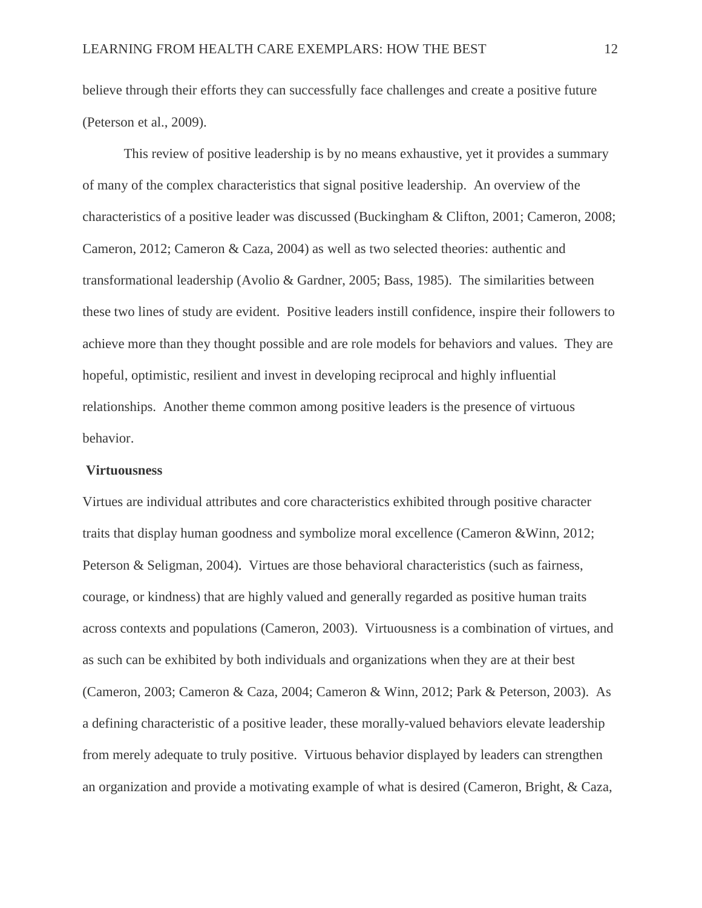believe through their efforts they can successfully face challenges and create a positive future (Peterson et al., 2009).

This review of positive leadership is by no means exhaustive, yet it provides a summary of many of the complex characteristics that signal positive leadership. An overview of the characteristics of a positive leader was discussed (Buckingham & Clifton, 2001; Cameron, 2008; Cameron, 2012; Cameron & Caza, 2004) as well as two selected theories: authentic and transformational leadership (Avolio & Gardner, 2005; Bass, 1985). The similarities between these two lines of study are evident. Positive leaders instill confidence, inspire their followers to achieve more than they thought possible and are role models for behaviors and values. They are hopeful, optimistic, resilient and invest in developing reciprocal and highly influential relationships. Another theme common among positive leaders is the presence of virtuous behavior.

**Virtuousness**

Virtues are individual attributes and core characteristics exhibited through positive character traits that display human goodness and symbolize moral excellence (Cameron &Winn, 2012; Peterson & Seligman, 2004). Virtues are those behavioral characteristics (such as fairness, courage, or kindness) that are highly valued and generally regarded as positive human traits across contexts and populations (Cameron, 2003). Virtuousness is a combination of virtues, and as such can be exhibited by both individuals and organizations when they are at their best (Cameron, 2003; Cameron & Caza, 2004; Cameron & Winn, 2012; Park & Peterson, 2003). As a defining characteristic of a positive leader, these morally-valued behaviors elevate leadership from merely adequate to truly positive. Virtuous behavior displayed by leaders can strengthen an organization and provide a motivating example of what is desired (Cameron, Bright, & Caza,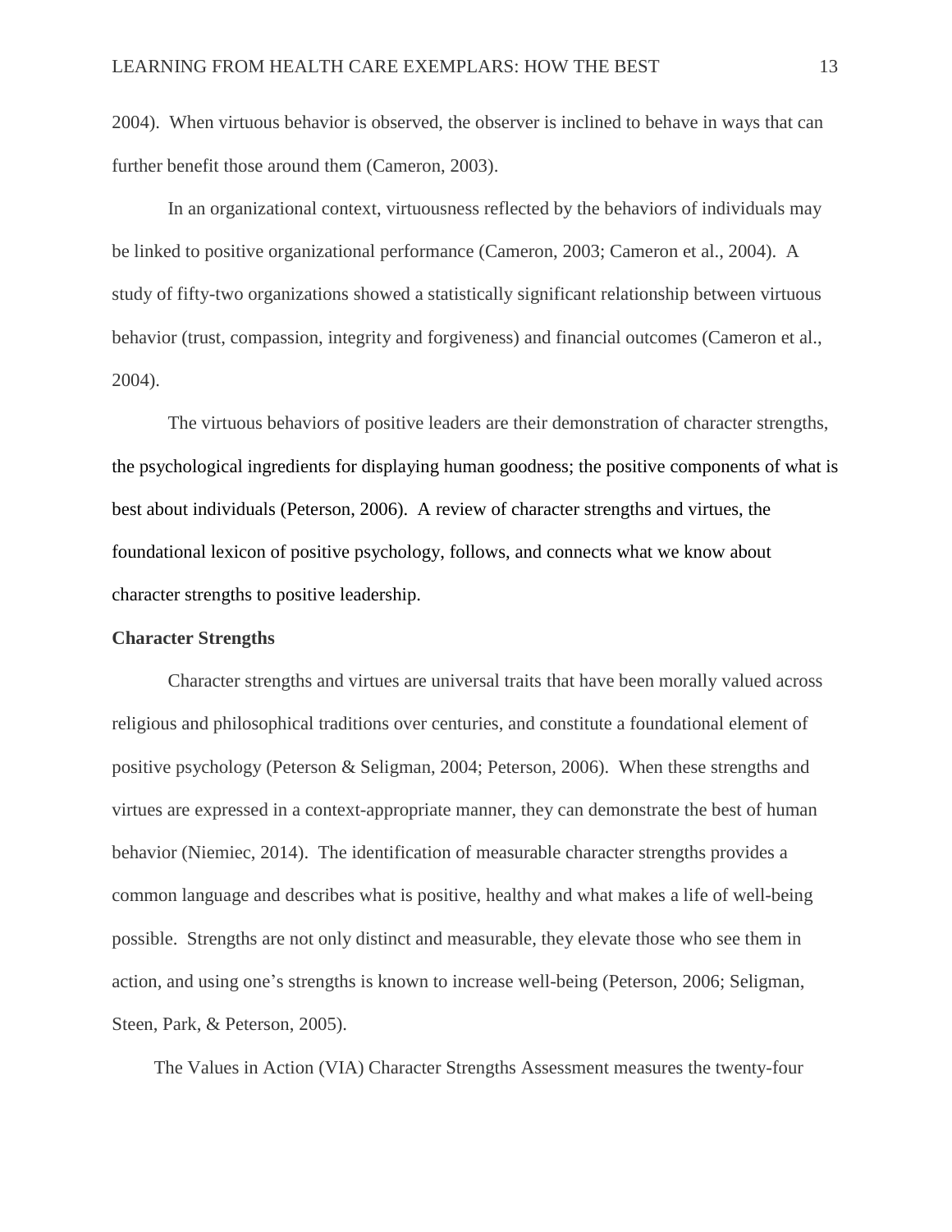2004). When virtuous behavior is observed, the observer is inclined to behave in ways that can further benefit those around them (Cameron, 2003).

In an organizational context, virtuousness reflected by the behaviors of individuals may be linked to positive organizational performance (Cameron, 2003; Cameron et al., 2004). A study of fifty-two organizations showed a statistically significant relationship between virtuous behavior (trust, compassion, integrity and forgiveness) and financial outcomes (Cameron et al., 2004).

The virtuous behaviors of positive leaders are their demonstration of character strengths, the psychological ingredients for displaying human goodness; the positive components of what is best about individuals (Peterson, 2006). A review of character strengths and virtues, the foundational lexicon of positive psychology, follows, and connects what we know about character strengths to positive leadership.

**Character Strengths**

Character strengths and virtues are universal traits that have been morally valued across religious and philosophical traditions over centuries, and constitute a foundational element of positive psychology (Peterson & Seligman, 2004; Peterson, 2006). When these strengths and virtues are expressed in a context-appropriate manner, they can demonstrate the best of human behavior (Niemiec, 2014). The identification of measurable character strengths provides a common language and describes what is positive, healthy and what makes a life of well-being possible. Strengths are not only distinct and measurable, they elevate those who see them in action, and using one's strengths is known to increase well-being (Peterson, 2006; Seligman, Steen, Park, & Peterson, 2005).

The Values in Action (VIA) Character Strengths Assessment measures the twenty-four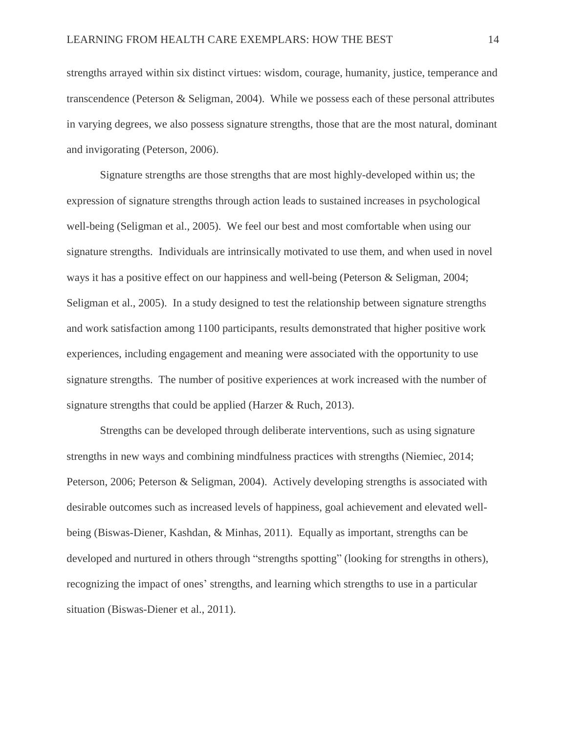strengths arrayed within six distinct virtues: wisdom, courage, humanity, justice, temperance and transcendence (Peterson & Seligman, 2004). While we possess each of these personal attributes in varying degrees, we also possess signature strengths, those that are the most natural, dominant and invigorating (Peterson, 2006).

Signature strengths are those strengths that are most highly-developed within us; the expression of signature strengths through action leads to sustained increases in psychological well-being (Seligman et al., 2005). We feel our best and most comfortable when using our signature strengths. Individuals are intrinsically motivated to use them, and when used in novel ways it has a positive effect on our happiness and well-being (Peterson & Seligman, 2004; Seligman et al., 2005). In a study designed to test the relationship between signature strengths and work satisfaction among 1100 participants, results demonstrated that higher positive work experiences, including engagement and meaning were associated with the opportunity to use signature strengths. The number of positive experiences at work increased with the number of signature strengths that could be applied (Harzer & Ruch, 2013).

Strengths can be developed through deliberate interventions, such as using signature strengths in new ways and combining mindfulness practices with strengths (Niemiec, 2014; Peterson, 2006; Peterson & Seligman, 2004). Actively developing strengths is associated with desirable outcomes such as increased levels of happiness, goal achievement and elevated well-being (Biswas-Diener, Kashdan, & Minhas, 2011). Equally as important, strengths can be developed and nurtured in others through "strengths spotting" (looking for strengths in others), recognizing the impact of ones' strengths, and learning which strengths to use in a particular situation (Biswas-Diener et al., 2011).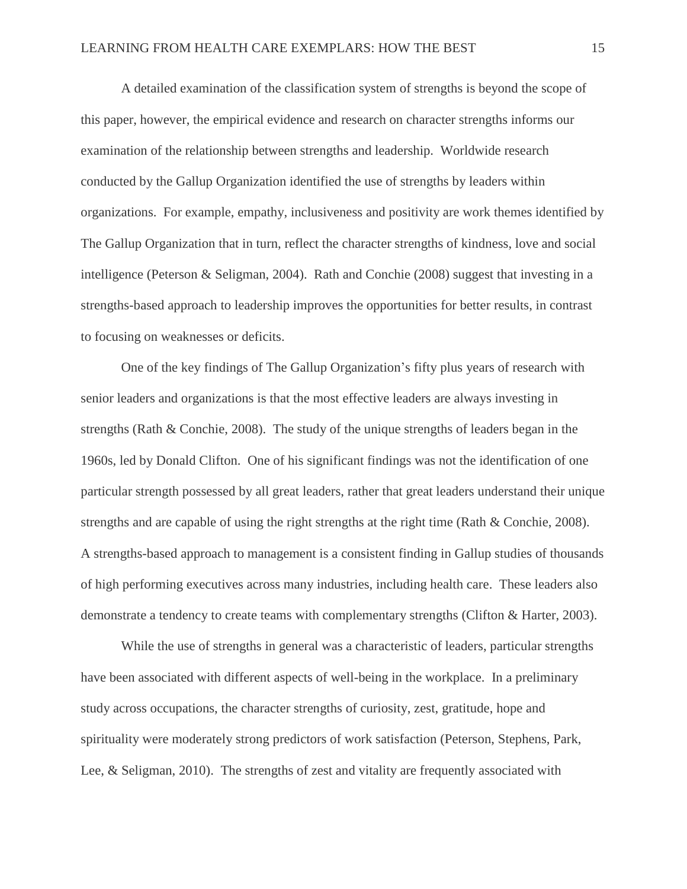A detailed examination of the classification system of strengths is beyond the scope of this paper, however, the empirical evidence and research on character strengths informs our examination of the relationship between strengths and leadership. Worldwide research conducted by the Gallup Organization identified the use of strengths by leaders within organizations. For example, empathy, inclusiveness and positivity are work themes identified by The Gallup Organization that in turn, reflect the character strengths of kindness, love and social intelligence (Peterson & Seligman, 2004). Rath and Conchie (2008) suggest that investing in a strengths-based approach to leadership improves the opportunities for better results, in contrast to focusing on weaknesses or deficits.

One of the key findings of The Gallup Organization's fifty plus years of research with senior leaders and organizations is that the most effective leaders are always investing in strengths (Rath & Conchie, 2008). The study of the unique strengths of leaders began in the 1960s, led by Donald Clifton. One of his significant findings was not the identification of one particular strength possessed by all great leaders, rather that great leaders understand their unique strengths and are capable of using the right strengths at the right time (Rath & Conchie, 2008). A strengths-based approach to management is a consistent finding in Gallup studies of thousands of high performing executives across many industries, including health care. These leaders also demonstrate a tendency to create teams with complementary strengths (Clifton & Harter, 2003).

While the use of strengths in general was a characteristic of leaders, particular strengths have been associated with different aspects of well-being in the workplace. In a preliminary study across occupations, the character strengths of curiosity, zest, gratitude, hope and spirituality were moderately strong predictors of work satisfaction (Peterson, Stephens, Park, Lee, & Seligman, 2010). The strengths of zest and vitality are frequently associated with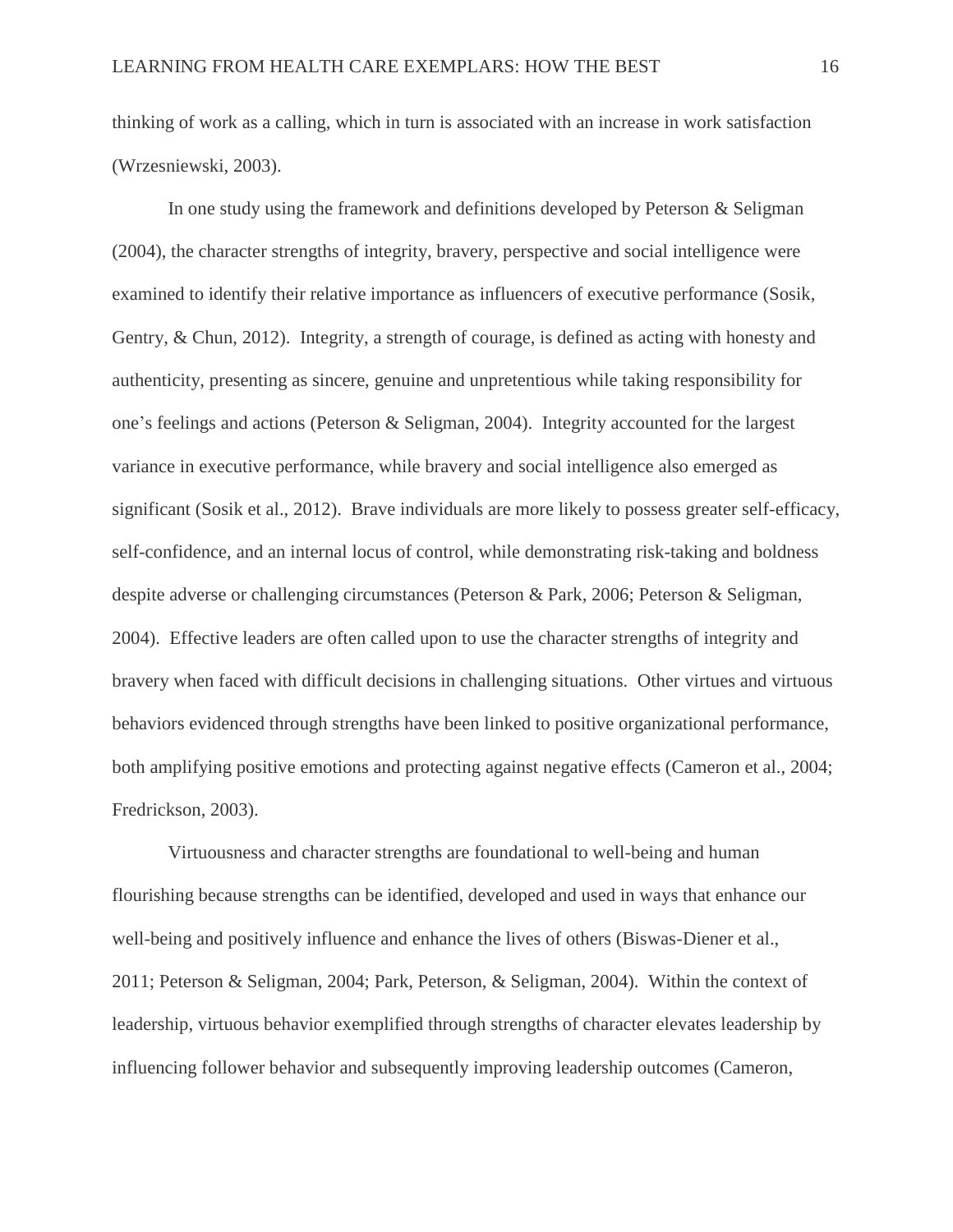thinking of work as a calling, which in turn is associated with an increase in work satisfaction (Wrzesniewski, 2003).

In one study using the framework and definitions developed by Peterson & Seligman (2004), the character strengths of integrity, bravery, perspective and social intelligence were examined to identify their relative importance as influencers of executive performance (Sosik, Gentry, & Chun, 2012). Integrity, a strength of courage, is defined as acting with honesty and authenticity, presenting as sincere, genuine and unpretentious while taking responsibility for one's feelings and actions (Peterson & Seligman, 2004). Integrity accounted for the largest variance in executive performance, while bravery and social intelligence also emerged as significant (Sosik et al., 2012). Brave individuals are more likely to possess greater self-efficacy, self-confidence, and an internal locus of control, while demonstrating risk-taking and boldness despite adverse or challenging circumstances (Peterson & Park, 2006; Peterson & Seligman, 2004). Effective leaders are often called upon to use the character strengths of integrity and bravery when faced with difficult decisions in challenging situations. Other virtues and virtuous behaviors evidenced through strengths have been linked to positive organizational performance, both amplifying positive emotions and protecting against negative effects (Cameron et al., 2004; Fredrickson, 2003).

Virtuousness and character strengths are foundational to well-being and human flourishing because strengths can be identified, developed and used in ways that enhance our well-being and positively influence and enhance the lives of others (Biswas-Diener et al., 2011; Peterson & Seligman, 2004; Park, Peterson, & Seligman, 2004). Within the context of leadership, virtuous behavior exemplified through strengths of character elevates leadership by influencing follower behavior and subsequently improving leadership outcomes (Cameron,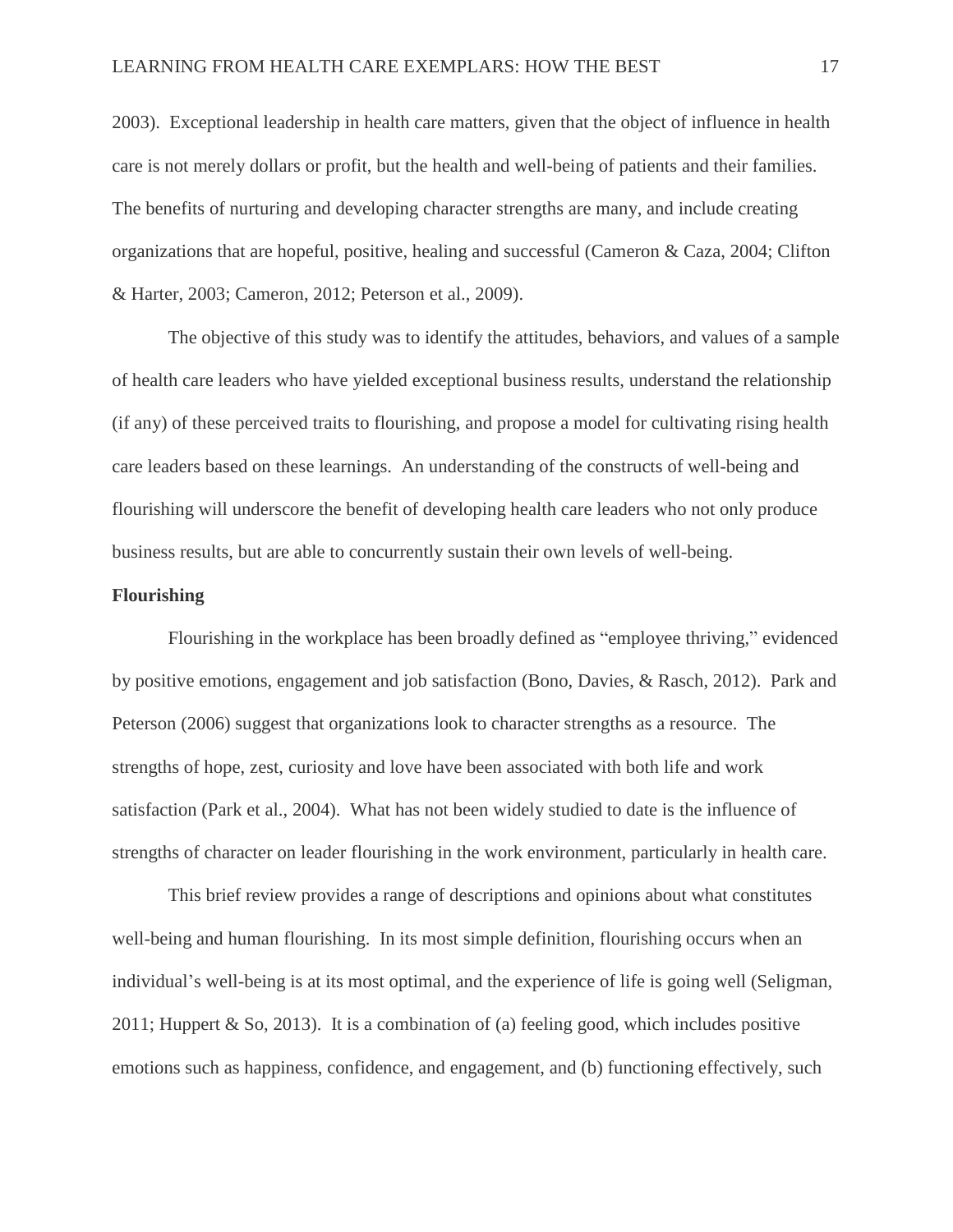2003). Exceptional leadership in health care matters, given that the object of influence in health care is not merely dollars or profit, but the health and well-being of patients and their families. The benefits of nurturing and developing character strengths are many, and include creating organizations that are hopeful, positive, healing and successful (Cameron & Caza, 2004; Clifton & Harter, 2003; Cameron, 2012; Peterson et al., 2009).

The objective of this study was to identify the attitudes, behaviors, and values of a sample of health care leaders who have yielded exceptional business results, understand the relationship (if any) of these perceived traits to flourishing, and propose a model for cultivating rising health care leaders based on these learnings. An understanding of the constructs of well-being and flourishing will underscore the benefit of developing health care leaders who not only produce business results, but are able to concurrently sustain their own levels of well-being.

**Flourishing**

Flourishing in the workplace has been broadly defined as "employee thriving," evidenced by positive emotions, engagement and job satisfaction (Bono, Davies, & Rasch, 2012). Park and Peterson (2006) suggest that organizations look to character strengths as a resource. The strengths of hope, zest, curiosity and love have been associated with both life and work satisfaction (Park et al., 2004). What has not been widely studied to date is the influence of strengths of character on leader flourishing in the work environment, particularly in health care.

This brief review provides a range of descriptions and opinions about what constitutes well-being and human flourishing. In its most simple definition, flourishing occurs when an individual's well-being is at its most optimal, and the experience of life is going well (Seligman, 2011; Huppert & So, 2013). It is a combination of (a) feeling good, which includes positive emotions such as happiness, confidence, and engagement, and (b) functioning effectively, such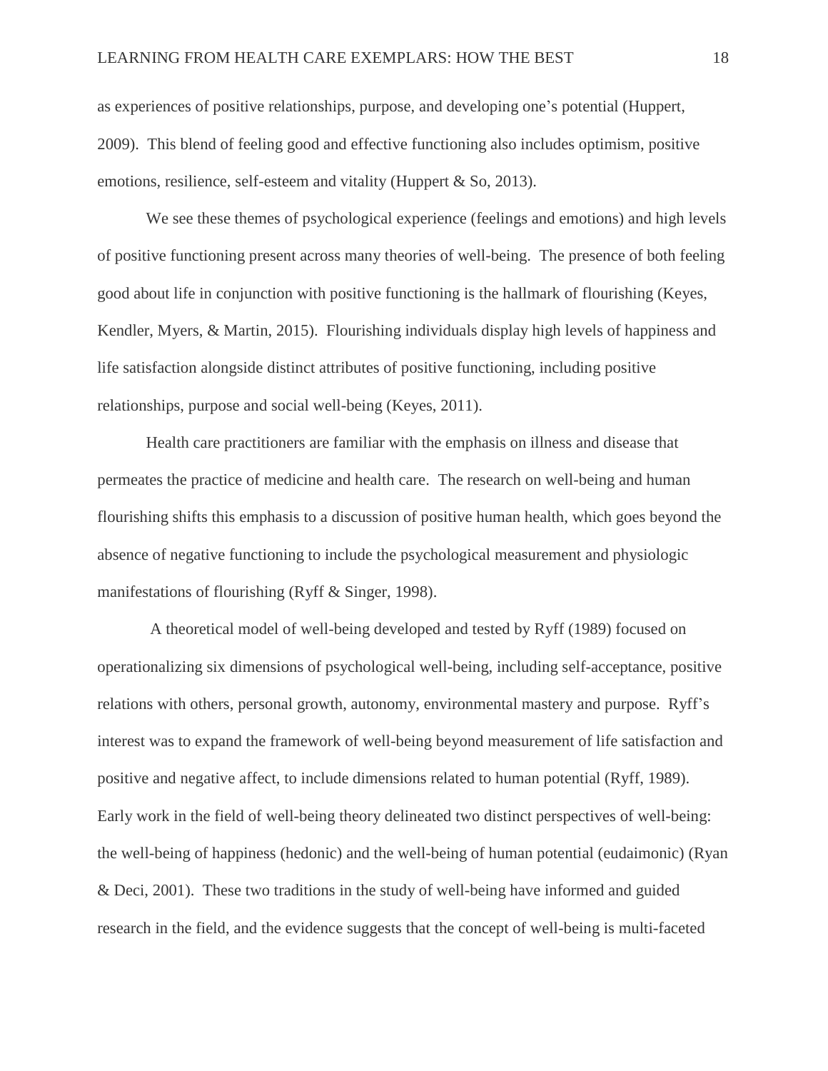as experiences of positive relationships, purpose, and developing one's potential (Huppert, 2009). This blend of feeling good and effective functioning also includes optimism, positive emotions, resilience, self-esteem and vitality (Huppert & So, 2013).

We see these themes of psychological experience (feelings and emotions) and high levels of positive functioning present across many theories of well-being. The presence of both feeling good about life in conjunction with positive functioning is the hallmark of flourishing (Keyes, Kendler, Myers, & Martin, 2015). Flourishing individuals display high levels of happiness and life satisfaction alongside distinct attributes of positive functioning, including positive relationships, purpose and social well-being (Keyes, 2011).

Health care practitioners are familiar with the emphasis on illness and disease that permeates the practice of medicine and health care. The research on well-being and human flourishing shifts this emphasis to a discussion of positive human health, which goes beyond the absence of negative functioning to include the psychological measurement and physiologic manifestations of flourishing (Ryff & Singer, 1998).

A theoretical model of well-being developed and tested by Ryff (1989) focused on operationalizing six dimensions of psychological well-being, including self-acceptance, positive relations with others, personal growth, autonomy, environmental mastery and purpose. Ryff's interest was to expand the framework of well-being beyond measurement of life satisfaction and positive and negative affect, to include dimensions related to human potential (Ryff, 1989). Early work in the field of well-being theory delineated two distinct perspectives of well-being: the well-being of happiness (hedonic) and the well-being of human potential (eudaimonic) (Ryan & Deci, 2001). These two traditions in the study of well-being have informed and guided research in the field, and the evidence suggests that the concept of well-being is multi-faceted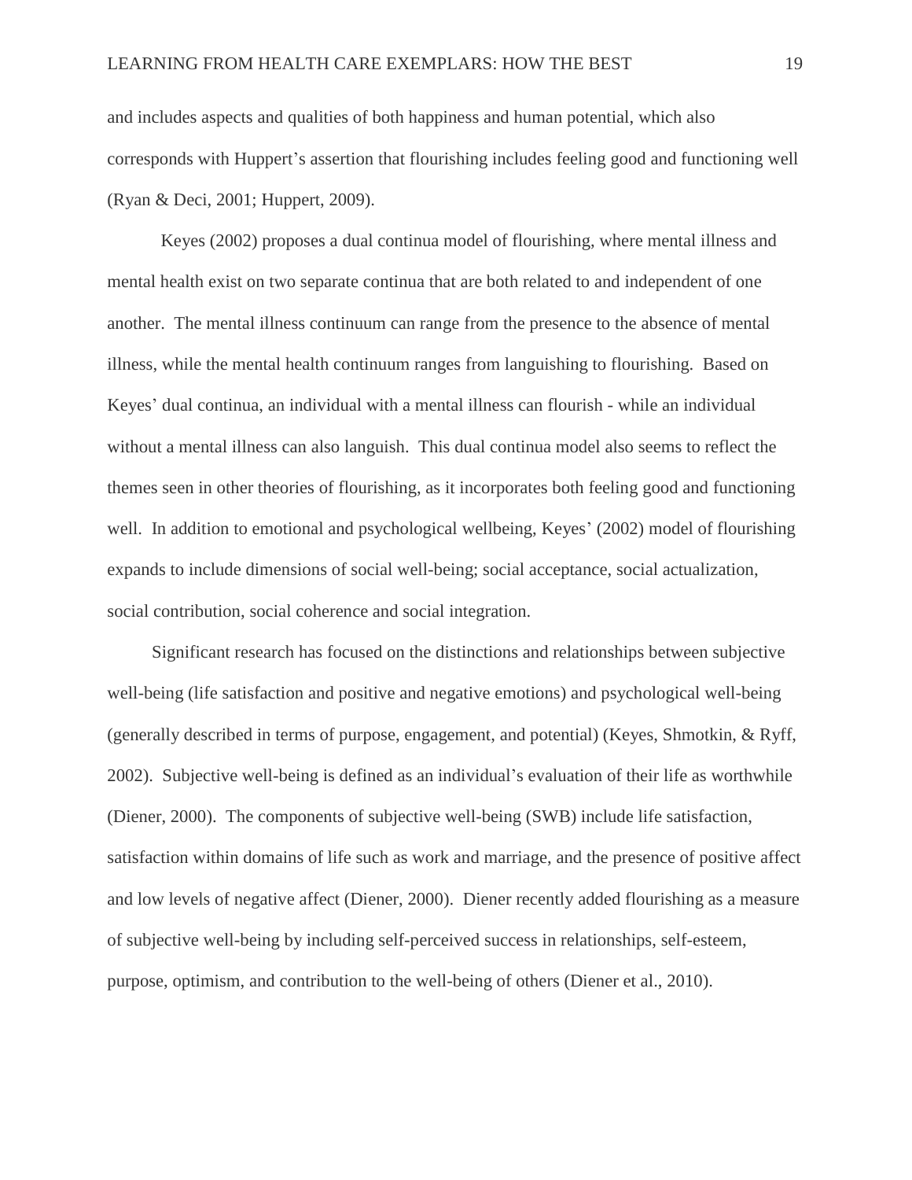and includes aspects and qualities of both happiness and human potential, which also corresponds with Huppert's assertion that flourishing includes feeling good and functioning well (Ryan & Deci, 2001; Huppert, 2009).

Keyes (2002) proposes a dual continua model of flourishing, where mental illness and mental health exist on two separate continua that are both related to and independent of one another. The mental illness continuum can range from the presence to the absence of mental illness, while the mental health continuum ranges from languishing to flourishing. Based on Keyes' dual continua, an individual with a mental illness can flourish - while an individual without a mental illness can also languish. This dual continua model also seems to reflect the themes seen in other theories of flourishing, as it incorporates both feeling good and functioning well. In addition to emotional and psychological wellbeing, Keyes' (2002) model of flourishing expands to include dimensions of social well-being; social acceptance, social actualization, social contribution, social coherence and social integration.

Significant research has focused on the distinctions and relationships between subjective well-being (life satisfaction and positive and negative emotions) and psychological well-being (generally described in terms of purpose, engagement, and potential) (Keyes, Shmotkin, & Ryff, 2002). Subjective well-being is defined as an individual's evaluation of their life as worthwhile (Diener, 2000). The components of subjective well-being (SWB) include life satisfaction, satisfaction within domains of life such as work and marriage, and the presence of positive affect and low levels of negative affect (Diener, 2000). Diener recently added flourishing as a measure of subjective well-being by including self-perceived success in relationships, self-esteem, purpose, optimism, and contribution to the well-being of others (Diener et al., 2010).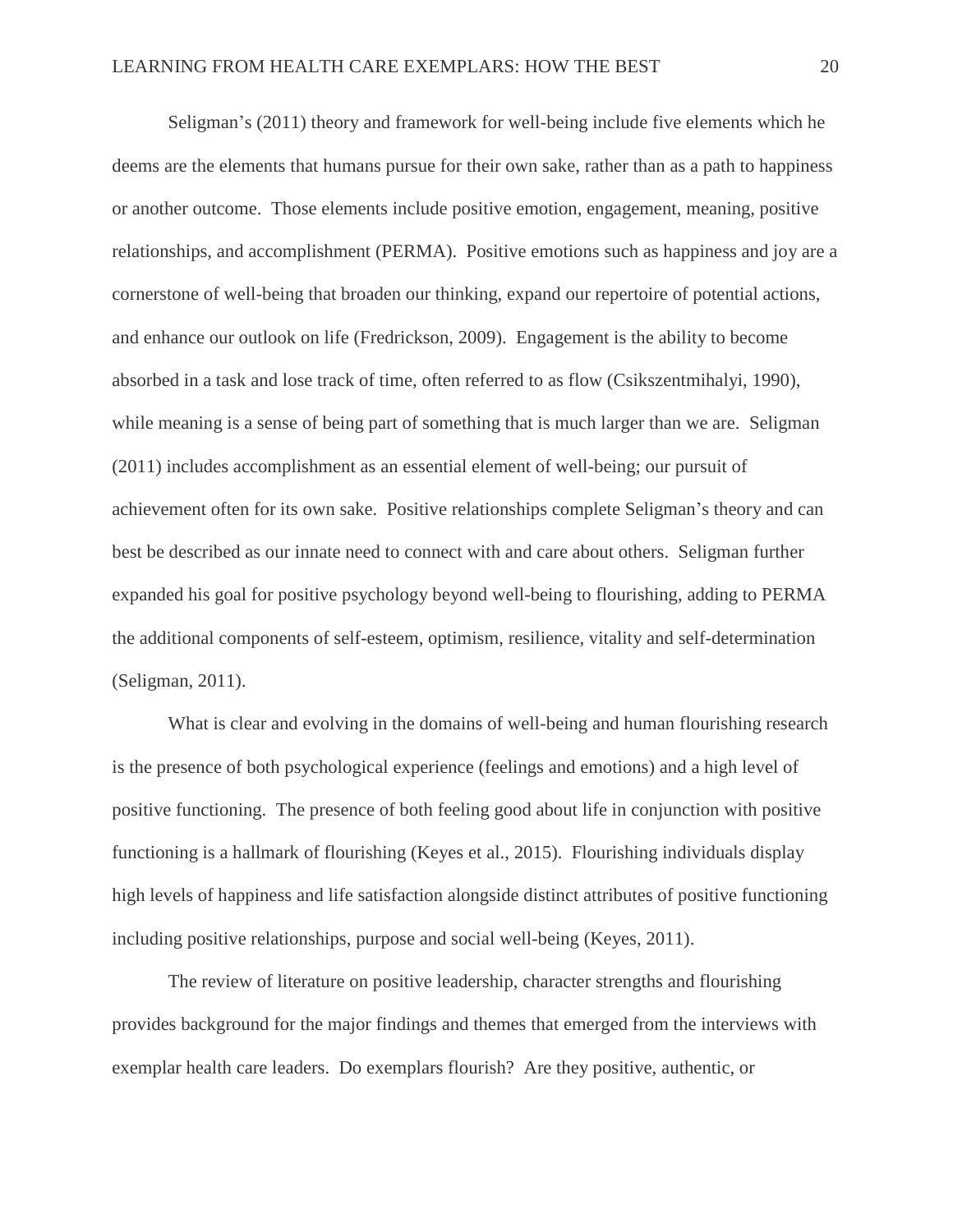Seligman's (2011) theory and framework for well-being include five elements which he deems are the elements that humans pursue for their own sake, rather than as a path to happiness or another outcome. Those elements include positive emotion, engagement, meaning, positive relationships, and accomplishment (PERMA). Positive emotions such as happiness and joy are a cornerstone of well-being that broaden our thinking, expand our repertoire of potential actions, and enhance our outlook on life (Fredrickson, 2009). Engagement is the ability to become absorbed in a task and lose track of time, often referred to as flow (Csikszentmihalyi, 1990), while meaning is a sense of being part of something that is much larger than we are. Seligman (2011) includes accomplishment as an essential element of well-being; our pursuit of achievement often for its own sake. Positive relationships complete Seligman's theory and can best be described as our innate need to connect with and care about others. Seligman further expanded his goal for positive psychology beyond well-being to flourishing, adding to PERMA the additional components of self-esteem, optimism, resilience, vitality and self-determination (Seligman, 2011).

What is clear and evolving in the domains of well-being and human flourishing research is the presence of both psychological experience (feelings and emotions) and a high level of positive functioning. The presence of both feeling good about life in conjunction with positive functioning is a hallmark of flourishing (Keyes et al., 2015). Flourishing individuals display high levels of happiness and life satisfaction alongside distinct attributes of positive functioning including positive relationships, purpose and social well-being (Keyes, 2011).

The review of literature on positive leadership, character strengths and flourishing provides background for the major findings and themes that emerged from the interviews with exemplar health care leaders. Do exemplars flourish? Are they positive, authentic, or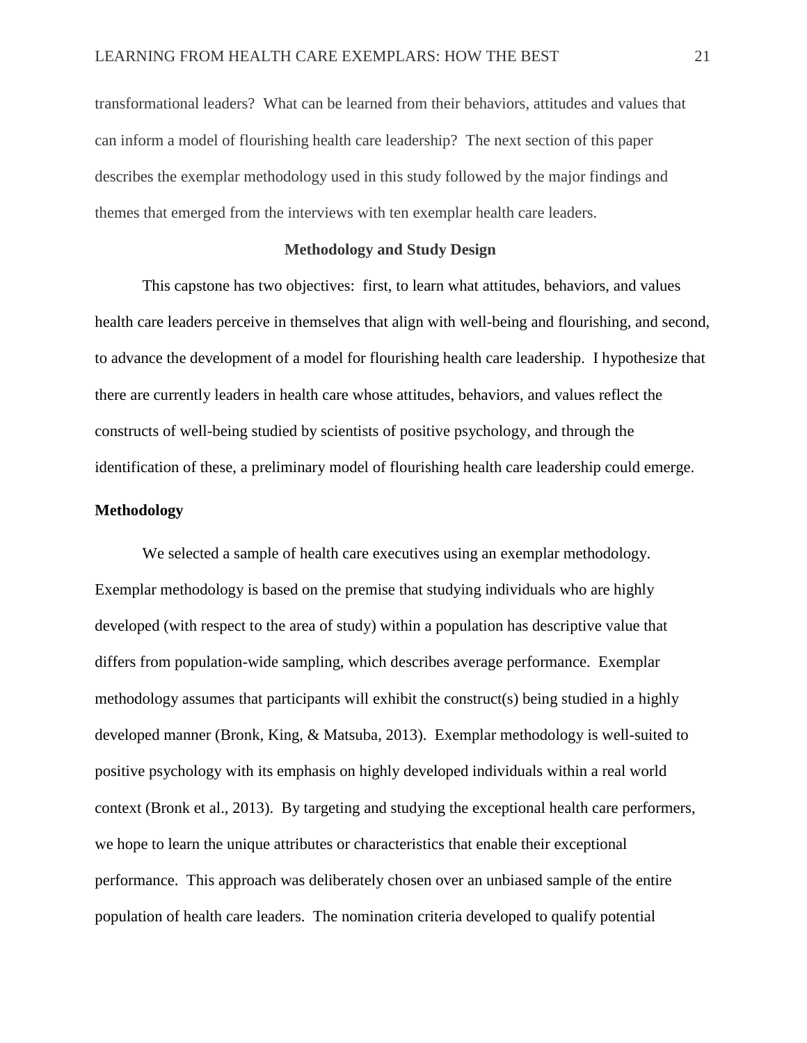transformational leaders? What can be learned from their behaviors, attitudes and values that can inform a model of flourishing health care leadership? The next section of this paper describes the exemplar methodology used in this study followed by the major findings and themes that emerged from the interviews with ten exemplar health care leaders.

## Methodology and Study Design

This capstone has two objectives: first, to learn what attitudes, behaviors, and values health care leaders perceive in themselves that align with well-being and flourishing, and second, to advance the development of a model for flourishing health care leadership. I hypothesize that there are currently leaders in health care whose attitudes, behaviors, and values reflect the constructs of well-being studied by scientists of positive psychology, and through the identification of these, a preliminary model of flourishing health care leadership could emerge.

### Methodology

We selected a sample of health care executives using an exemplar methodology. Exemplar methodology is based on the premise that studying individuals who are highly developed (with respect to the area of study) within a population has descriptive value that differs from population-wide sampling, which describes average performance. Exemplar methodology assumes that participants will exhibit the construct(s) being studied in a highly developed manner (Bronk, King, & Matsuba, 2013). Exemplar methodology is well-suited to positive psychology with its emphasis on highly developed individuals within a real world context (Bronk et al., 2013). By targeting and studying the exceptional health care performers, we hope to learn the unique attributes or characteristics that enable their exceptional performance. This approach was deliberately chosen over an unbiased sample of the entire population of health care leaders. The nomination criteria developed to qualify potential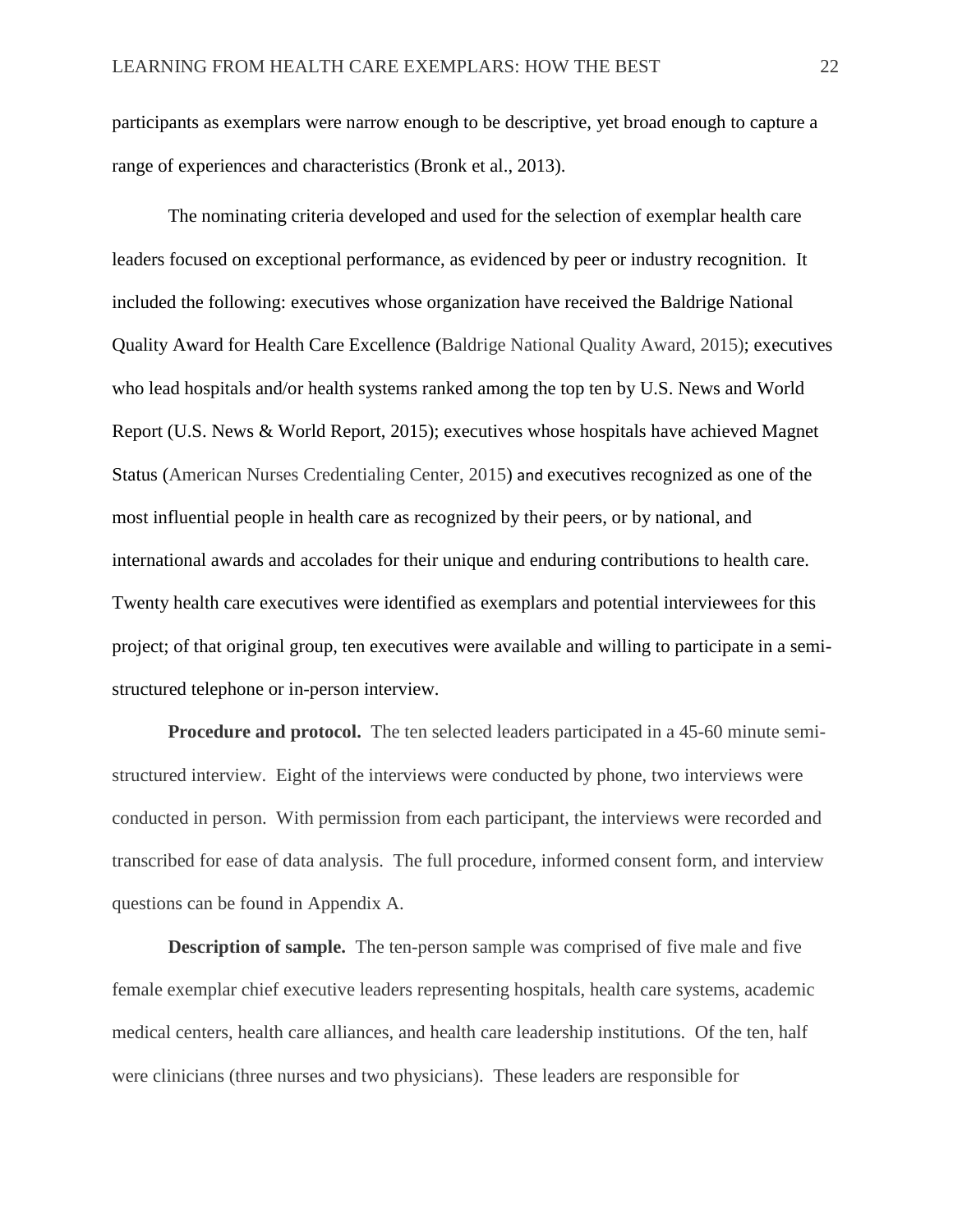participants as exemplars were narrow enough to be descriptive, yet broad enough to capture a range of experiences and characteristics (Bronk et al., 2013).

The nominating criteria developed and used for the selection of exemplar health care leaders focused on exceptional performance, as evidenced by peer or industry recognition. It included the following: executives whose organization have received the Baldrige National Quality Award for Health Care Excellence (Baldrige National Quality Award, 2015); executives who lead hospitals and/or health systems ranked among the top ten by U.S. News and World Report (U.S. News & World Report, 2015); executives whose hospitals have achieved Magnet Status (American Nurses Credentialing Center, 2015) and executives recognized as one of the most influential people in health care as recognized by their peers, or by national, and international awards and accolades for their unique and enduring contributions to health care. Twenty health care executives were identified as exemplars and potential interviewees for this project; of that original group, ten executives were available and willing to participate in a semi-structured telephone or in-person interview.

**Procedure and protocol.** The ten selected leaders participated in a 45-60 minute semi-structured interview. Eight of the interviews were conducted by phone, two interviews were conducted in person. With permission from each participant, the interviews were recorded and transcribed for ease of data analysis. The full procedure, informed consent form, and interview questions can be found in Appendix A.

**Description of sample.** The ten-person sample was comprised of five male and five female exemplar chief executive leaders representing hospitals, health care systems, academic medical centers, health care alliances, and health care leadership institutions. Of the ten, half were clinicians (three nurses and two physicians). These leaders are responsible for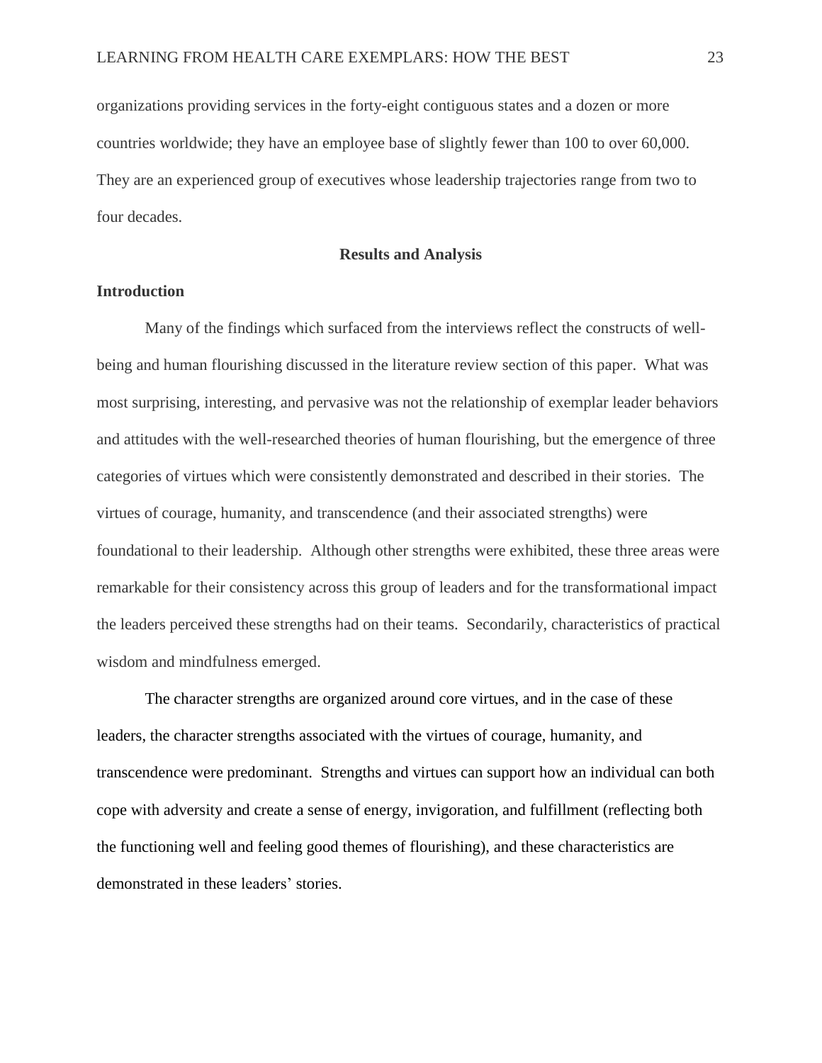organizations providing services in the forty-eight contiguous states and a dozen or more countries worldwide; they have an employee base of slightly fewer than 100 to over 60,000. They are an experienced group of executives whose leadership trajectories range from two to four decades.

## Results and Analysis

### Introduction

Many of the findings which surfaced from the interviews reflect the constructs of well-being and human flourishing discussed in the literature review section of this paper. What was most surprising, interesting, and pervasive was not the relationship of exemplar leader behaviors and attitudes with the well-researched theories of human flourishing, but the emergence of three categories of virtues which were consistently demonstrated and described in their stories. The virtues of courage, humanity, and transcendence (and their associated strengths) were foundational to their leadership. Although other strengths were exhibited, these three areas were remarkable for their consistency across this group of leaders and for the transformational impact the leaders perceived these strengths had on their teams. Secondarily, characteristics of practical wisdom and mindfulness emerged.

The character strengths are organized around core virtues, and in the case of these leaders, the character strengths associated with the virtues of courage, humanity, and transcendence were predominant. Strengths and virtues can support how an individual can both cope with adversity and create a sense of energy, invigoration, and fulfillment (reflecting both the functioning well and feeling good themes of flourishing), and these characteristics are demonstrated in these leaders' stories.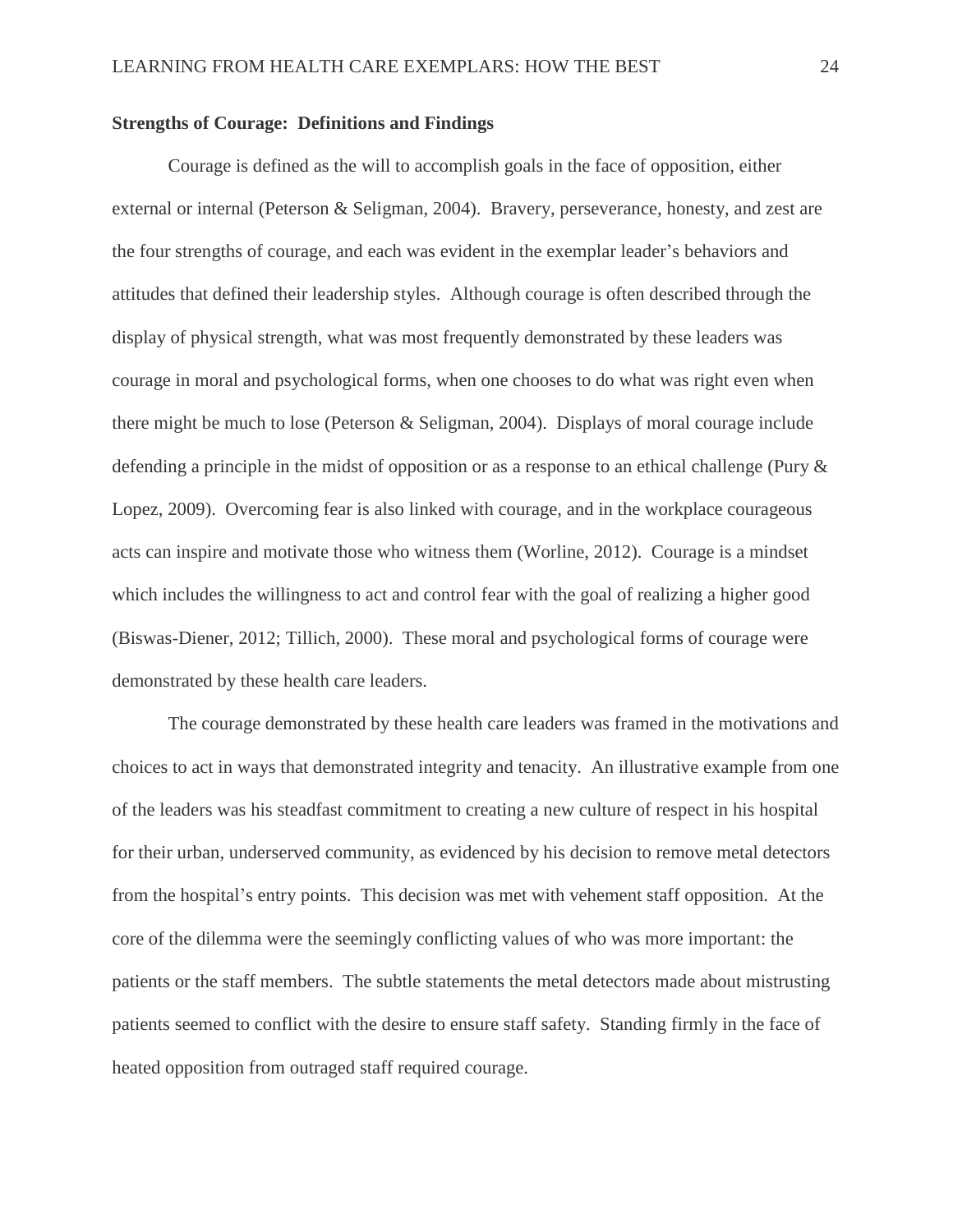**Strengths of Courage: Definitions and Findings**

Courage is defined as the will to accomplish goals in the face of opposition, either external or internal (Peterson & Seligman, 2004). Bravery, perseverance, honesty, and zest are the four strengths of courage, and each was evident in the exemplar leader's behaviors and attitudes that defined their leadership styles. Although courage is often described through the display of physical strength, what was most frequently demonstrated by these leaders was courage in moral and psychological forms, when one chooses to do what was right even when there might be much to lose (Peterson & Seligman, 2004). Displays of moral courage include defending a principle in the midst of opposition or as a response to an ethical challenge (Pury & Lopez, 2009). Overcoming fear is also linked with courage, and in the workplace courageous acts can inspire and motivate those who witness them (Worline, 2012). Courage is a mindset which includes the willingness to act and control fear with the goal of realizing a higher good (Biswas-Diener, 2012; Tillich, 2000). These moral and psychological forms of courage were demonstrated by these health care leaders.

The courage demonstrated by these health care leaders was framed in the motivations and choices to act in ways that demonstrated integrity and tenacity. An illustrative example from one of the leaders was his steadfast commitment to creating a new culture of respect in his hospital for their urban, underserved community, as evidenced by his decision to remove metal detectors from the hospital's entry points. This decision was met with vehement staff opposition. At the core of the dilemma were the seemingly conflicting values of who was more important: the patients or the staff members. The subtle statements the metal detectors made about mistrusting patients seemed to conflict with the desire to ensure staff safety. Standing firmly in the face of heated opposition from outraged staff required courage.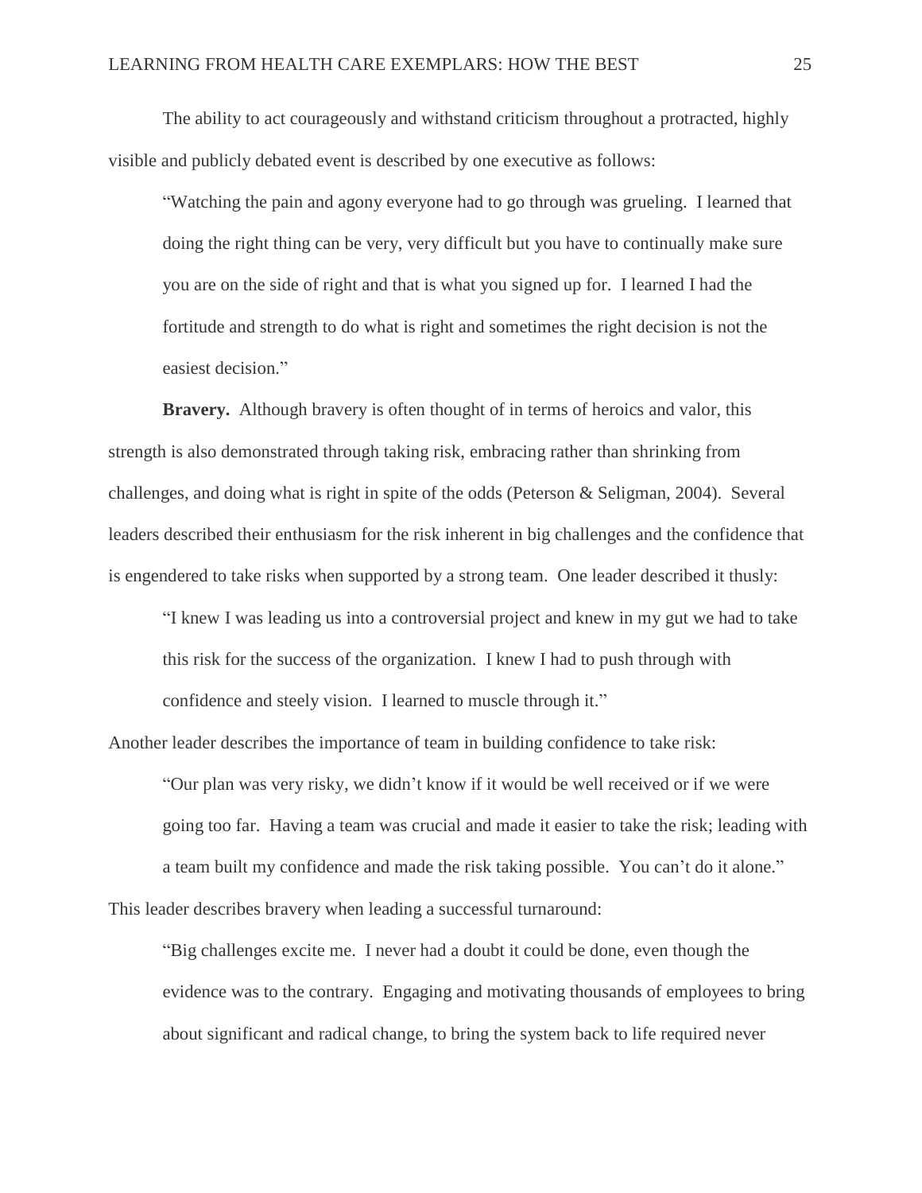The ability to act courageously and withstand criticism throughout a protracted, highly visible and publicly debated event is described by one executive as follows:

> "Watching the pain and agony everyone had to go through was grueling. I learned that doing the right thing can be very, very difficult but you have to continually make sure you are on the side of right and that is what you signed up for. I learned I had the fortitude and strength to do what is right and sometimes the right decision is not the easiest decision."

**Bravery.** Although bravery is often thought of in terms of heroics and valor, this strength is also demonstrated through taking risk, embracing rather than shrinking from challenges, and doing what is right in spite of the odds (Peterson & Seligman, 2004). Several leaders described their enthusiasm for the risk inherent in big challenges and the confidence that is engendered to take risks when supported by a strong team. One leader described it thusly:

> "I knew I was leading us into a controversial project and knew in my gut we had to take this risk for the success of the organization. I knew I had to push through with confidence and steely vision. I learned to muscle through it."

Another leader describes the importance of team in building confidence to take risk:

> "Our plan was very risky, we didn't know if it would be well received or if we were going too far. Having a team was crucial and made it easier to take the risk; leading with a team built my confidence and made the risk taking possible. You can't do it alone."

This leader describes bravery when leading a successful turnaround:

> "Big challenges excite me. I never had a doubt it could be done, even though the evidence was to the contrary. Engaging and motivating thousands of employees to bring about significant and radical change, to bring the system back to life required never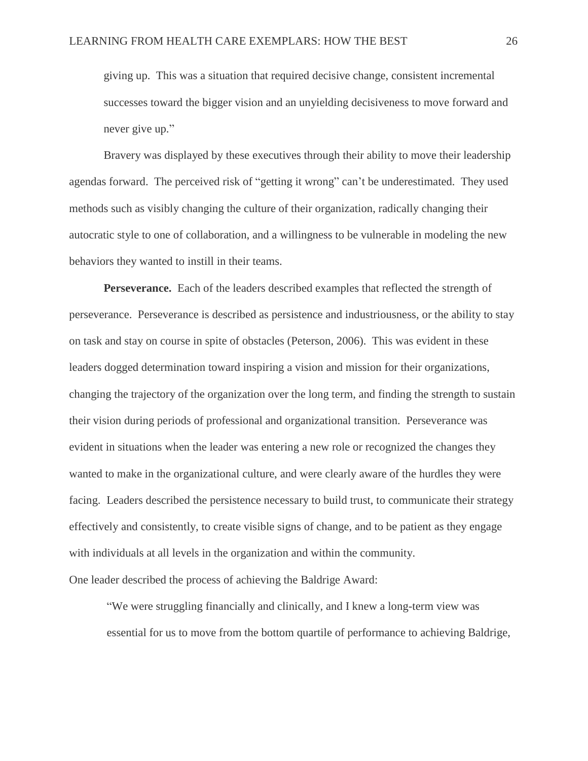giving up. This was a situation that required decisive change, consistent incremental successes toward the bigger vision and an unyielding decisiveness to move forward and never give up."

Bravery was displayed by these executives through their ability to move their leadership agendas forward. The perceived risk of "getting it wrong" can't be underestimated. They used methods such as visibly changing the culture of their organization, radically changing their autocratic style to one of collaboration, and a willingness to be vulnerable in modeling the new behaviors they wanted to instill in their teams.

**Perseverance.** Each of the leaders described examples that reflected the strength of perseverance. Perseverance is described as persistence and industriousness, or the ability to stay on task and stay on course in spite of obstacles (Peterson, 2006). This was evident in these leaders dogged determination toward inspiring a vision and mission for their organizations, changing the trajectory of the organization over the long term, and finding the strength to sustain their vision during periods of professional and organizational transition. Perseverance was evident in situations when the leader was entering a new role or recognized the changes they wanted to make in the organizational culture, and were clearly aware of the hurdles they were facing. Leaders described the persistence necessary to build trust, to communicate their strategy effectively and consistently, to create visible signs of change, and to be patient as they engage with individuals at all levels in the organization and within the community.

One leader described the process of achieving the Baldrige Award:

> "We were struggling financially and clinically, and I knew a long-term view was essential for us to move from the bottom quartile of performance to achieving Baldrige,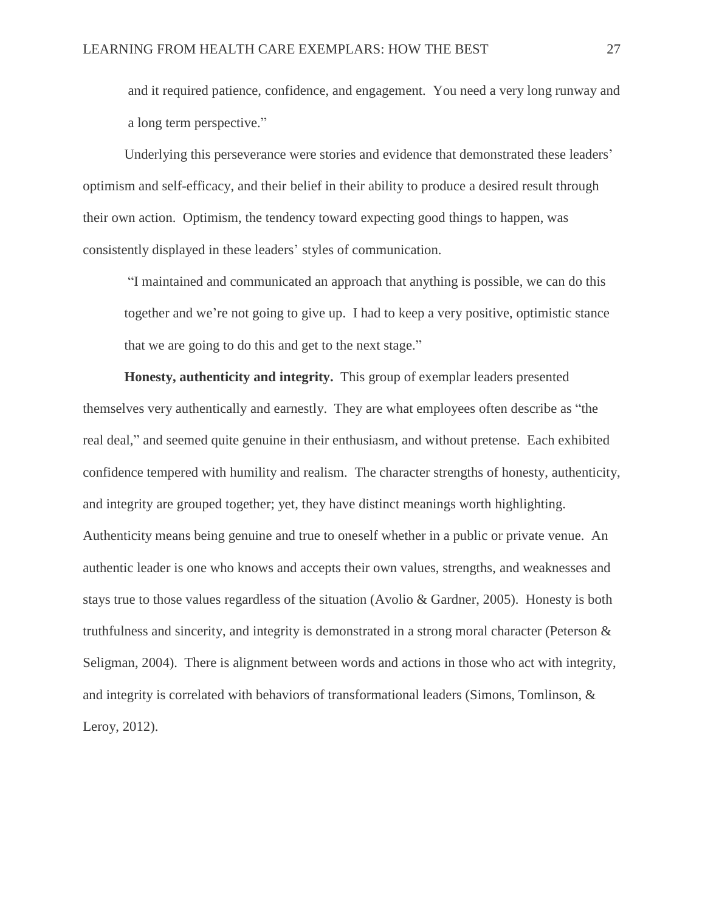> and it required patience, confidence, and engagement. You need a very long runway and a long term perspective."

Underlying this perseverance were stories and evidence that demonstrated these leaders' optimism and self-efficacy, and their belief in their ability to produce a desired result through their own action. Optimism, the tendency toward expecting good things to happen, was consistently displayed in these leaders' styles of communication.

> "I maintained and communicated an approach that anything is possible, we can do this together and we're not going to give up. I had to keep a very positive, optimistic stance that we are going to do this and get to the next stage."

**Honesty, authenticity and integrity.** This group of exemplar leaders presented themselves very authentically and earnestly. They are what employees often describe as "the real deal," and seemed quite genuine in their enthusiasm, and without pretense. Each exhibited confidence tempered with humility and realism. The character strengths of honesty, authenticity, and integrity are grouped together; yet, they have distinct meanings worth highlighting. Authenticity means being genuine and true to oneself whether in a public or private venue. An authentic leader is one who knows and accepts their own values, strengths, and weaknesses and stays true to those values regardless of the situation (Avolio & Gardner, 2005). Honesty is both truthfulness and sincerity, and integrity is demonstrated in a strong moral character (Peterson & Seligman, 2004). There is alignment between words and actions in those who act with integrity, and integrity is correlated with behaviors of transformational leaders (Simons, Tomlinson, & Leroy, 2012).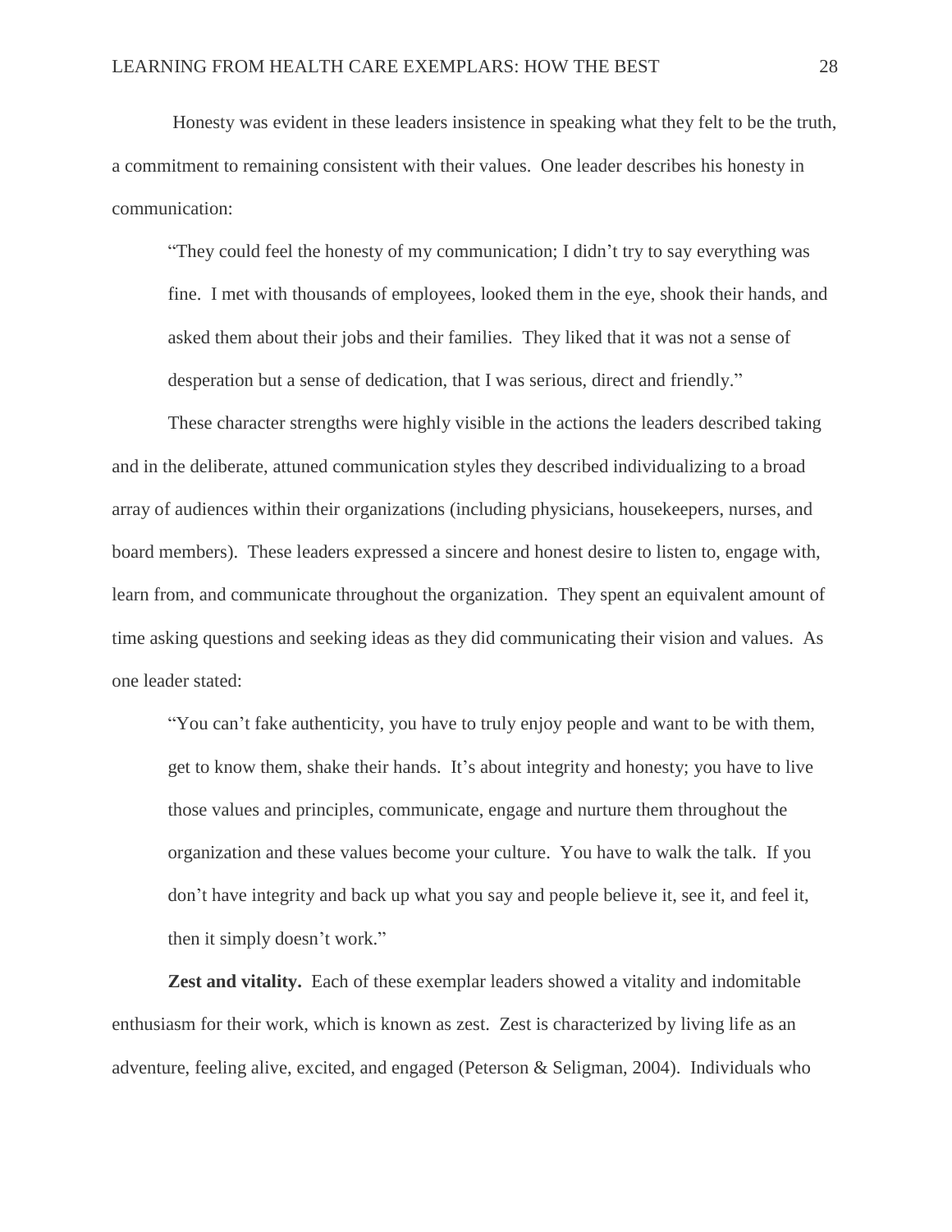Honesty was evident in these leaders insistence in speaking what they felt to be the truth, a commitment to remaining consistent with their values. One leader describes his honesty in communication:

> "They could feel the honesty of my communication; I didn't try to say everything was fine. I met with thousands of employees, looked them in the eye, shook their hands, and asked them about their jobs and their families. They liked that it was not a sense of desperation but a sense of dedication, that I was serious, direct and friendly."

These character strengths were highly visible in the actions the leaders described taking and in the deliberate, attuned communication styles they described individualizing to a broad array of audiences within their organizations (including physicians, housekeepers, nurses, and board members). These leaders expressed a sincere and honest desire to listen to, engage with, learn from, and communicate throughout the organization. They spent an equivalent amount of time asking questions and seeking ideas as they did communicating their vision and values. As one leader stated:

> "You can't fake authenticity, you have to truly enjoy people and want to be with them, get to know them, shake their hands. It's about integrity and honesty; you have to live those values and principles, communicate, engage and nurture them throughout the organization and these values become your culture. You have to walk the talk. If you don't have integrity and back up what you say and people believe it, see it, and feel it, then it simply doesn't work."

**Zest and vitality.** Each of these exemplar leaders showed a vitality and indomitable enthusiasm for their work, which is known as zest. Zest is characterized by living life as an adventure, feeling alive, excited, and engaged (Peterson & Seligman, 2004). Individuals who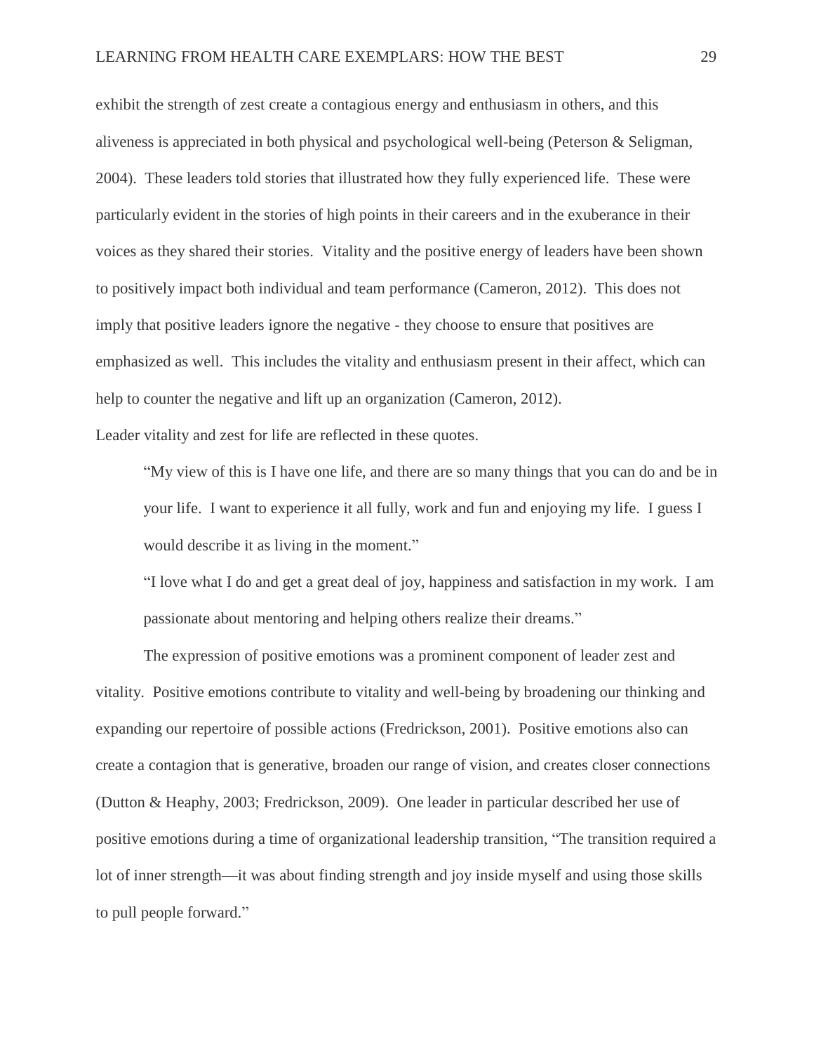exhibit the strength of zest create a contagious energy and enthusiasm in others, and this aliveness is appreciated in both physical and psychological well-being (Peterson & Seligman, 2004). These leaders told stories that illustrated how they fully experienced life. These were particularly evident in the stories of high points in their careers and in the exuberance in their voices as they shared their stories. Vitality and the positive energy of leaders have been shown to positively impact both individual and team performance (Cameron, 2012). This does not imply that positive leaders ignore the negative - they choose to ensure that positives are emphasized as well. This includes the vitality and enthusiasm present in their affect, which can help to counter the negative and lift up an organization (Cameron, 2012).

Leader vitality and zest for life are reflected in these quotes.

> "My view of this is I have one life, and there are so many things that you can do and be in your life. I want to experience it all fully, work and fun and enjoying my life. I guess I would describe it as living in the moment."
>
> "I love what I do and get a great deal of joy, happiness and satisfaction in my work. I am passionate about mentoring and helping others realize their dreams."

The expression of positive emotions was a prominent component of leader zest and vitality. Positive emotions contribute to vitality and well-being by broadening our thinking and expanding our repertoire of possible actions (Fredrickson, 2001). Positive emotions also can create a contagion that is generative, broaden our range of vision, and creates closer connections (Dutton & Heaphy, 2003; Fredrickson, 2009). One leader in particular described her use of positive emotions during a time of organizational leadership transition, "The transition required a lot of inner strength—it was about finding strength and joy inside myself and using those skills to pull people forward."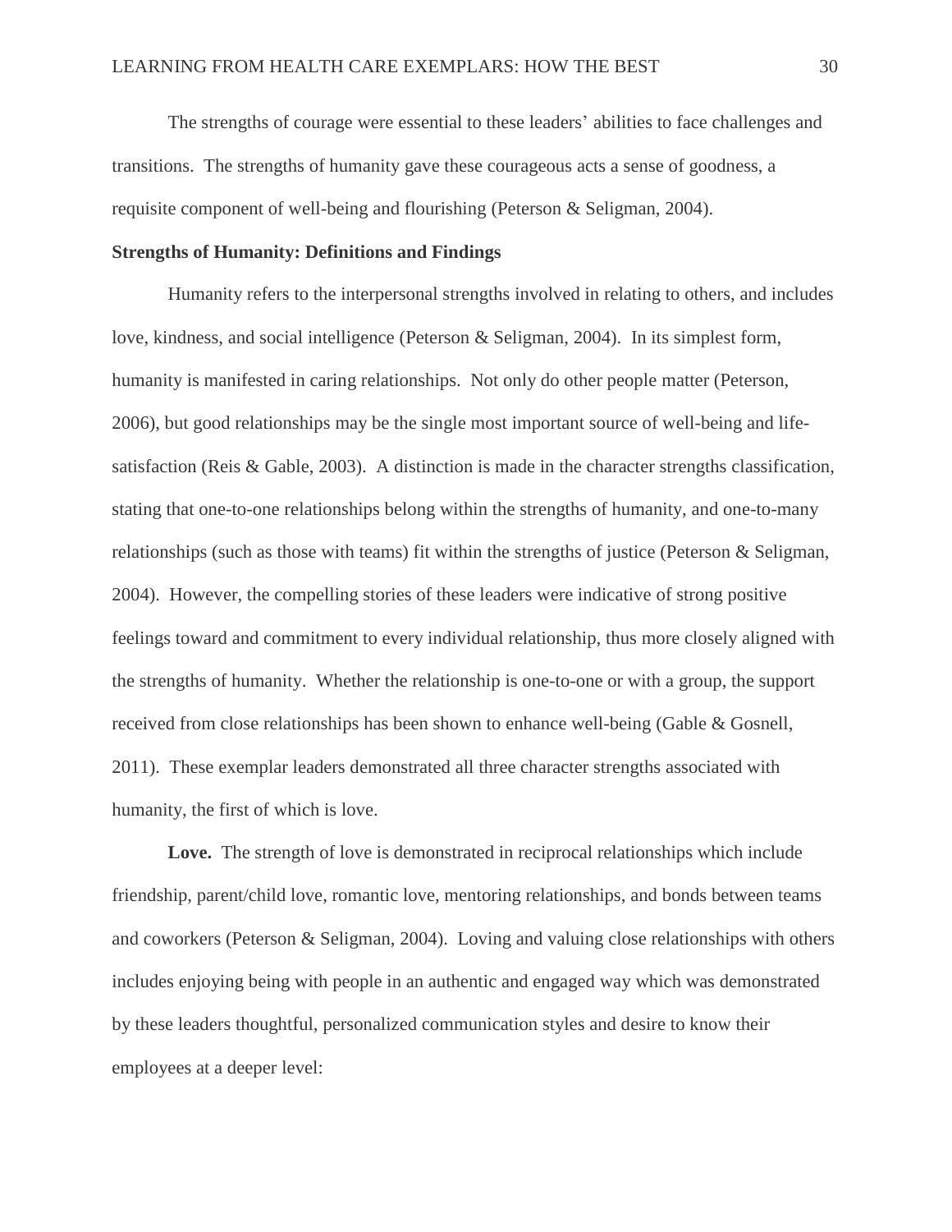The strengths of courage were essential to these leaders' abilities to face challenges and transitions. The strengths of humanity gave these courageous acts a sense of goodness, a requisite component of well-being and flourishing (Peterson & Seligman, 2004).

**Strengths of Humanity: Definitions and Findings**

Humanity refers to the interpersonal strengths involved in relating to others, and includes love, kindness, and social intelligence (Peterson & Seligman, 2004). In its simplest form, humanity is manifested in caring relationships. Not only do other people matter (Peterson, 2006), but good relationships may be the single most important source of well-being and life-satisfaction (Reis & Gable, 2003). A distinction is made in the character strengths classification, stating that one-to-one relationships belong within the strengths of humanity, and one-to-many relationships (such as those with teams) fit within the strengths of justice (Peterson & Seligman, 2004). However, the compelling stories of these leaders were indicative of strong positive feelings toward and commitment to every individual relationship, thus more closely aligned with the strengths of humanity. Whether the relationship is one-to-one or with a group, the support received from close relationships has been shown to enhance well-being (Gable & Gosnell, 2011). These exemplar leaders demonstrated all three character strengths associated with humanity, the first of which is love.

**Love.** The strength of love is demonstrated in reciprocal relationships which include friendship, parent/child love, romantic love, mentoring relationships, and bonds between teams and coworkers (Peterson & Seligman, 2004). Loving and valuing close relationships with others includes enjoying being with people in an authentic and engaged way which was demonstrated by these leaders thoughtful, personalized communication styles and desire to know their employees at a deeper level: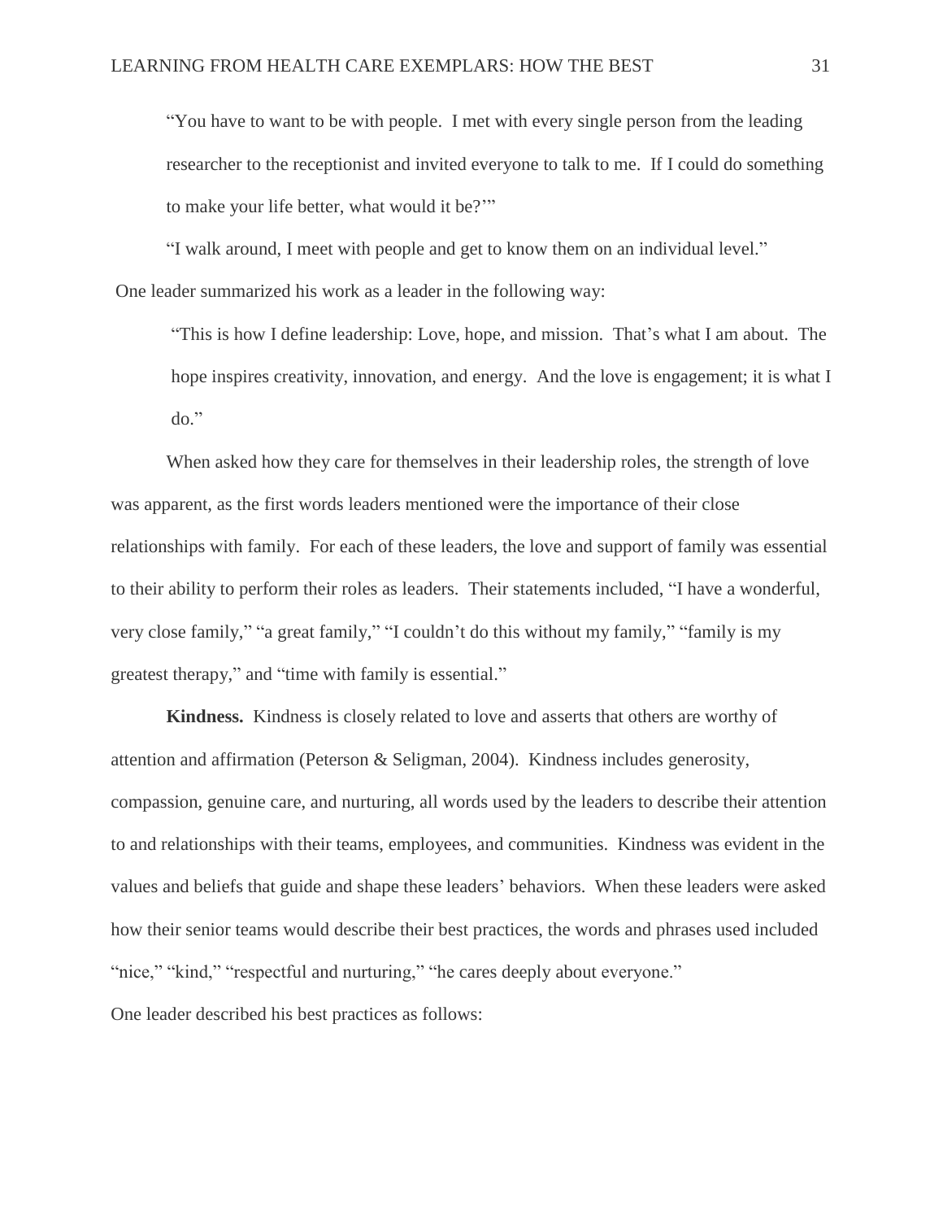> "You have to want to be with people. I met with every single person from the leading researcher to the receptionist and invited everyone to talk to me. If I could do something to make your life better, what would it be?'"

"I walk around, I meet with people and get to know them on an individual level."

One leader summarized his work as a leader in the following way:

> "This is how I define leadership: Love, hope, and mission. That's what I am about. The hope inspires creativity, innovation, and energy. And the love is engagement; it is what I do."

When asked how they care for themselves in their leadership roles, the strength of love was apparent, as the first words leaders mentioned were the importance of their close relationships with family. For each of these leaders, the love and support of family was essential to their ability to perform their roles as leaders. Their statements included, "I have a wonderful, very close family," "a great family," "I couldn't do this without my family," "family is my greatest therapy," and "time with family is essential."

**Kindness.** Kindness is closely related to love and asserts that others are worthy of attention and affirmation (Peterson & Seligman, 2004). Kindness includes generosity, compassion, genuine care, and nurturing, all words used by the leaders to describe their attention to and relationships with their teams, employees, and communities. Kindness was evident in the values and beliefs that guide and shape these leaders' behaviors. When these leaders were asked how their senior teams would describe their best practices, the words and phrases used included "nice," "kind," "respectful and nurturing," "he cares deeply about everyone."

One leader described his best practices as follows: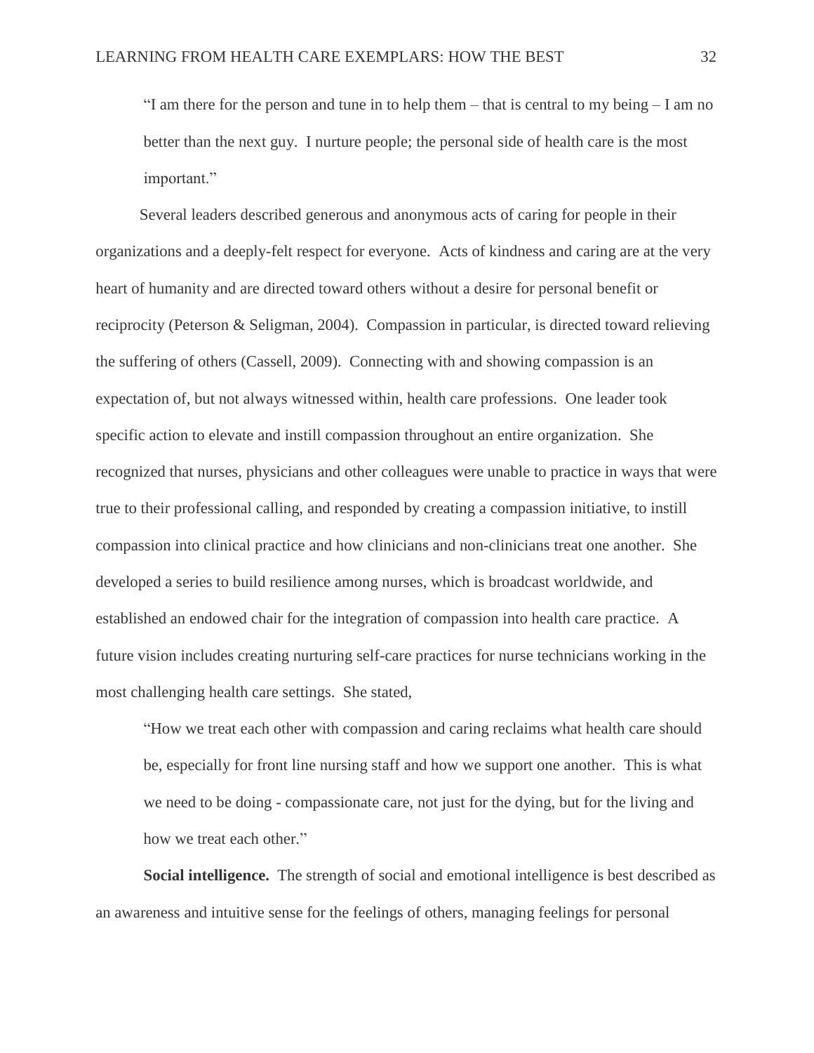> "I am there for the person and tune in to help them – that is central to my being – I am no better than the next guy. I nurture people; the personal side of health care is the most important."

Several leaders described generous and anonymous acts of caring for people in their organizations and a deeply-felt respect for everyone. Acts of kindness and caring are at the very heart of humanity and are directed toward others without a desire for personal benefit or reciprocity (Peterson & Seligman, 2004). Compassion in particular, is directed toward relieving the suffering of others (Cassell, 2009). Connecting with and showing compassion is an expectation of, but not always witnessed within, health care professions. One leader took specific action to elevate and instill compassion throughout an entire organization. She recognized that nurses, physicians and other colleagues were unable to practice in ways that were true to their professional calling, and responded by creating a compassion initiative, to instill compassion into clinical practice and how clinicians and non-clinicians treat one another. She developed a series to build resilience among nurses, which is broadcast worldwide, and established an endowed chair for the integration of compassion into health care practice. A future vision includes creating nurturing self-care practices for nurse technicians working in the most challenging health care settings. She stated,

> "How we treat each other with compassion and caring reclaims what health care should be, especially for front line nursing staff and how we support one another. This is what we need to be doing - compassionate care, not just for the dying, but for the living and how we treat each other."

**Social intelligence.** The strength of social and emotional intelligence is best described as an awareness and intuitive sense for the feelings of others, managing feelings for personal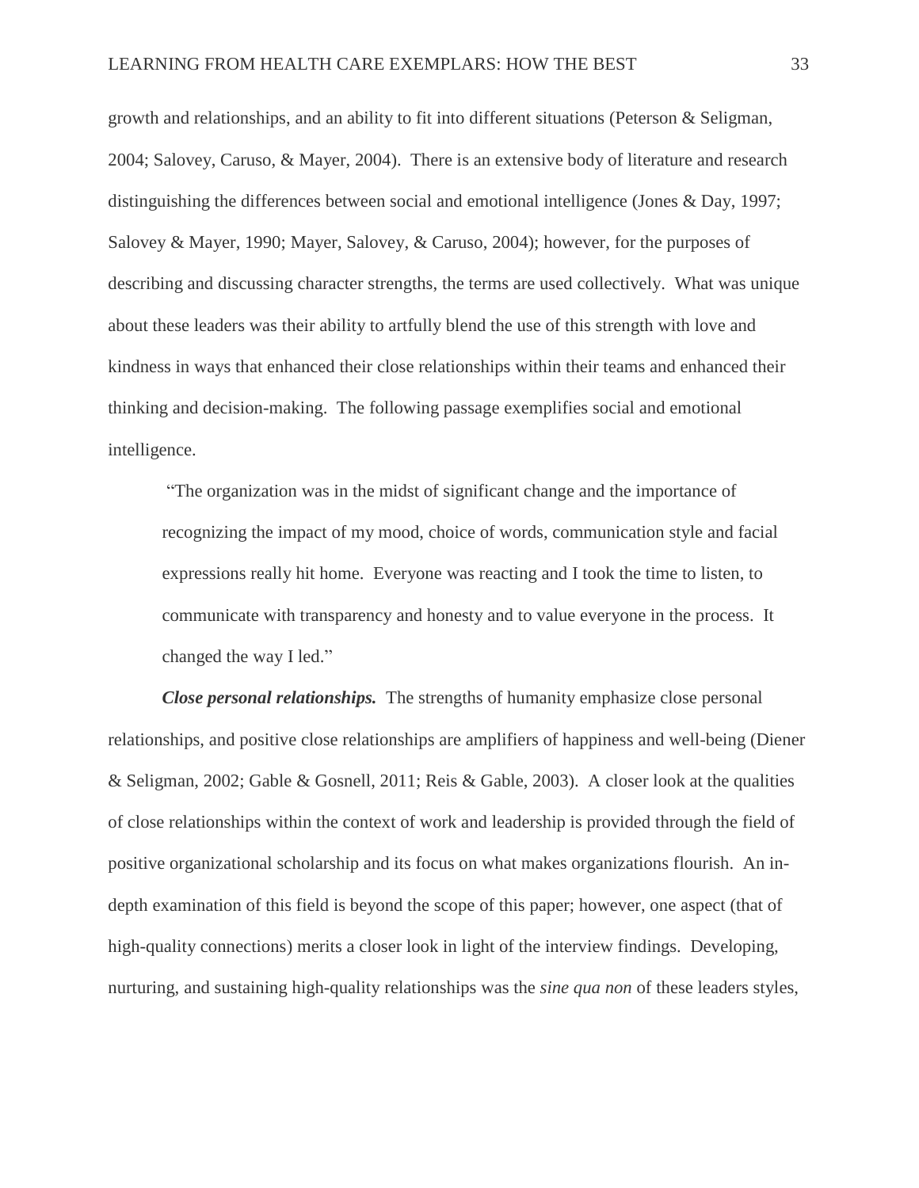growth and relationships, and an ability to fit into different situations (Peterson & Seligman, 2004; Salovey, Caruso, & Mayer, 2004). There is an extensive body of literature and research distinguishing the differences between social and emotional intelligence (Jones & Day, 1997; Salovey & Mayer, 1990; Mayer, Salovey, & Caruso, 2004); however, for the purposes of describing and discussing character strengths, the terms are used collectively. What was unique about these leaders was their ability to artfully blend the use of this strength with love and kindness in ways that enhanced their close relationships within their teams and enhanced their thinking and decision-making. The following passage exemplifies social and emotional intelligence.

> "The organization was in the midst of significant change and the importance of recognizing the impact of my mood, choice of words, communication style and facial expressions really hit home. Everyone was reacting and I took the time to listen, to communicate with transparency and honesty and to value everyone in the process. It changed the way I led."

***Close personal relationships.*** The strengths of humanity emphasize close personal relationships, and positive close relationships are amplifiers of happiness and well-being (Diener & Seligman, 2002; Gable & Gosnell, 2011; Reis & Gable, 2003). A closer look at the qualities of close relationships within the context of work and leadership is provided through the field of positive organizational scholarship and its focus on what makes organizations flourish. An in-depth examination of this field is beyond the scope of this paper; however, one aspect (that of high-quality connections) merits a closer look in light of the interview findings. Developing, nurturing, and sustaining high-quality relationships was the *sine qua non* of these leaders styles,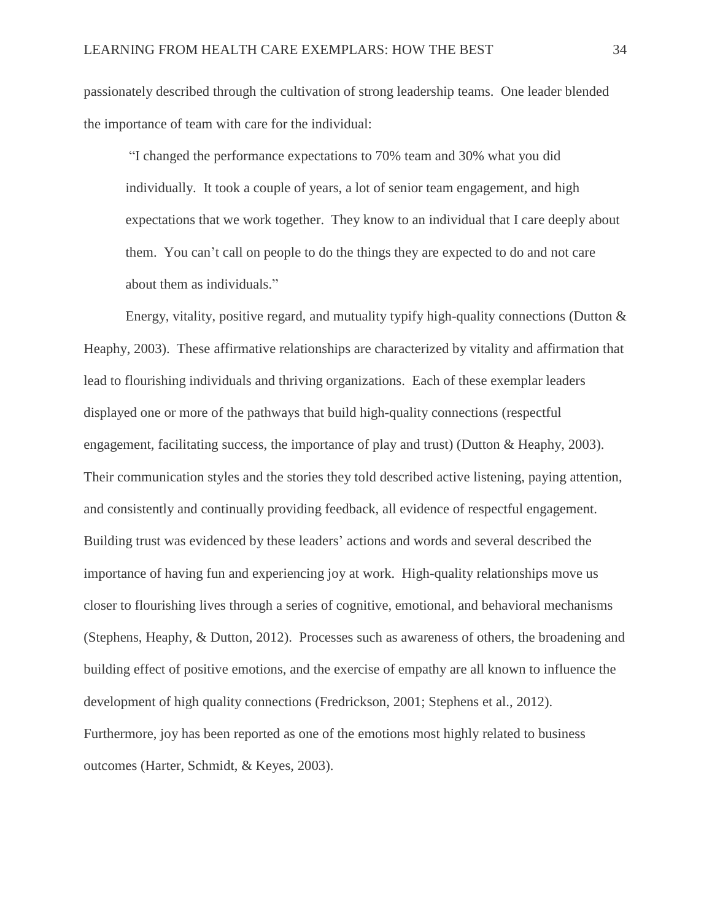passionately described through the cultivation of strong leadership teams. One leader blended the importance of team with care for the individual:

> "I changed the performance expectations to 70% team and 30% what you did individually. It took a couple of years, a lot of senior team engagement, and high expectations that we work together. They know to an individual that I care deeply about them. You can't call on people to do the things they are expected to do and not care about them as individuals."

Energy, vitality, positive regard, and mutuality typify high-quality connections (Dutton & Heaphy, 2003). These affirmative relationships are characterized by vitality and affirmation that lead to flourishing individuals and thriving organizations. Each of these exemplar leaders displayed one or more of the pathways that build high-quality connections (respectful engagement, facilitating success, the importance of play and trust) (Dutton & Heaphy, 2003). Their communication styles and the stories they told described active listening, paying attention, and consistently and continually providing feedback, all evidence of respectful engagement. Building trust was evidenced by these leaders' actions and words and several described the importance of having fun and experiencing joy at work. High-quality relationships move us closer to flourishing lives through a series of cognitive, emotional, and behavioral mechanisms (Stephens, Heaphy, & Dutton, 2012). Processes such as awareness of others, the broadening and building effect of positive emotions, and the exercise of empathy are all known to influence the development of high quality connections (Fredrickson, 2001; Stephens et al., 2012). Furthermore, joy has been reported as one of the emotions most highly related to business outcomes (Harter, Schmidt, & Keyes, 2003).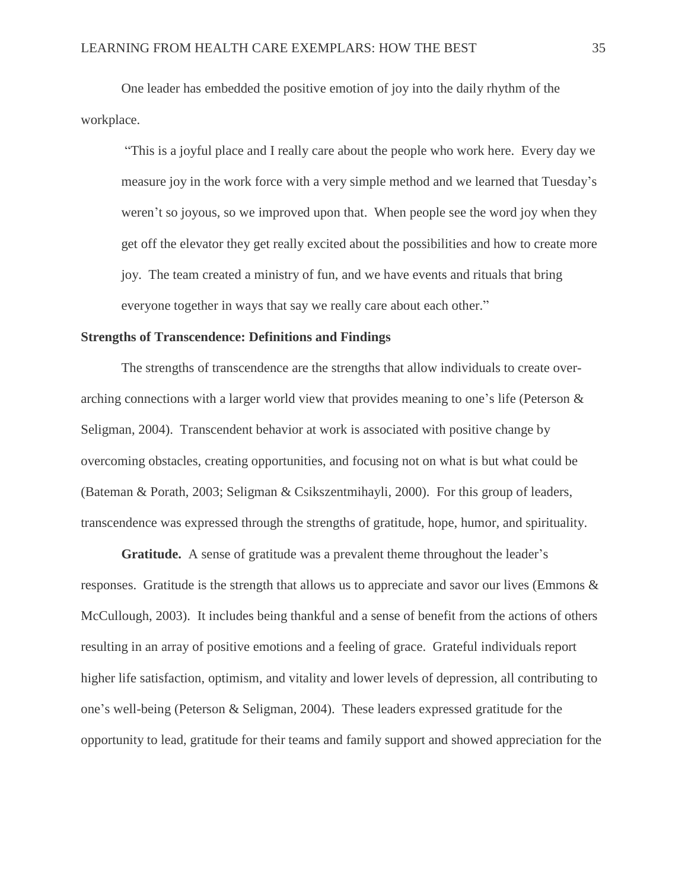One leader has embedded the positive emotion of joy into the daily rhythm of the workplace.

> "This is a joyful place and I really care about the people who work here. Every day we measure joy in the work force with a very simple method and we learned that Tuesday's weren't so joyous, so we improved upon that. When people see the word joy when they get off the elevator they get really excited about the possibilities and how to create more joy. The team created a ministry of fun, and we have events and rituals that bring everyone together in ways that say we really care about each other."

**Strengths of Transcendence: Definitions and Findings**

The strengths of transcendence are the strengths that allow individuals to create over-arching connections with a larger world view that provides meaning to one's life (Peterson & Seligman, 2004). Transcendent behavior at work is associated with positive change by overcoming obstacles, creating opportunities, and focusing not on what is but what could be (Bateman & Porath, 2003; Seligman & Csikszentmihayli, 2000). For this group of leaders, transcendence was expressed through the strengths of gratitude, hope, humor, and spirituality.

**Gratitude.** A sense of gratitude was a prevalent theme throughout the leader's responses. Gratitude is the strength that allows us to appreciate and savor our lives (Emmons & McCullough, 2003). It includes being thankful and a sense of benefit from the actions of others resulting in an array of positive emotions and a feeling of grace. Grateful individuals report higher life satisfaction, optimism, and vitality and lower levels of depression, all contributing to one's well-being (Peterson & Seligman, 2004). These leaders expressed gratitude for the opportunity to lead, gratitude for their teams and family support and showed appreciation for the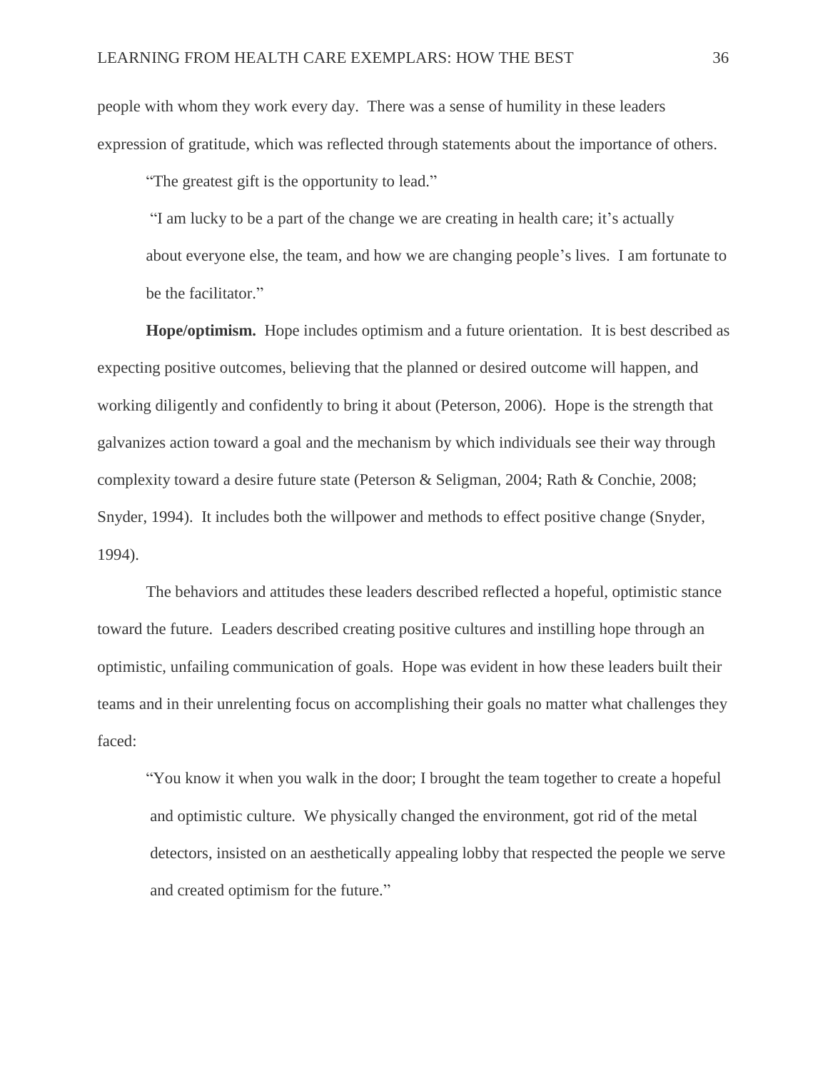people with whom they work every day. There was a sense of humility in these leaders expression of gratitude, which was reflected through statements about the importance of others.

> "The greatest gift is the opportunity to lead."

> "I am lucky to be a part of the change we are creating in health care; it's actually about everyone else, the team, and how we are changing people's lives. I am fortunate to be the facilitator."

**Hope/optimism.** Hope includes optimism and a future orientation. It is best described as expecting positive outcomes, believing that the planned or desired outcome will happen, and working diligently and confidently to bring it about (Peterson, 2006). Hope is the strength that galvanizes action toward a goal and the mechanism by which individuals see their way through complexity toward a desire future state (Peterson & Seligman, 2004; Rath & Conchie, 2008; Snyder, 1994). It includes both the willpower and methods to effect positive change (Snyder, 1994).

The behaviors and attitudes these leaders described reflected a hopeful, optimistic stance toward the future. Leaders described creating positive cultures and instilling hope through an optimistic, unfailing communication of goals. Hope was evident in how these leaders built their teams and in their unrelenting focus on accomplishing their goals no matter what challenges they faced:

> "You know it when you walk in the door; I brought the team together to create a hopeful and optimistic culture. We physically changed the environment, got rid of the metal detectors, insisted on an aesthetically appealing lobby that respected the people we serve and created optimism for the future."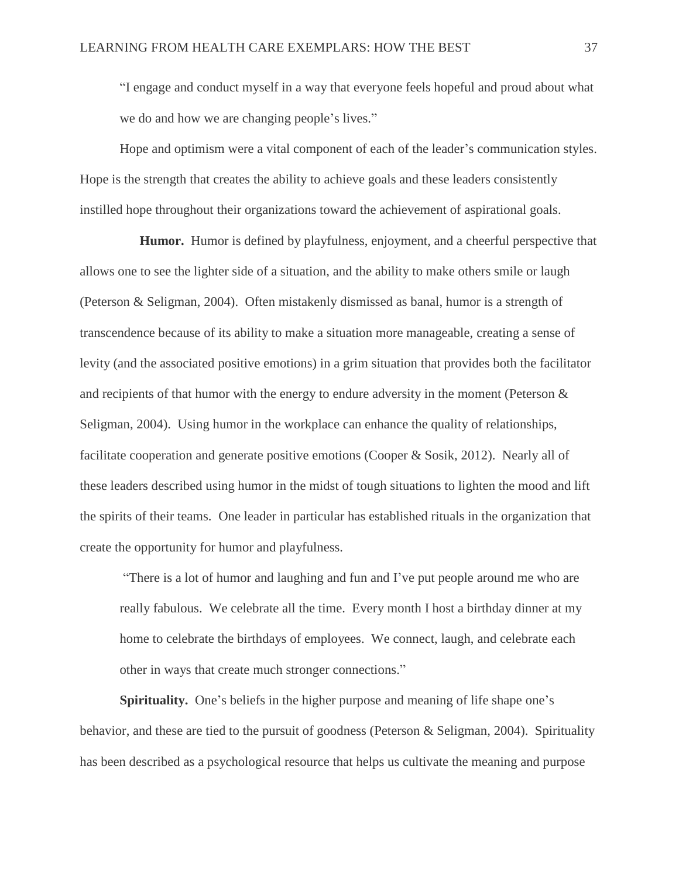> "I engage and conduct myself in a way that everyone feels hopeful and proud about what we do and how we are changing people's lives."

Hope and optimism were a vital component of each of the leader's communication styles. Hope is the strength that creates the ability to achieve goals and these leaders consistently instilled hope throughout their organizations toward the achievement of aspirational goals.

**Humor.** Humor is defined by playfulness, enjoyment, and a cheerful perspective that allows one to see the lighter side of a situation, and the ability to make others smile or laugh (Peterson & Seligman, 2004). Often mistakenly dismissed as banal, humor is a strength of transcendence because of its ability to make a situation more manageable, creating a sense of levity (and the associated positive emotions) in a grim situation that provides both the facilitator and recipients of that humor with the energy to endure adversity in the moment (Peterson & Seligman, 2004). Using humor in the workplace can enhance the quality of relationships, facilitate cooperation and generate positive emotions (Cooper & Sosik, 2012). Nearly all of these leaders described using humor in the midst of tough situations to lighten the mood and lift the spirits of their teams. One leader in particular has established rituals in the organization that create the opportunity for humor and playfulness.

> "There is a lot of humor and laughing and fun and I've put people around me who are really fabulous. We celebrate all the time. Every month I host a birthday dinner at my home to celebrate the birthdays of employees. We connect, laugh, and celebrate each other in ways that create much stronger connections."

**Spirituality.** One's beliefs in the higher purpose and meaning of life shape one's behavior, and these are tied to the pursuit of goodness (Peterson & Seligman, 2004). Spirituality has been described as a psychological resource that helps us cultivate the meaning and purpose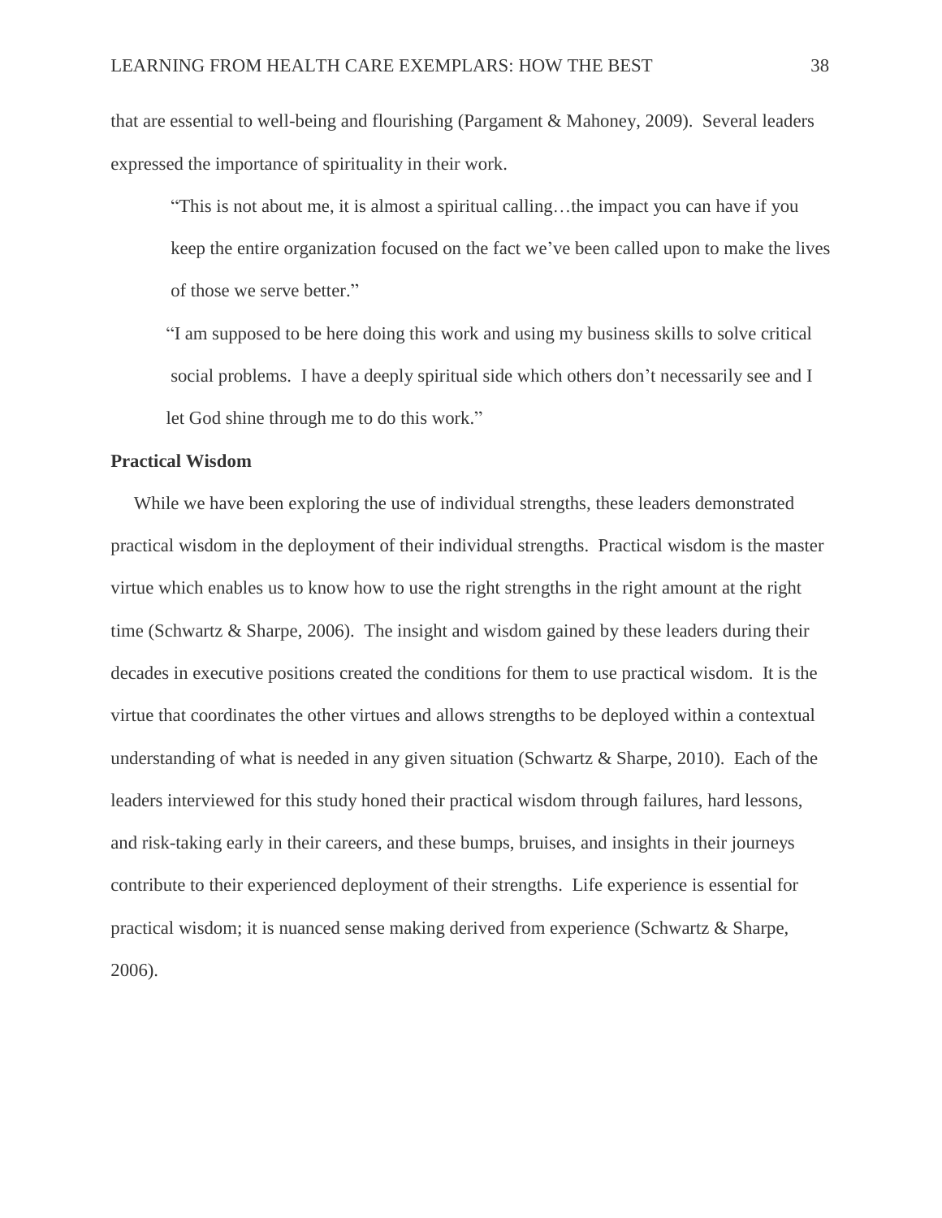that are essential to well-being and flourishing (Pargament & Mahoney, 2009). Several leaders expressed the importance of spirituality in their work.

> "This is not about me, it is almost a spiritual calling…the impact you can have if you keep the entire organization focused on the fact we've been called upon to make the lives of those we serve better."

> "I am supposed to be here doing this work and using my business skills to solve critical social problems. I have a deeply spiritual side which others don't necessarily see and I let God shine through me to do this work."

**Practical Wisdom**

While we have been exploring the use of individual strengths, these leaders demonstrated practical wisdom in the deployment of their individual strengths. Practical wisdom is the master virtue which enables us to know how to use the right strengths in the right amount at the right time (Schwartz & Sharpe, 2006). The insight and wisdom gained by these leaders during their decades in executive positions created the conditions for them to use practical wisdom. It is the virtue that coordinates the other virtues and allows strengths to be deployed within a contextual understanding of what is needed in any given situation (Schwartz & Sharpe, 2010). Each of the leaders interviewed for this study honed their practical wisdom through failures, hard lessons, and risk-taking early in their careers, and these bumps, bruises, and insights in their journeys contribute to their experienced deployment of their strengths. Life experience is essential for practical wisdom; it is nuanced sense making derived from experience (Schwartz & Sharpe, 2006).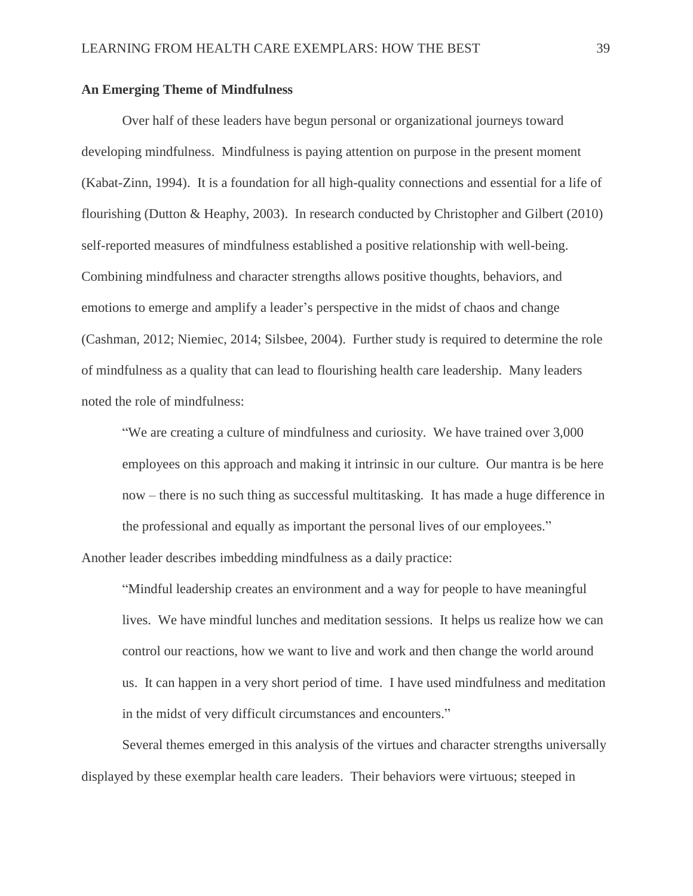**An Emerging Theme of Mindfulness**

Over half of these leaders have begun personal or organizational journeys toward developing mindfulness. Mindfulness is paying attention on purpose in the present moment (Kabat-Zinn, 1994). It is a foundation for all high-quality connections and essential for a life of flourishing (Dutton & Heaphy, 2003). In research conducted by Christopher and Gilbert (2010) self-reported measures of mindfulness established a positive relationship with well-being. Combining mindfulness and character strengths allows positive thoughts, behaviors, and emotions to emerge and amplify a leader's perspective in the midst of chaos and change (Cashman, 2012; Niemiec, 2014; Silsbee, 2004). Further study is required to determine the role of mindfulness as a quality that can lead to flourishing health care leadership. Many leaders noted the role of mindfulness:

> "We are creating a culture of mindfulness and curiosity. We have trained over 3,000 employees on this approach and making it intrinsic in our culture. Our mantra is be here now – there is no such thing as successful multitasking. It has made a huge difference in the professional and equally as important the personal lives of our employees."

Another leader describes imbedding mindfulness as a daily practice:

> "Mindful leadership creates an environment and a way for people to have meaningful lives. We have mindful lunches and meditation sessions. It helps us realize how we can control our reactions, how we want to live and work and then change the world around us. It can happen in a very short period of time. I have used mindfulness and meditation in the midst of very difficult circumstances and encounters."

Several themes emerged in this analysis of the virtues and character strengths universally displayed by these exemplar health care leaders. Their behaviors were virtuous; steeped in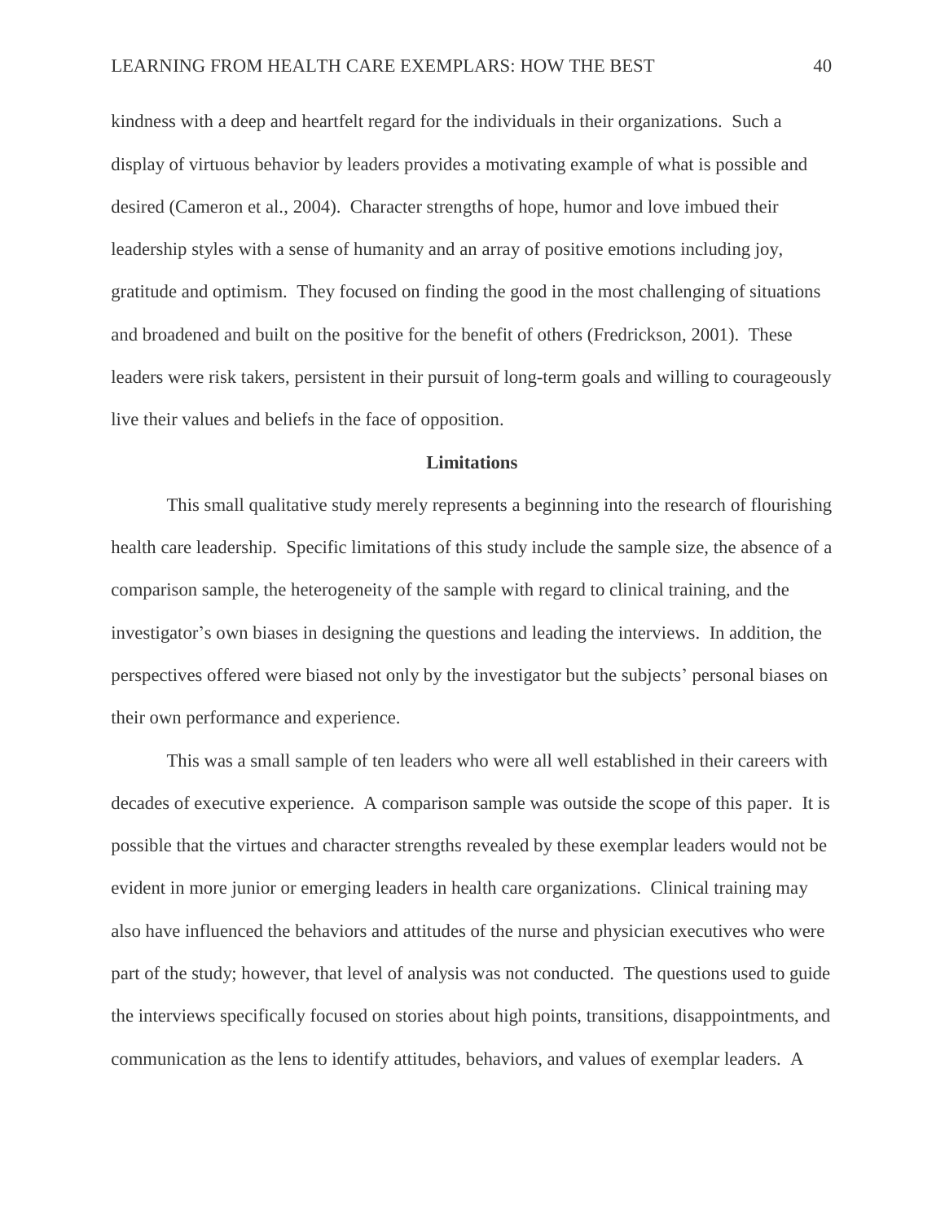kindness with a deep and heartfelt regard for the individuals in their organizations. Such a display of virtuous behavior by leaders provides a motivating example of what is possible and desired (Cameron et al., 2004). Character strengths of hope, humor and love imbued their leadership styles with a sense of humanity and an array of positive emotions including joy, gratitude and optimism. They focused on finding the good in the most challenging of situations and broadened and built on the positive for the benefit of others (Fredrickson, 2001). These leaders were risk takers, persistent in their pursuit of long-term goals and willing to courageously live their values and beliefs in the face of opposition.

## Limitations

This small qualitative study merely represents a beginning into the research of flourishing health care leadership. Specific limitations of this study include the sample size, the absence of a comparison sample, the heterogeneity of the sample with regard to clinical training, and the investigator's own biases in designing the questions and leading the interviews. In addition, the perspectives offered were biased not only by the investigator but the subjects' personal biases on their own performance and experience.

This was a small sample of ten leaders who were all well established in their careers with decades of executive experience. A comparison sample was outside the scope of this paper. It is possible that the virtues and character strengths revealed by these exemplar leaders would not be evident in more junior or emerging leaders in health care organizations. Clinical training may also have influenced the behaviors and attitudes of the nurse and physician executives who were part of the study; however, that level of analysis was not conducted. The questions used to guide the interviews specifically focused on stories about high points, transitions, disappointments, and communication as the lens to identify attitudes, behaviors, and values of exemplar leaders. A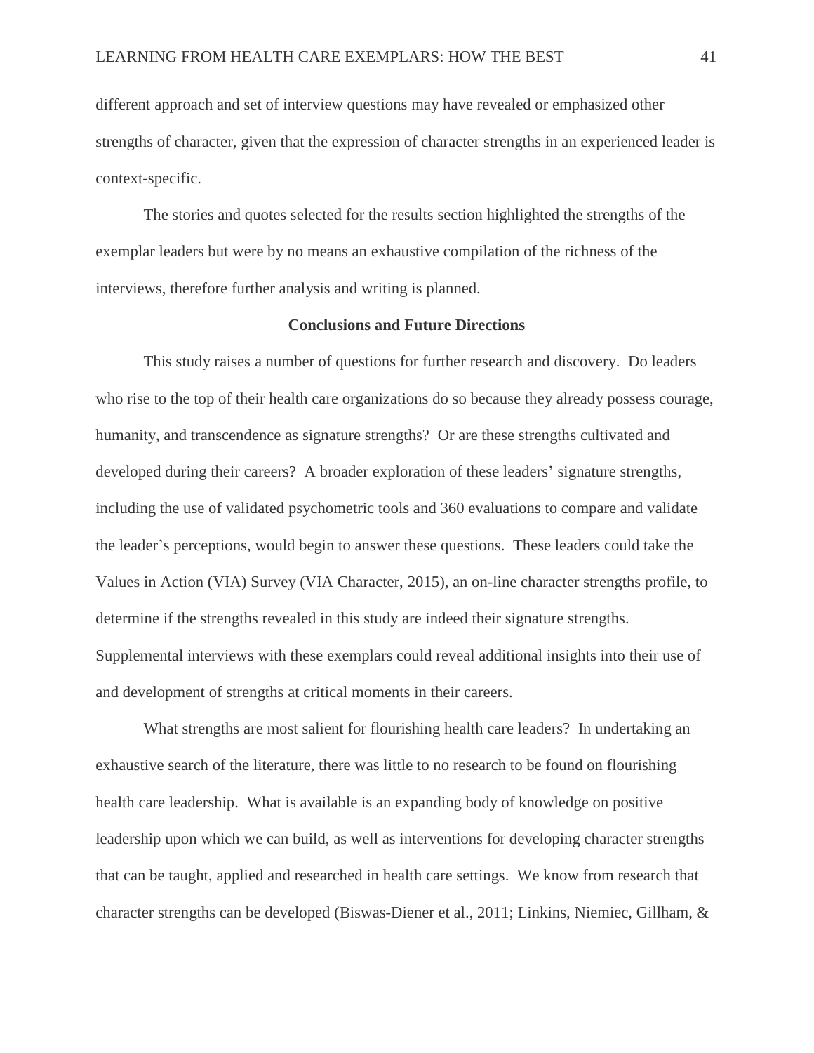different approach and set of interview questions may have revealed or emphasized other strengths of character, given that the expression of character strengths in an experienced leader is context-specific.

The stories and quotes selected for the results section highlighted the strengths of the exemplar leaders but were by no means an exhaustive compilation of the richness of the interviews, therefore further analysis and writing is planned.

## Conclusions and Future Directions

This study raises a number of questions for further research and discovery. Do leaders who rise to the top of their health care organizations do so because they already possess courage, humanity, and transcendence as signature strengths? Or are these strengths cultivated and developed during their careers? A broader exploration of these leaders' signature strengths, including the use of validated psychometric tools and 360 evaluations to compare and validate the leader's perceptions, would begin to answer these questions. These leaders could take the Values in Action (VIA) Survey (VIA Character, 2015), an on-line character strengths profile, to determine if the strengths revealed in this study are indeed their signature strengths. Supplemental interviews with these exemplars could reveal additional insights into their use of and development of strengths at critical moments in their careers.

What strengths are most salient for flourishing health care leaders? In undertaking an exhaustive search of the literature, there was little to no research to be found on flourishing health care leadership. What is available is an expanding body of knowledge on positive leadership upon which we can build, as well as interventions for developing character strengths that can be taught, applied and researched in health care settings. We know from research that character strengths can be developed (Biswas-Diener et al., 2011; Linkins, Niemiec, Gillham, &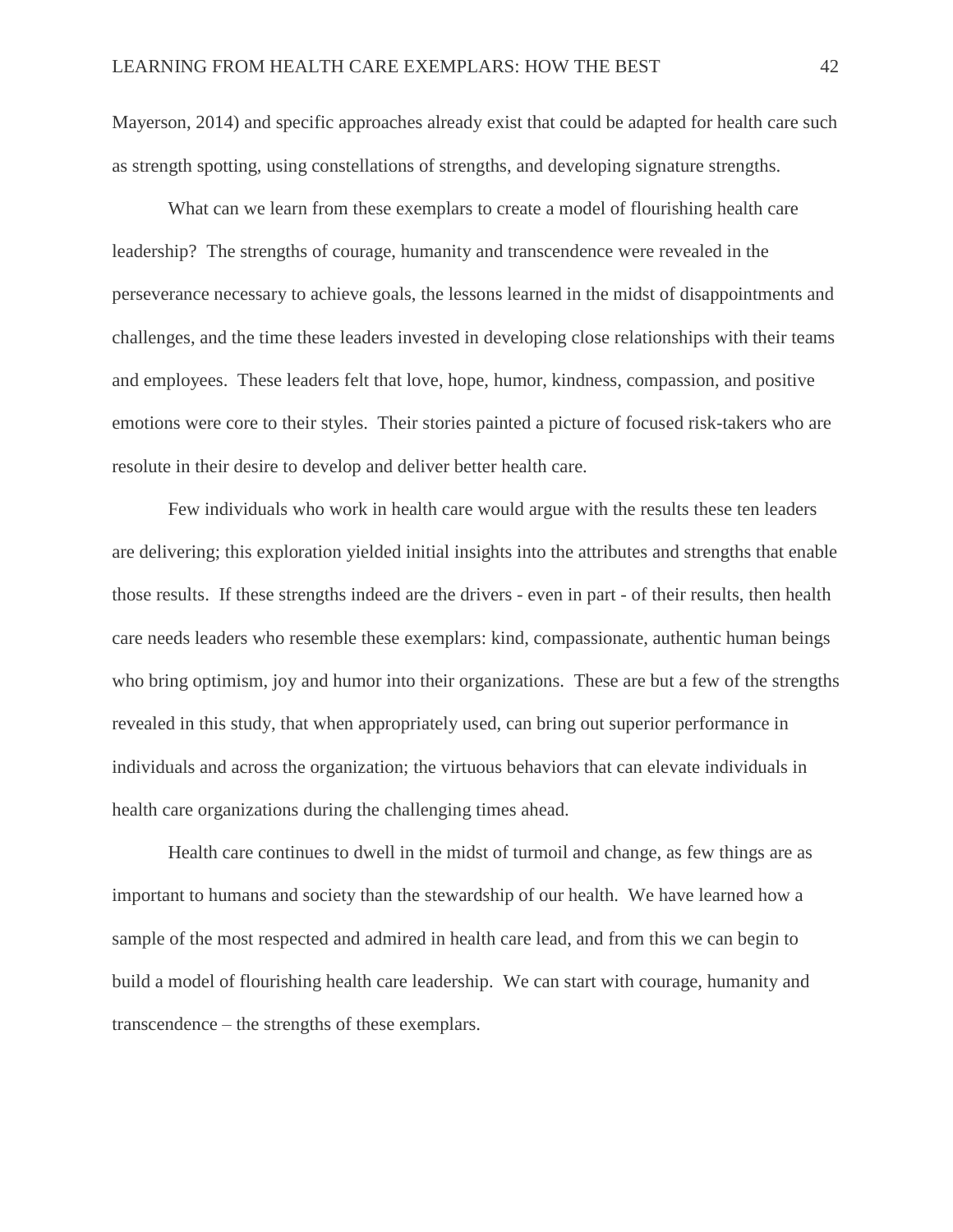Mayerson, 2014) and specific approaches already exist that could be adapted for health care such as strength spotting, using constellations of strengths, and developing signature strengths.

What can we learn from these exemplars to create a model of flourishing health care leadership? The strengths of courage, humanity and transcendence were revealed in the perseverance necessary to achieve goals, the lessons learned in the midst of disappointments and challenges, and the time these leaders invested in developing close relationships with their teams and employees. These leaders felt that love, hope, humor, kindness, compassion, and positive emotions were core to their styles. Their stories painted a picture of focused risk-takers who are resolute in their desire to develop and deliver better health care.

Few individuals who work in health care would argue with the results these ten leaders are delivering; this exploration yielded initial insights into the attributes and strengths that enable those results. If these strengths indeed are the drivers - even in part - of their results, then health care needs leaders who resemble these exemplars: kind, compassionate, authentic human beings who bring optimism, joy and humor into their organizations. These are but a few of the strengths revealed in this study, that when appropriately used, can bring out superior performance in individuals and across the organization; the virtuous behaviors that can elevate individuals in health care organizations during the challenging times ahead.

Health care continues to dwell in the midst of turmoil and change, as few things are as important to humans and society than the stewardship of our health. We have learned how a sample of the most respected and admired in health care lead, and from this we can begin to build a model of flourishing health care leadership. We can start with courage, humanity and transcendence – the strengths of these exemplars.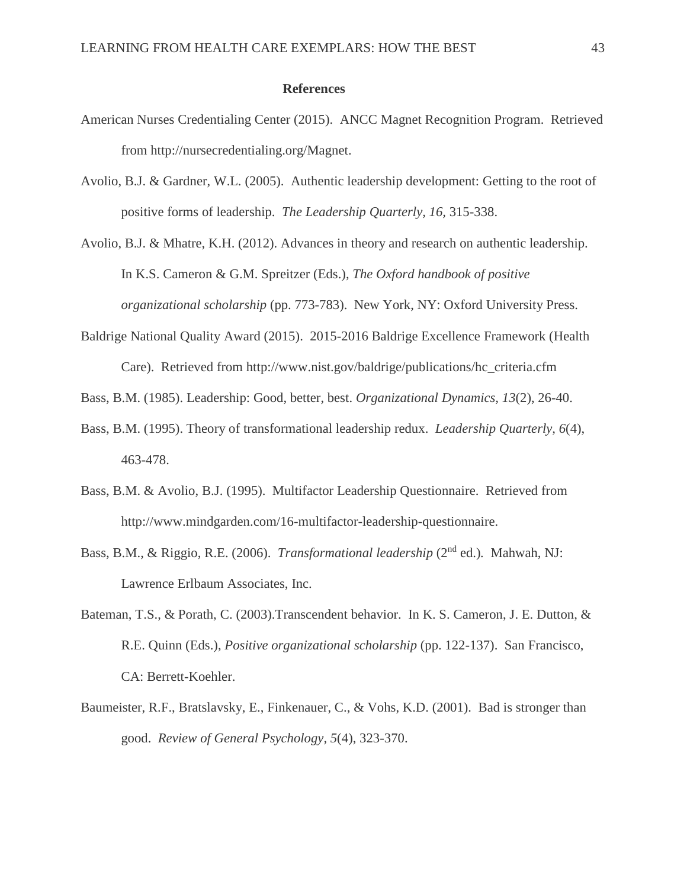# References

American Nurses Credentialing Center (2015). ANCC Magnet Recognition Program. Retrieved from http://nursecredentialing.org/Magnet.

Avolio, B.J. & Gardner, W.L. (2005). Authentic leadership development: Getting to the root of positive forms of leadership. *The Leadership Quarterly, 16,* 315-338.

Avolio, B.J. & Mhatre, K.H. (2012). Advances in theory and research on authentic leadership. In K.S. Cameron & G.M. Spreitzer (Eds.), *The Oxford handbook of positive organizational scholarship* (pp. 773-783). New York, NY: Oxford University Press.

Baldrige National Quality Award (2015). 2015-2016 Baldrige Excellence Framework (Health Care). Retrieved from http://www.nist.gov/baldrige/publications/hc_criteria.cfm

Bass, B.M. (1985). Leadership: Good, better, best. *Organizational Dynamics, 13*(2), 26-40.

Bass, B.M. (1995). Theory of transformational leadership redux. *Leadership Quarterly, 6*(4), 463-478.

Bass, B.M. & Avolio, B.J. (1995). Multifactor Leadership Questionnaire. Retrieved from http://www.mindgarden.com/16-multifactor-leadership-questionnaire.

Bass, B.M., & Riggio, R.E. (2006). *Transformational leadership* (2nd ed.). Mahwah, NJ: Lawrence Erlbaum Associates, Inc.

Bateman, T.S., & Porath, C. (2003).Transcendent behavior. In K. S. Cameron, J. E. Dutton, & R.E. Quinn (Eds.), *Positive organizational scholarship* (pp. 122-137). San Francisco, CA: Berrett-Koehler.

Baumeister, R.F., Bratslavsky, E., Finkenauer, C., & Vohs, K.D. (2001). Bad is stronger than good. *Review of General Psychology*, *5*(4), 323-370.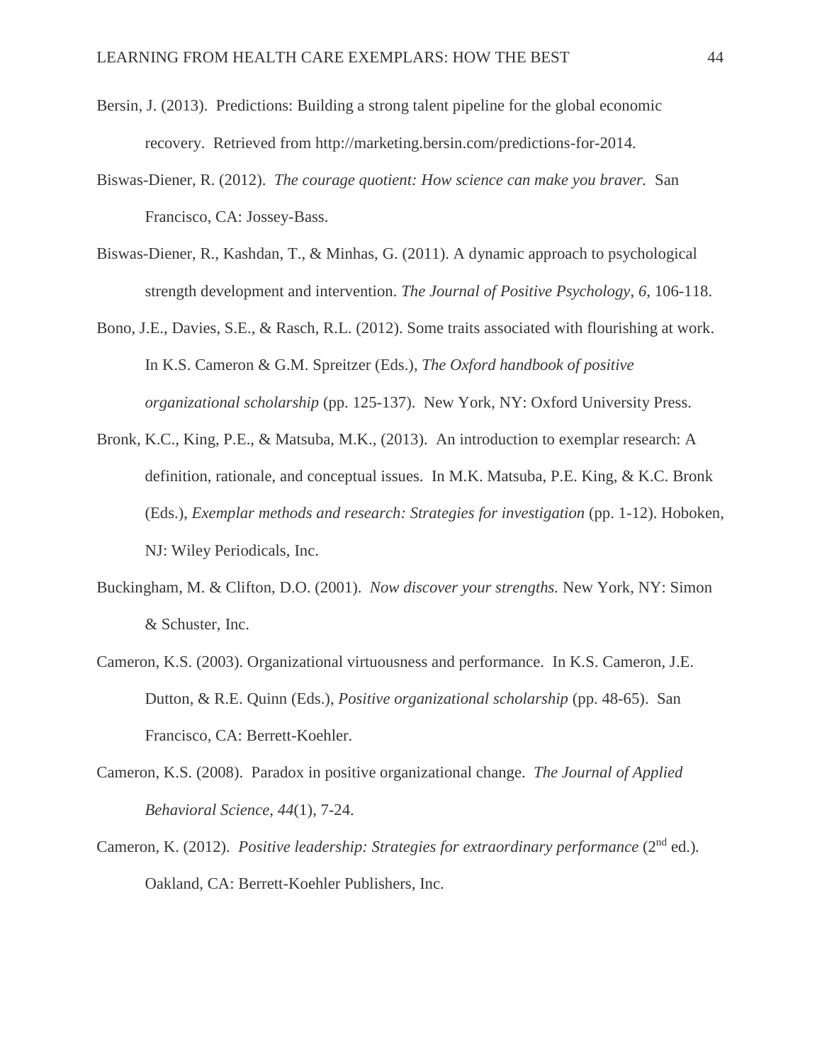Bersin, J. (2013). Predictions: Building a strong talent pipeline for the global economic recovery. Retrieved from http://marketing.bersin.com/predictions-for-2014.

Biswas-Diener, R. (2012). *The courage quotient: How science can make you braver.* San Francisco, CA: Jossey-Bass.

Biswas-Diener, R., Kashdan, T., & Minhas, G. (2011). A dynamic approach to psychological strength development and intervention. *The Journal of Positive Psychology, 6*, 106-118.

Bono, J.E., Davies, S.E., & Rasch, R.L. (2012). Some traits associated with flourishing at work. In K.S. Cameron & G.M. Spreitzer (Eds.), *The Oxford handbook of positive organizational scholarship* (pp. 125-137). New York, NY: Oxford University Press.

Bronk, K.C., King, P.E., & Matsuba, M.K., (2013). An introduction to exemplar research: A definition, rationale, and conceptual issues. In M.K. Matsuba, P.E. King, & K.C. Bronk (Eds.), *Exemplar methods and research: Strategies for investigation* (pp. 1-12). Hoboken, NJ: Wiley Periodicals, Inc.

Buckingham, M. & Clifton, D.O. (2001). *Now discover your strengths.* New York, NY: Simon & Schuster, Inc.

Cameron, K.S. (2003). Organizational virtuousness and performance. In K.S. Cameron, J.E. Dutton, & R.E. Quinn (Eds.), *Positive organizational scholarship* (pp. 48-65). San Francisco, CA: Berrett-Koehler.

Cameron, K.S. (2008). Paradox in positive organizational change. *The Journal of Applied Behavioral Science, 44*(1), 7-24.

Cameron, K. (2012). *Positive leadership: Strategies for extraordinary performance* (2nd ed.). Oakland, CA: Berrett-Koehler Publishers, Inc.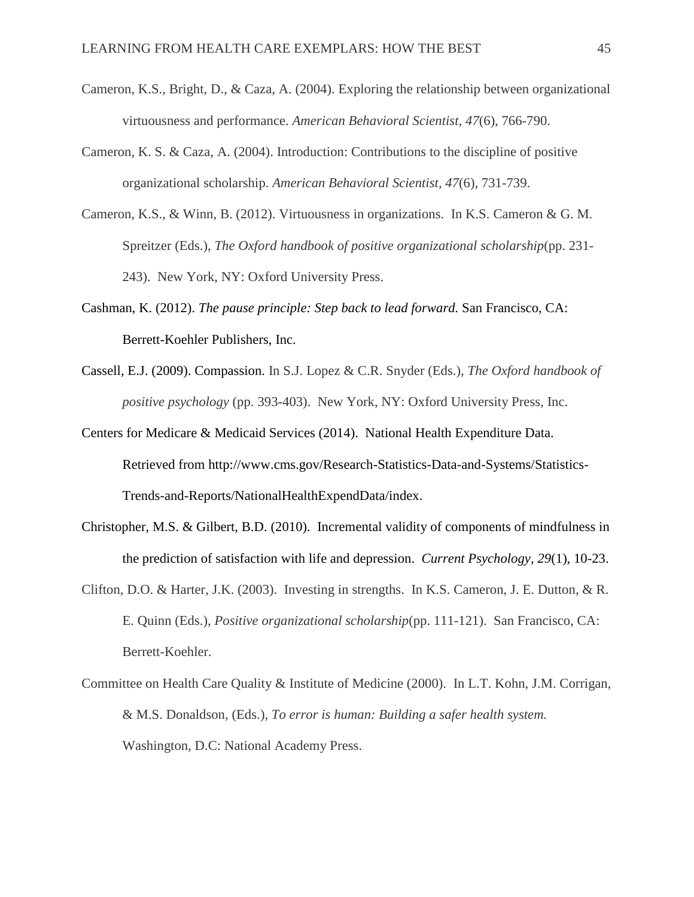Cameron, K.S., Bright, D., & Caza, A. (2004). Exploring the relationship between organizational virtuousness and performance. *American Behavioral Scientist, 47*(6), 766-790.

Cameron, K. S. & Caza, A. (2004). Introduction: Contributions to the discipline of positive organizational scholarship. *American Behavioral Scientist, 47*(6), 731-739.

Cameron, K.S., & Winn, B. (2012). Virtuousness in organizations. In K.S. Cameron & G. M. Spreitzer (Eds.), *The Oxford handbook of positive organizational scholarship*(pp. 231-243). New York, NY: Oxford University Press.

Cashman, K. (2012). *The pause principle: Step back to lead forward.* San Francisco, CA: Berrett-Koehler Publishers, Inc.

Cassell, E.J. (2009). Compassion. In S.J. Lopez & C.R. Snyder (Eds.), *The Oxford handbook of positive psychology* (pp. 393-403). New York, NY: Oxford University Press, Inc.

Centers for Medicare & Medicaid Services (2014). National Health Expenditure Data. Retrieved from http://www.cms.gov/Research-Statistics-Data-and-Systems/Statistics-Trends-and-Reports/NationalHealthExpendData/index.

Christopher, M.S. & Gilbert, B.D. (2010). Incremental validity of components of mindfulness in the prediction of satisfaction with life and depression. *Current Psychology, 29*(1), 10-23.

Clifton, D.O. & Harter, J.K. (2003). Investing in strengths. In K.S. Cameron, J. E. Dutton, & R. E. Quinn (Eds.), *Positive organizational scholarship*(pp. 111-121). San Francisco, CA: Berrett-Koehler.

Committee on Health Care Quality & Institute of Medicine (2000). In L.T. Kohn, J.M. Corrigan, & M.S. Donaldson, (Eds.), *To error is human: Building a safer health system.* Washington, D.C: National Academy Press.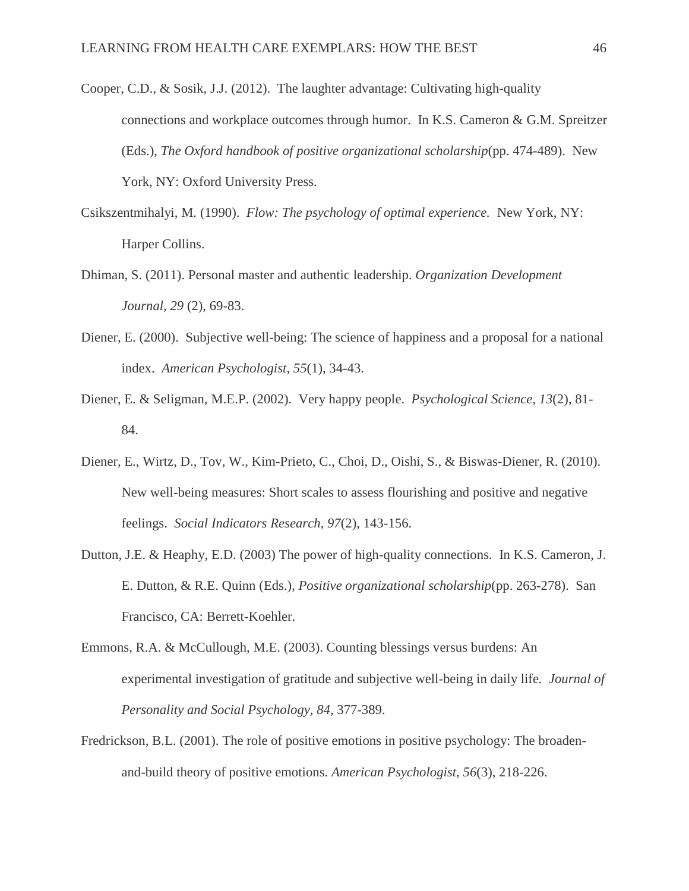Cooper, C.D., & Sosik, J.J. (2012). The laughter advantage: Cultivating high-quality connections and workplace outcomes through humor. In K.S. Cameron & G.M. Spreitzer (Eds.), *The Oxford handbook of positive organizational scholarship*(pp. 474-489). New York, NY: Oxford University Press.

Csikszentmihalyi, M. (1990). *Flow: The psychology of optimal experience.* New York, NY: Harper Collins.

Dhiman, S. (2011). Personal master and authentic leadership. *Organization Development Journal, 29* (2), 69-83.

Diener, E. (2000). Subjective well-being: The science of happiness and a proposal for a national index. *American Psychologist, 55*(1), 34-43.

Diener, E. & Seligman, M.E.P. (2002). Very happy people. *Psychological Science, 13*(2), 81-84.

Diener, E., Wirtz, D., Tov, W., Kim-Prieto, C., Choi, D., Oishi, S., & Biswas-Diener, R. (2010). New well-being measures: Short scales to assess flourishing and positive and negative feelings. *Social Indicators Research, 97*(2), 143-156.

Dutton, J.E. & Heaphy, E.D. (2003) The power of high-quality connections. In K.S. Cameron, J. E. Dutton, & R.E. Quinn (Eds.), *Positive organizational scholarship*(pp. 263-278). San Francisco, CA: Berrett-Koehler.

Emmons, R.A. & McCullough, M.E. (2003). Counting blessings versus burdens: An experimental investigation of gratitude and subjective well-being in daily life. *Journal of Personality and Social Psychology, 84*, 377-389.

Fredrickson, B.L. (2001). The role of positive emotions in positive psychology: The broaden-and-build theory of positive emotions. *American Psychologist, 56*(3), 218-226.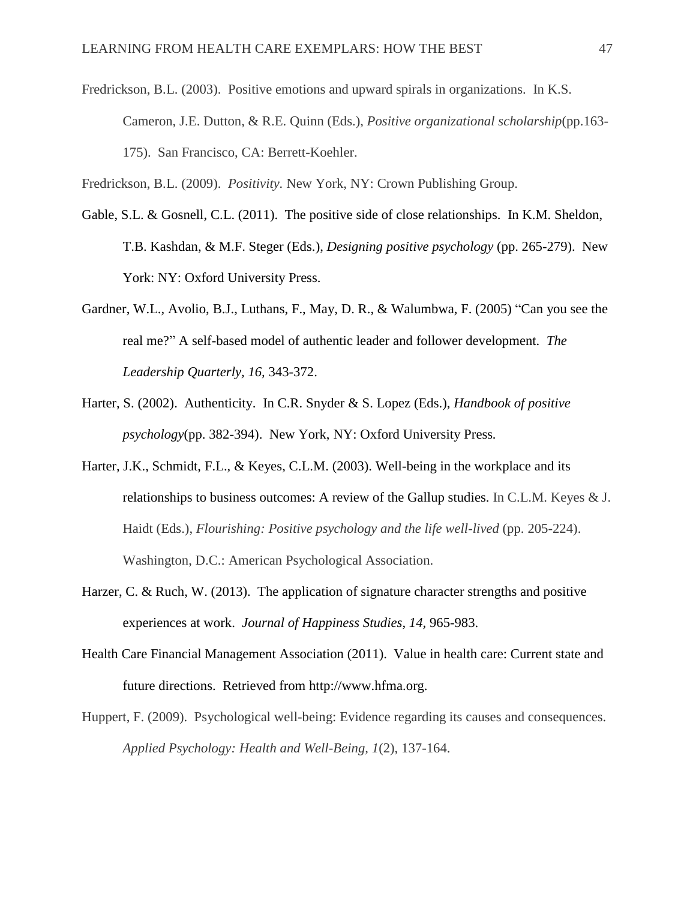Fredrickson, B.L. (2003). Positive emotions and upward spirals in organizations. In K.S. Cameron, J.E. Dutton, & R.E. Quinn (Eds.), *Positive organizational scholarship*(pp.163-175). San Francisco, CA: Berrett-Koehler.

Fredrickson, B.L. (2009). *Positivity.* New York, NY: Crown Publishing Group.

Gable, S.L. & Gosnell, C.L. (2011). The positive side of close relationships. In K.M. Sheldon, T.B. Kashdan, & M.F. Steger (Eds.), *Designing positive psychology* (pp. 265-279). New York: NY: Oxford University Press.

Gardner, W.L., Avolio, B.J., Luthans, F., May, D. R., & Walumbwa, F. (2005) "Can you see the real me?" A self-based model of authentic leader and follower development. *The Leadership Quarterly, 16,* 343-372.

Harter, S. (2002). Authenticity. In C.R. Snyder & S. Lopez (Eds.), *Handbook of positive psychology*(pp. 382-394). New York, NY: Oxford University Press.

Harter, J.K., Schmidt, F.L., & Keyes, C.L.M. (2003). Well-being in the workplace and its relationships to business outcomes: A review of the Gallup studies. In C.L.M. Keyes & J. Haidt (Eds.), *Flourishing: Positive psychology and the life well-lived* (pp. 205-224). Washington, D.C.: American Psychological Association.

Harzer, C. & Ruch, W. (2013). The application of signature character strengths and positive experiences at work. *Journal of Happiness Studies, 14,* 965-983.

Health Care Financial Management Association (2011). Value in health care: Current state and future directions. Retrieved from http://www.hfma.org.

Huppert, F. (2009). Psychological well-being: Evidence regarding its causes and consequences. *Applied Psychology: Health and Well-Being, 1*(2), 137-164.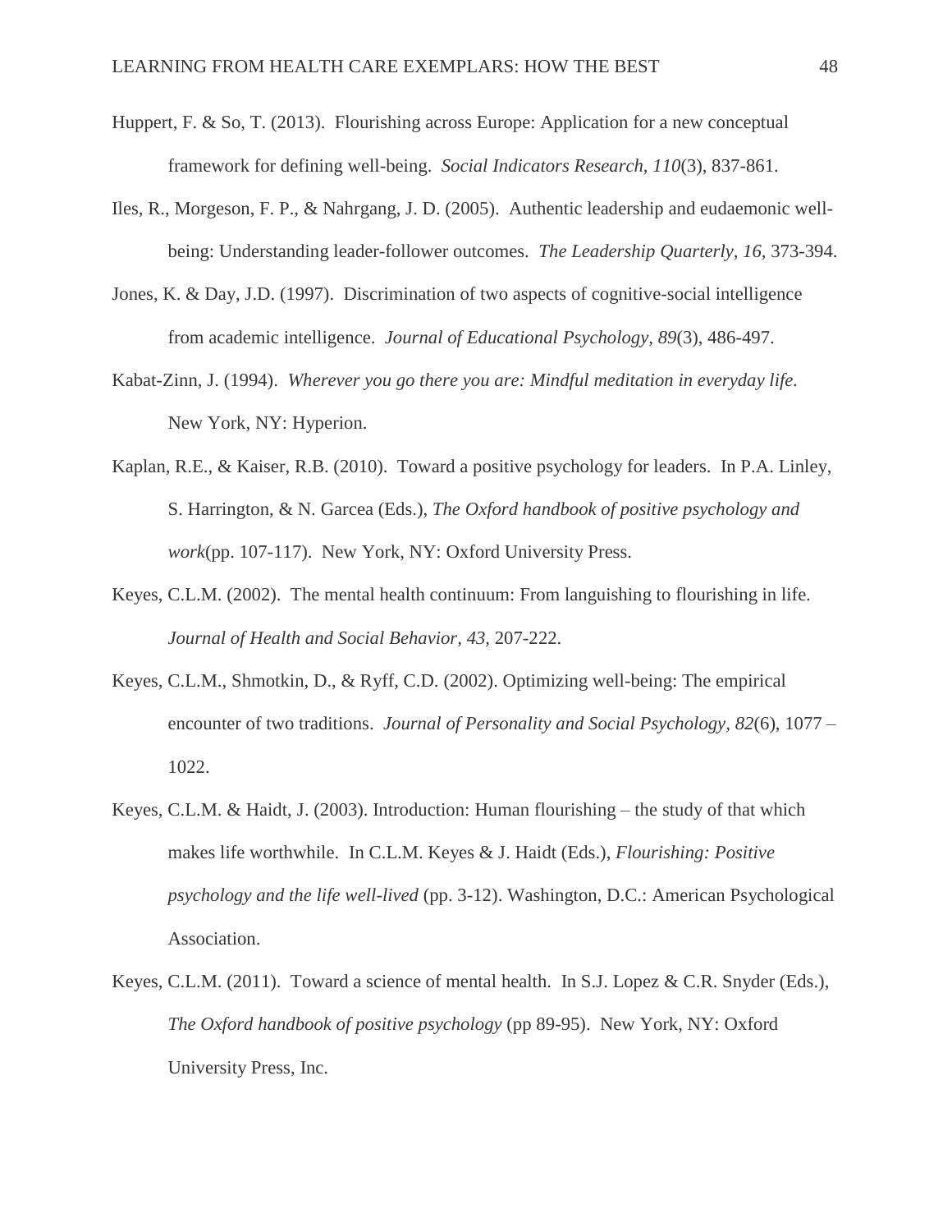Huppert, F. & So, T. (2013). Flourishing across Europe: Application for a new conceptual framework for defining well-being. *Social Indicators Research, 110*(3), 837-861.

Iles, R., Morgeson, F. P., & Nahrgang, J. D. (2005). Authentic leadership and eudaemonic well-being: Understanding leader-follower outcomes. *The Leadership Quarterly, 16*, 373-394.

Jones, K. & Day, J.D. (1997). Discrimination of two aspects of cognitive-social intelligence from academic intelligence. *Journal of Educational Psychology, 89*(3), 486-497.

Kabat-Zinn, J. (1994). *Wherever you go there you are: Mindful meditation in everyday life.* New York, NY: Hyperion.

Kaplan, R.E., & Kaiser, R.B. (2010). Toward a positive psychology for leaders. In P.A. Linley, S. Harrington, & N. Garcea (Eds.), *The Oxford handbook of positive psychology and work*(pp. 107-117). New York, NY: Oxford University Press.

Keyes, C.L.M. (2002). The mental health continuum: From languishing to flourishing in life. *Journal of Health and Social Behavior, 43,* 207-222.

Keyes, C.L.M., Shmotkin, D., & Ryff, C.D. (2002). Optimizing well-being: The empirical encounter of two traditions. *Journal of Personality and Social Psychology, 82*(6), 1077 – 1022.

Keyes, C.L.M. & Haidt, J. (2003). Introduction: Human flourishing – the study of that which makes life worthwhile. In C.L.M. Keyes & J. Haidt (Eds.), *Flourishing: Positive psychology and the life well-lived* (pp. 3-12). Washington, D.C.: American Psychological Association.

Keyes, C.L.M. (2011). Toward a science of mental health. In S.J. Lopez & C.R. Snyder (Eds.), *The Oxford handbook of positive psychology* (pp 89-95). New York, NY: Oxford University Press, Inc.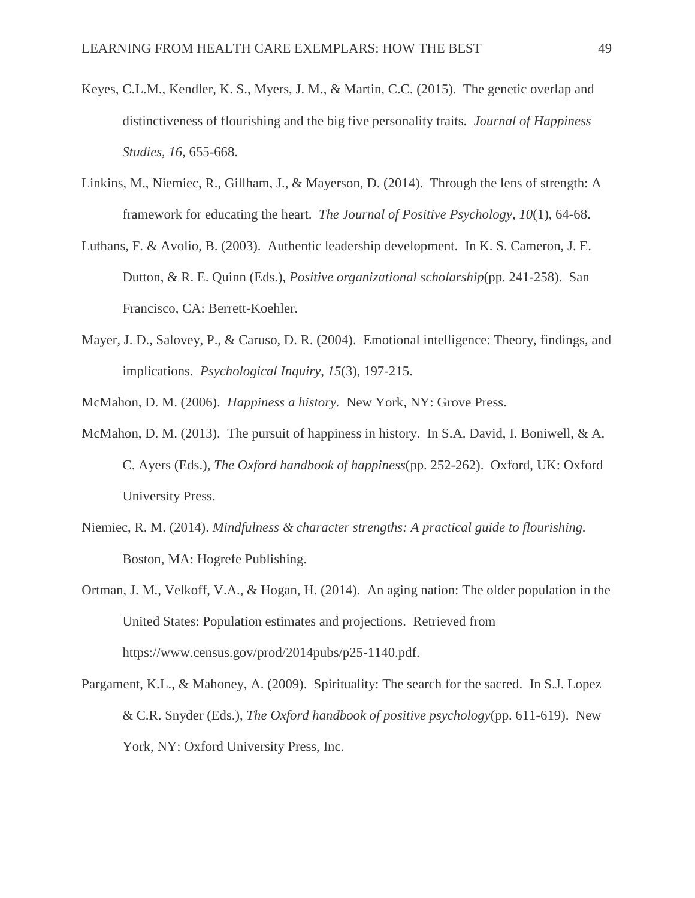Keyes, C.L.M., Kendler, K. S., Myers, J. M., & Martin, C.C. (2015). The genetic overlap and distinctiveness of flourishing and the big five personality traits. *Journal of Happiness Studies, 16*, 655-668.

Linkins, M., Niemiec, R., Gillham, J., & Mayerson, D. (2014). Through the lens of strength: A framework for educating the heart. *The Journal of Positive Psychology*, *10*(1), 64-68.

Luthans, F. & Avolio, B. (2003). Authentic leadership development. In K. S. Cameron, J. E. Dutton, & R. E. Quinn (Eds.), *Positive organizational scholarship*(pp. 241-258). San Francisco, CA: Berrett-Koehler.

Mayer, J. D., Salovey, P., & Caruso, D. R. (2004). Emotional intelligence: Theory, findings, and implications. *Psychological Inquiry*, *15*(3), 197-215.

McMahon, D. M. (2006). *Happiness a history.* New York, NY: Grove Press.

McMahon, D. M. (2013). The pursuit of happiness in history. In S.A. David, I. Boniwell, & A. C. Ayers (Eds.), *The Oxford handbook of happiness*(pp. 252-262). Oxford, UK: Oxford University Press.

Niemiec, R. M. (2014). *Mindfulness & character strengths: A practical guide to flourishing.* Boston, MA: Hogrefe Publishing.

Ortman, J. M., Velkoff, V.A., & Hogan, H. (2014). An aging nation: The older population in the United States: Population estimates and projections. Retrieved from https://www.census.gov/prod/2014pubs/p25-1140.pdf.

Pargament, K.L., & Mahoney, A. (2009). Spirituality: The search for the sacred. In S.J. Lopez & C.R. Snyder (Eds.), *The Oxford handbook of positive psychology*(pp. 611-619). New York, NY: Oxford University Press, Inc.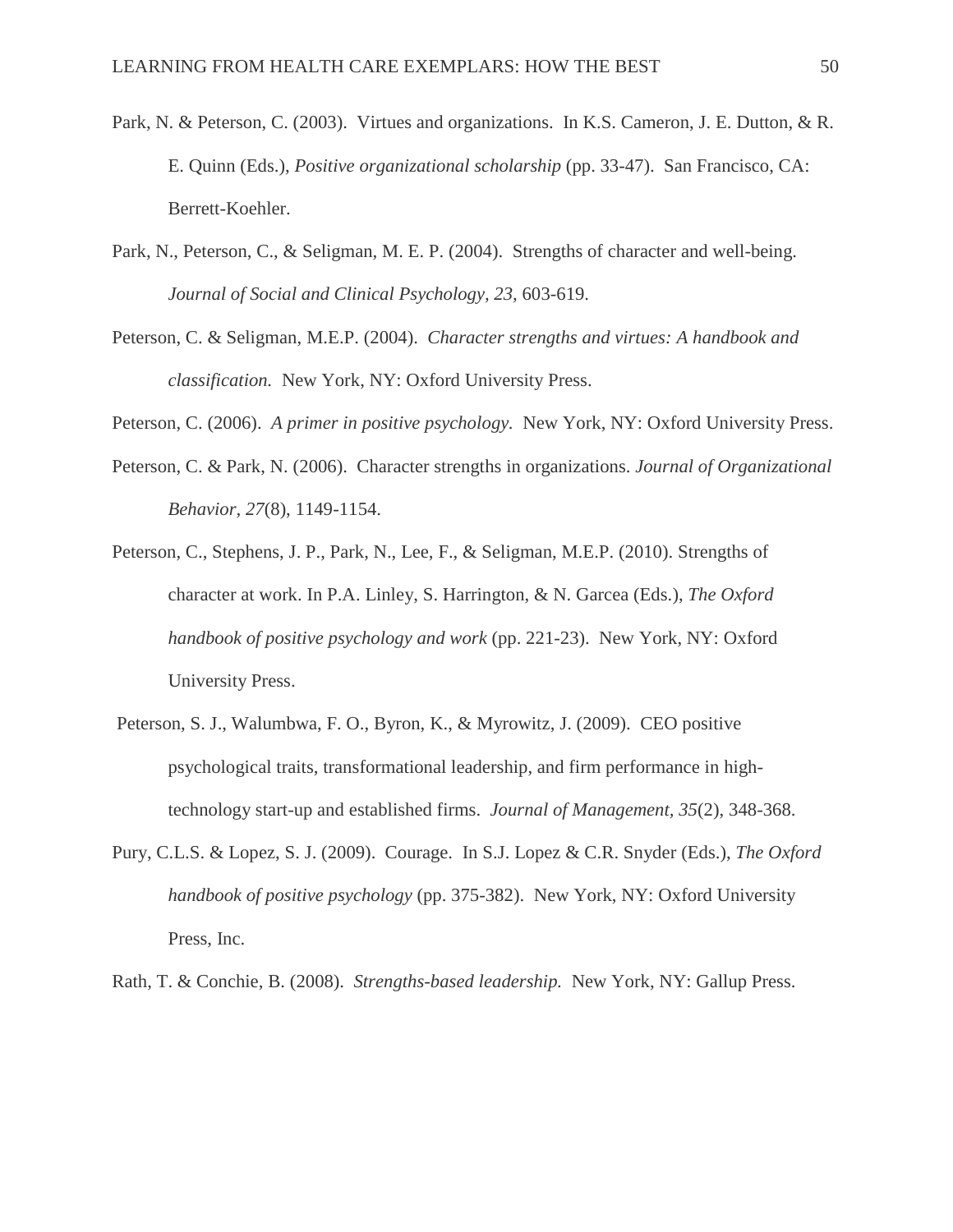Park, N. & Peterson, C. (2003). Virtues and organizations. In K.S. Cameron, J. E. Dutton, & R. E. Quinn (Eds.), *Positive organizational scholarship* (pp. 33-47). San Francisco, CA: Berrett-Koehler.

Park, N., Peterson, C., & Seligman, M. E. P. (2004). Strengths of character and well-being. *Journal of Social and Clinical Psychology, 23,* 603-619.

Peterson, C. & Seligman, M.E.P. (2004). *Character strengths and virtues: A handbook and classification.* New York, NY: Oxford University Press.

Peterson, C. (2006). *A primer in positive psychology.* New York, NY: Oxford University Press.

Peterson, C. & Park, N. (2006). Character strengths in organizations. *Journal of Organizational Behavior, 27*(8), 1149-1154.

Peterson, C., Stephens, J. P., Park, N., Lee, F., & Seligman, M.E.P. (2010). Strengths of character at work. In P.A. Linley, S. Harrington, & N. Garcea (Eds.), *The Oxford handbook of positive psychology and work* (pp. 221-23). New York, NY: Oxford University Press.

Peterson, S. J., Walumbwa, F. O., Byron, K., & Myrowitz, J. (2009). CEO positive psychological traits, transformational leadership, and firm performance in high-technology start-up and established firms. *Journal of Management, 35*(2), 348-368.

Pury, C.L.S. & Lopez, S. J. (2009). Courage. In S.J. Lopez & C.R. Snyder (Eds.), *The Oxford handbook of positive psychology* (pp. 375-382). New York, NY: Oxford University Press, Inc.

Rath, T. & Conchie, B. (2008). *Strengths-based leadership.* New York, NY: Gallup Press.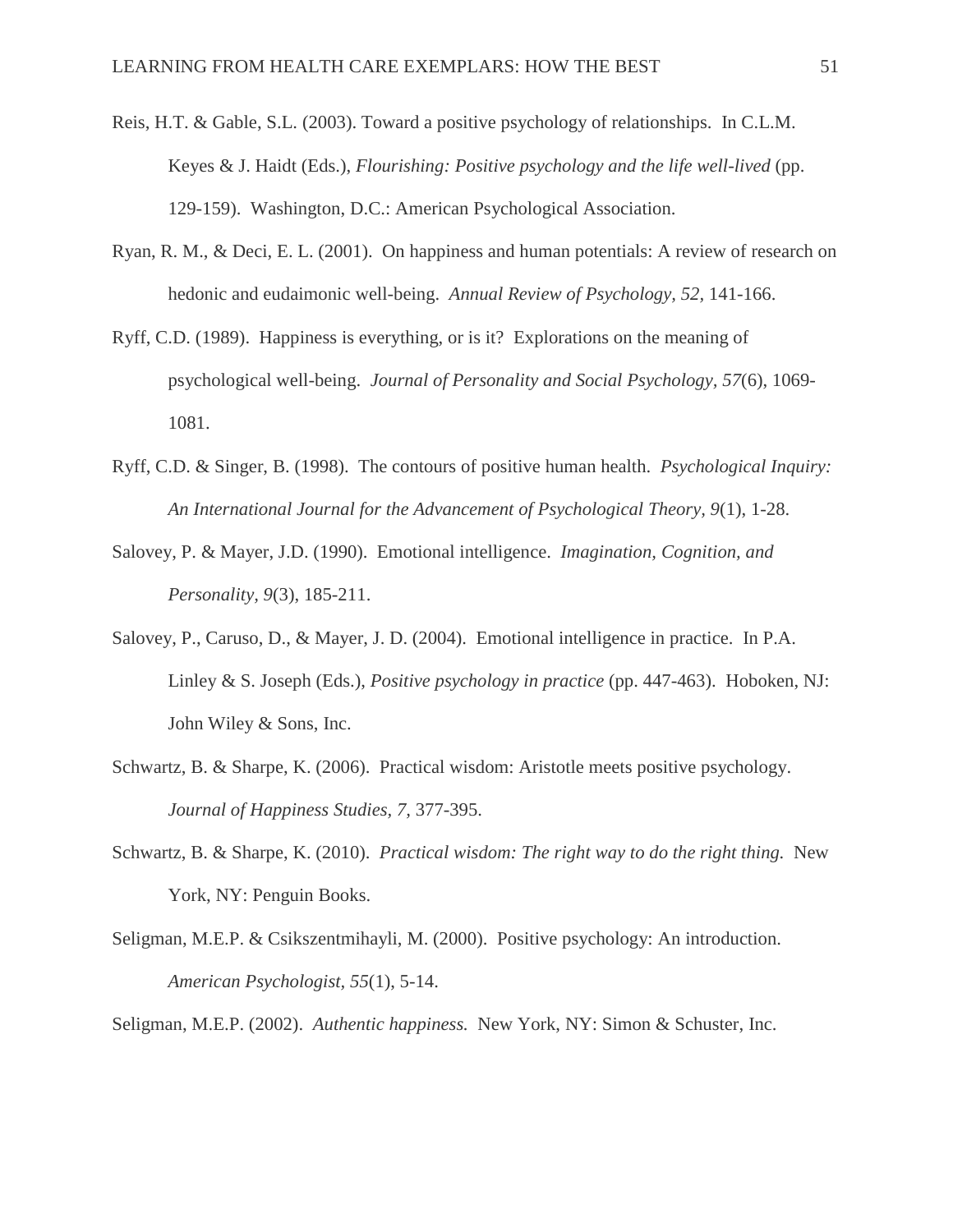Reis, H.T. & Gable, S.L. (2003). Toward a positive psychology of relationships. In C.L.M. Keyes & J. Haidt (Eds.), *Flourishing: Positive psychology and the life well-lived* (pp. 129-159). Washington, D.C.: American Psychological Association.

Ryan, R. M., & Deci, E. L. (2001). On happiness and human potentials: A review of research on hedonic and eudaimonic well-being. *Annual Review of Psychology, 52,* 141-166.

Ryff, C.D. (1989). Happiness is everything, or is it? Explorations on the meaning of psychological well-being. *Journal of Personality and Social Psychology, 57*(6), 1069-1081.

Ryff, C.D. & Singer, B. (1998). The contours of positive human health. *Psychological Inquiry: An International Journal for the Advancement of Psychological Theory, 9*(1), 1-28.

Salovey, P. & Mayer, J.D. (1990). Emotional intelligence. *Imagination, Cognition, and Personality, 9*(3), 185-211.

Salovey, P., Caruso, D., & Mayer, J. D. (2004). Emotional intelligence in practice. In P.A. Linley & S. Joseph (Eds.), *Positive psychology in practice* (pp. 447-463). Hoboken, NJ: John Wiley & Sons, Inc.

Schwartz, B. & Sharpe, K. (2006). Practical wisdom: Aristotle meets positive psychology. *Journal of Happiness Studies, 7,* 377-395.

Schwartz, B. & Sharpe, K. (2010). *Practical wisdom: The right way to do the right thing.* New York, NY: Penguin Books.

Seligman, M.E.P. & Csikszentmihayli, M. (2000). Positive psychology: An introduction. *American Psychologist, 55*(1), 5-14.

Seligman, M.E.P. (2002). *Authentic happiness.* New York, NY: Simon & Schuster, Inc.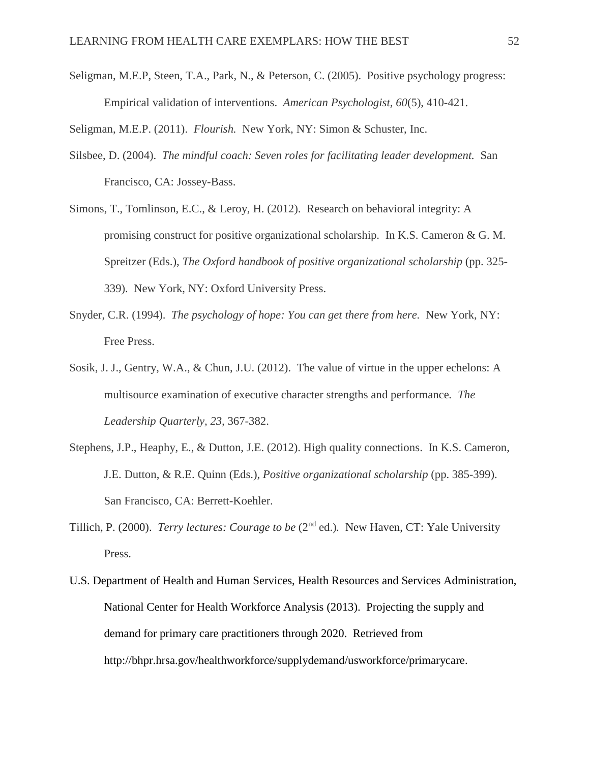Seligman, M.E.P, Steen, T.A., Park, N., & Peterson, C. (2005). Positive psychology progress: Empirical validation of interventions. *American Psychologist, 60*(5), 410-421.

Seligman, M.E.P. (2011). *Flourish.* New York, NY: Simon & Schuster, Inc.

Silsbee, D. (2004). *The mindful coach: Seven roles for facilitating leader development.* San Francisco, CA: Jossey-Bass.

Simons, T., Tomlinson, E.C., & Leroy, H. (2012). Research on behavioral integrity: A promising construct for positive organizational scholarship. In K.S. Cameron & G. M. Spreitzer (Eds.), *The Oxford handbook of positive organizational scholarship* (pp. 325-339). New York, NY: Oxford University Press.

Snyder, C.R. (1994). *The psychology of hope: You can get there from here.* New York, NY: Free Press.

Sosik, J. J., Gentry, W.A., & Chun, J.U. (2012). The value of virtue in the upper echelons: A multisource examination of executive character strengths and performance. *The Leadership Quarterly, 23,* 367-382.

Stephens, J.P., Heaphy, E., & Dutton, J.E. (2012). High quality connections. In K.S. Cameron, J.E. Dutton, & R.E. Quinn (Eds.), *Positive organizational scholarship* (pp. 385-399). San Francisco, CA: Berrett-Koehler.

Tillich, P. (2000). *Terry lectures: Courage to be* (2nd ed.). New Haven, CT: Yale University Press.

U.S. Department of Health and Human Services, Health Resources and Services Administration, National Center for Health Workforce Analysis (2013). Projecting the supply and demand for primary care practitioners through 2020. Retrieved from http://bhpr.hrsa.gov/healthworkforce/supplydemand/usworkforce/primarycare.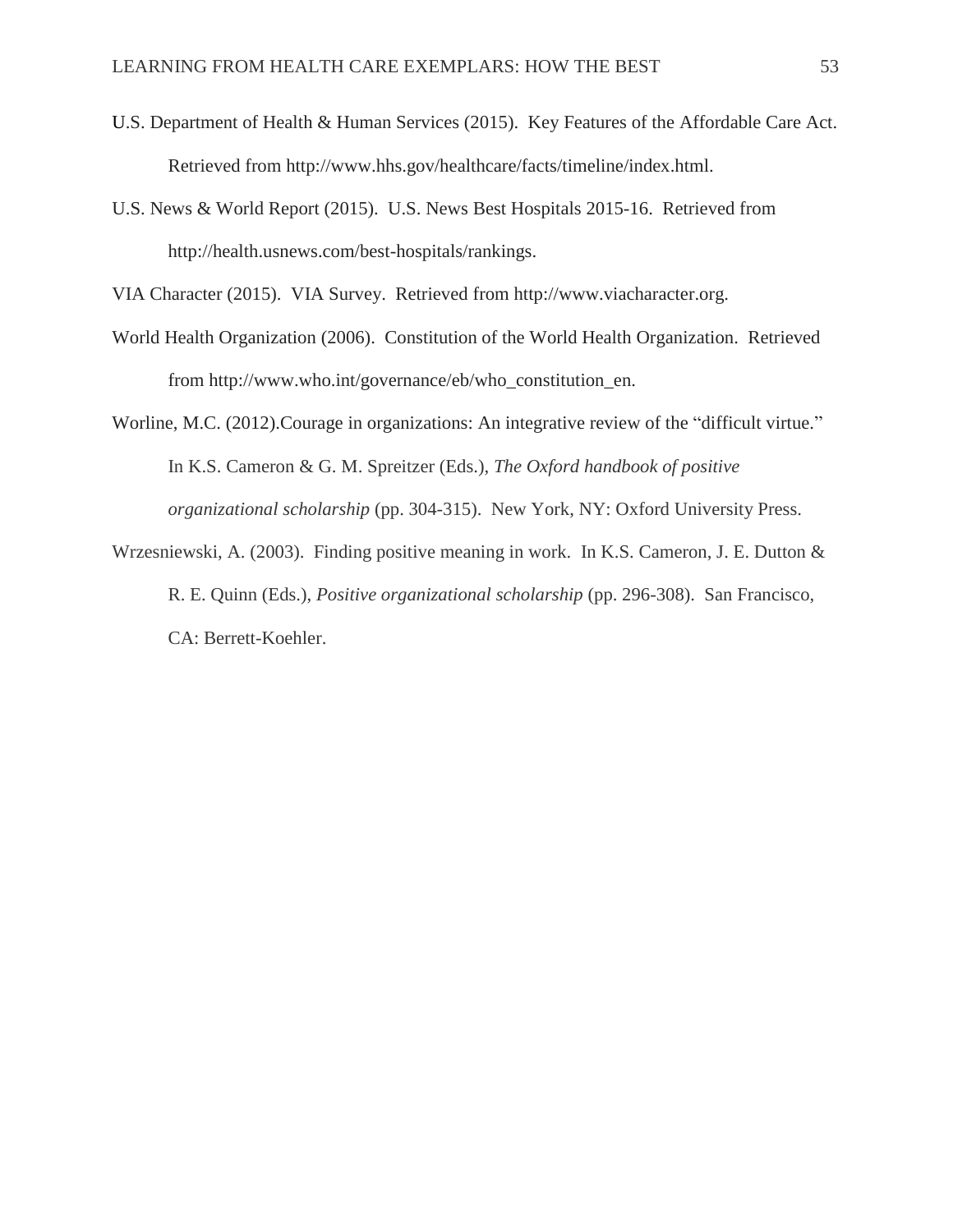U.S. Department of Health & Human Services (2015). Key Features of the Affordable Care Act. Retrieved from http://www.hhs.gov/healthcare/facts/timeline/index.html.

U.S. News & World Report (2015). U.S. News Best Hospitals 2015-16. Retrieved from http://health.usnews.com/best-hospitals/rankings.

VIA Character (2015). VIA Survey. Retrieved from http://www.viacharacter.org.

World Health Organization (2006). Constitution of the World Health Organization. Retrieved from http://www.who.int/governance/eb/who_constitution_en.

Worline, M.C. (2012).Courage in organizations: An integrative review of the "difficult virtue." In K.S. Cameron & G. M. Spreitzer (Eds.), *The Oxford handbook of positive organizational scholarship* (pp. 304-315). New York, NY: Oxford University Press.

Wrzesniewski, A. (2003). Finding positive meaning in work. In K.S. Cameron, J. E. Dutton & R. E. Quinn (Eds.), *Positive organizational scholarship* (pp. 296-308). San Francisco, CA: Berrett-Koehler.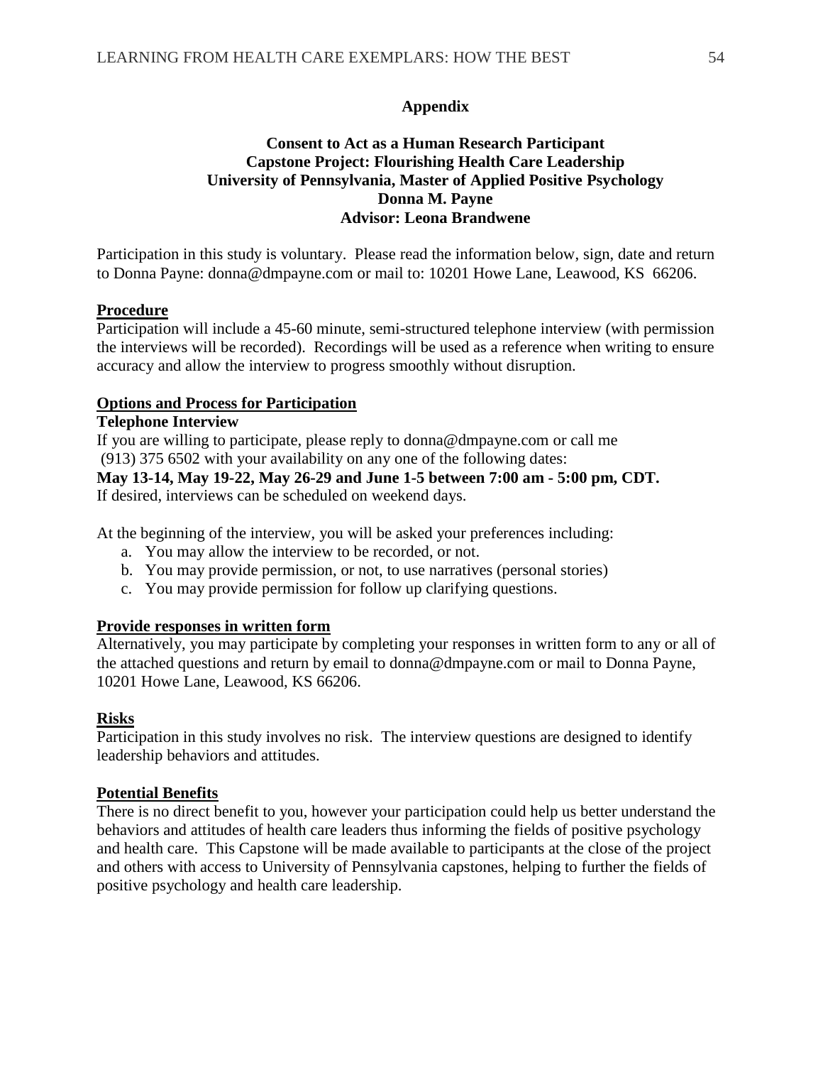## Appendix

**Consent to Act as a Human Research Participant**
**Capstone Project: Flourishing Health Care Leadership**
**University of Pennsylvania, Master of Applied Positive Psychology**
**Donna M. Payne**
**Advisor: Leona Brandwene**

Participation in this study is voluntary. Please read the information below, sign, date and return to Donna Payne: donna@dmpayne.com or mail to: 10201 Howe Lane, Leawood, KS 66206.

**Procedure**

Participation will include a 45-60 minute, semi-structured telephone interview (with permission the interviews will be recorded). Recordings will be used as a reference when writing to ensure accuracy and allow the interview to progress smoothly without disruption.

**Options and Process for Participation**

**Telephone Interview**

If you are willing to participate, please reply to donna@dmpayne.com or call me (913) 375 6502 with your availability on any one of the following dates:

**May 13-14, May 19-22, May 26-29 and June 1-5 between 7:00 am - 5:00 pm, CDT.**

If desired, interviews can be scheduled on weekend days.

At the beginning of the interview, you will be asked your preferences including:

a. You may allow the interview to be recorded, or not.
b. You may provide permission, or not, to use narratives (personal stories)
c. You may provide permission for follow up clarifying questions.

**Provide responses in written form**

Alternatively, you may participate by completing your responses in written form to any or all of the attached questions and return by email to donna@dmpayne.com or mail to Donna Payne, 10201 Howe Lane, Leawood, KS 66206.

**Risks**

Participation in this study involves no risk. The interview questions are designed to identify leadership behaviors and attitudes.

**Potential Benefits**

There is no direct benefit to you, however your participation could help us better understand the behaviors and attitudes of health care leaders thus informing the fields of positive psychology and health care. This Capstone will be made available to participants at the close of the project and others with access to University of Pennsylvania capstones, helping to further the fields of positive psychology and health care leadership.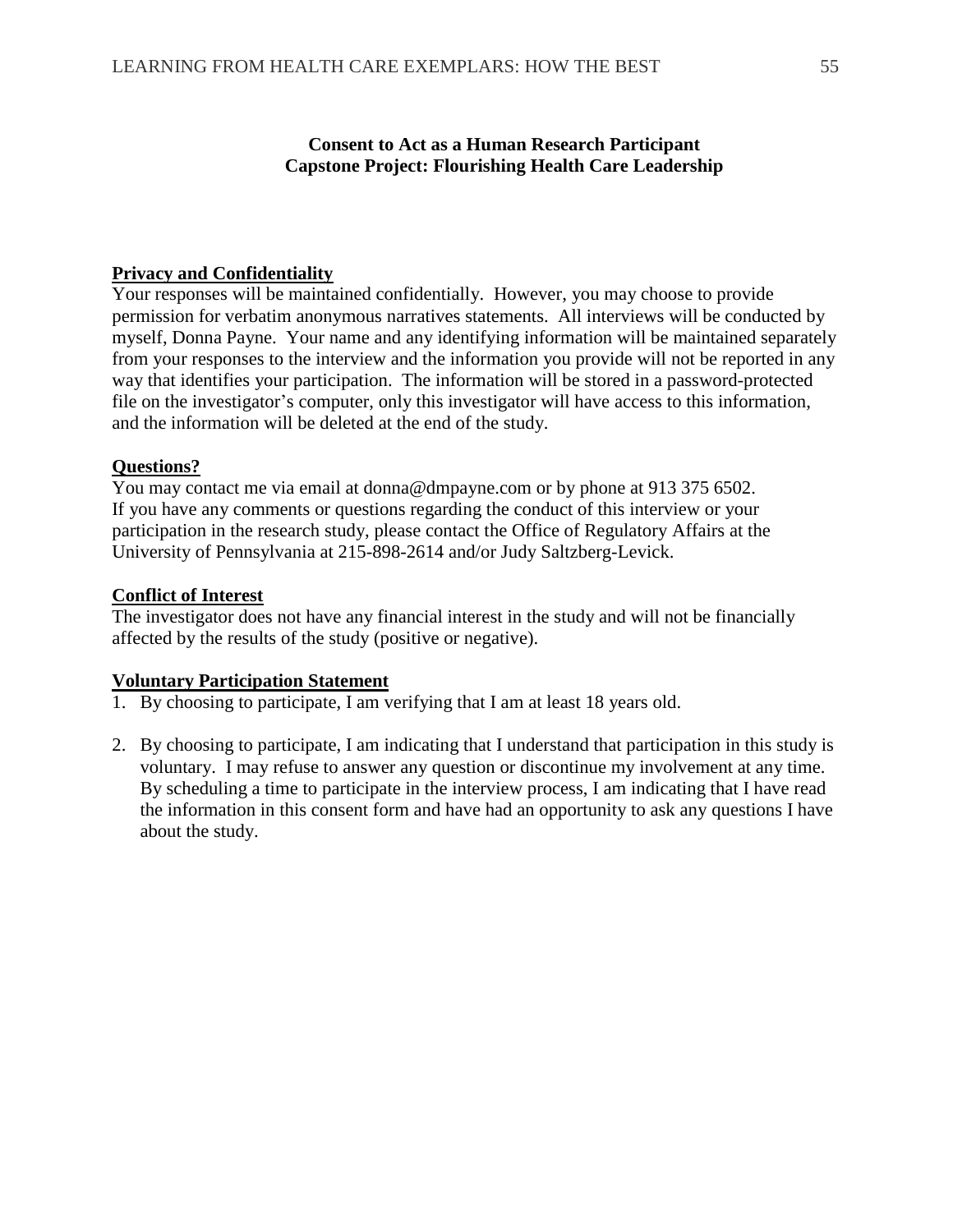**Consent to Act as a Human Research Participant**
**Capstone Project: Flourishing Health Care Leadership**

**Privacy and Confidentiality**

Your responses will be maintained confidentially. However, you may choose to provide permission for verbatim anonymous narratives statements. All interviews will be conducted by myself, Donna Payne. Your name and any identifying information will be maintained separately from your responses to the interview and the information you provide will not be reported in any way that identifies your participation. The information will be stored in a password-protected file on the investigator's computer, only this investigator will have access to this information, and the information will be deleted at the end of the study.

**Questions?**

You may contact me via email at donna@dmpayne.com or by phone at 913 375 6502. If you have any comments or questions regarding the conduct of this interview or your participation in the research study, please contact the Office of Regulatory Affairs at the University of Pennsylvania at 215-898-2614 and/or Judy Saltzberg-Levick.

**Conflict of Interest**

The investigator does not have any financial interest in the study and will not be financially affected by the results of the study (positive or negative).

**Voluntary Participation Statement**

1. By choosing to participate, I am verifying that I am at least 18 years old.

2. By choosing to participate, I am indicating that I understand that participation in this study is voluntary. I may refuse to answer any question or discontinue my involvement at any time. By scheduling a time to participate in the interview process, I am indicating that I have read the information in this consent form and have had an opportunity to ask any questions I have about the study.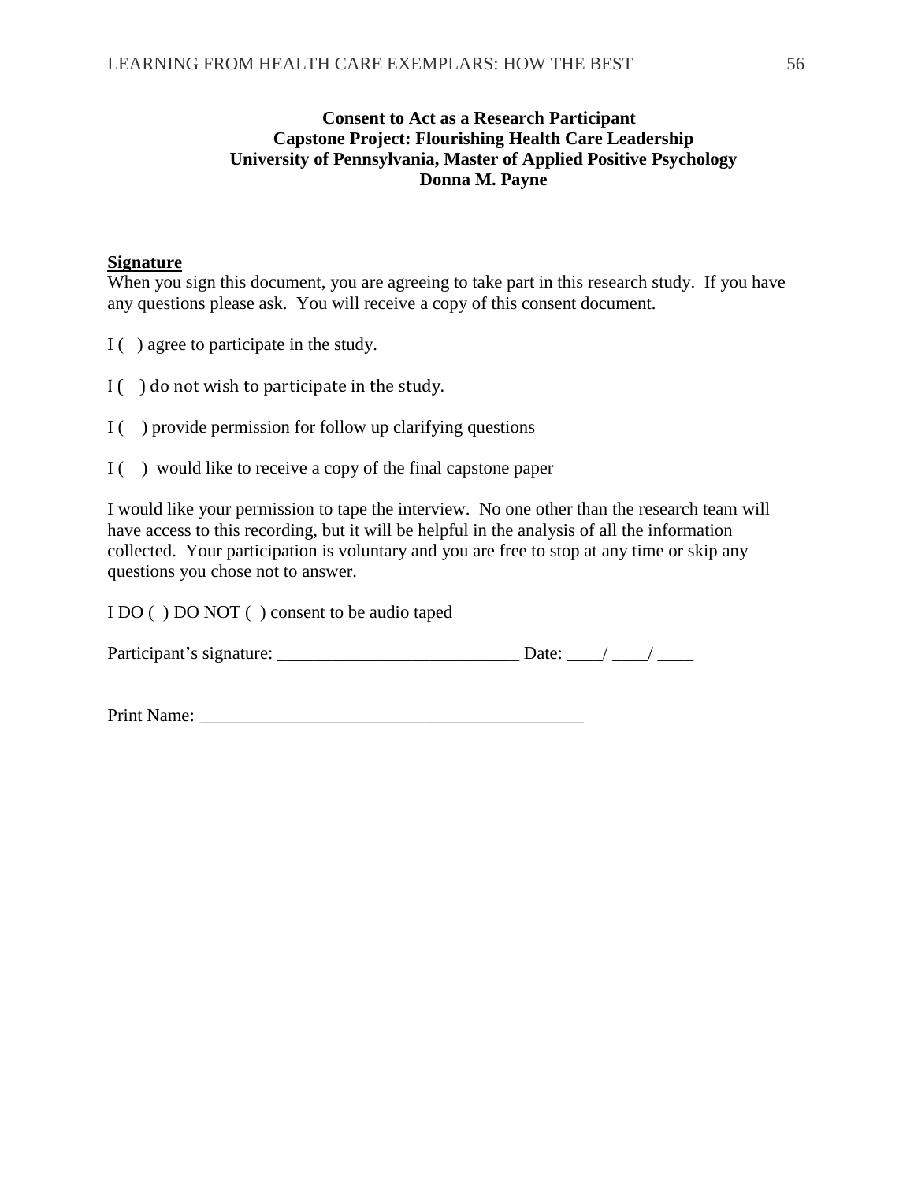**Consent to Act as a Research Participant**
**Capstone Project: Flourishing Health Care Leadership**
**University of Pennsylvania, Master of Applied Positive Psychology**
**Donna M. Payne**

**Signature**

When you sign this document, you are agreeing to take part in this research study. If you have any questions please ask. You will receive a copy of this consent document.

I ( ) agree to participate in the study.

I ( ) do not wish to participate in the study.

I ( ) provide permission for follow up clarifying questions

I ( ) would like to receive a copy of the final capstone paper

I would like your permission to tape the interview. No one other than the research team will have access to this recording, but it will be helpful in the analysis of all the information collected. Your participation is voluntary and you are free to stop at any time or skip any questions you chose not to answer.

I DO ( ) DO NOT ( ) consent to be audio taped

Participant's signature: ___________________________ Date: ____/ ____/ ____

Print Name: ___________________________________________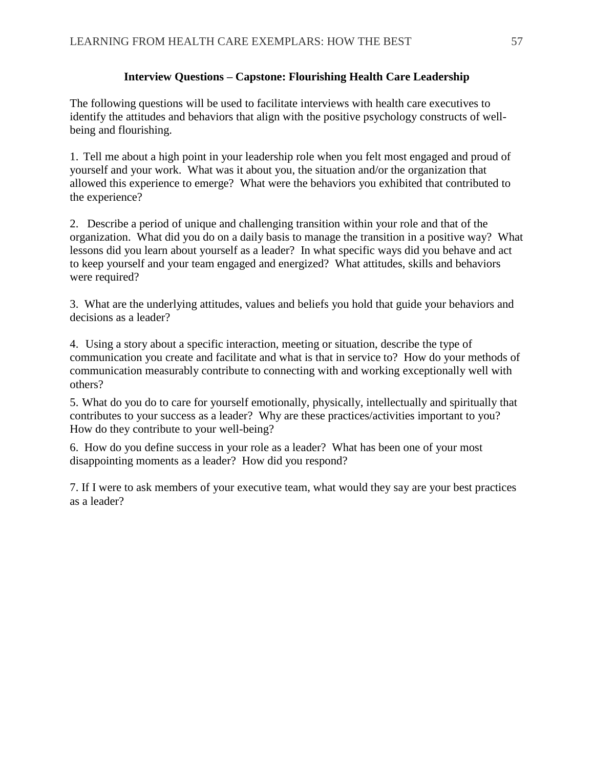**Interview Questions – Capstone: Flourishing Health Care Leadership**

The following questions will be used to facilitate interviews with health care executives to identify the attitudes and behaviors that align with the positive psychology constructs of well-being and flourishing.

1. Tell me about a high point in your leadership role when you felt most engaged and proud of yourself and your work. What was it about you, the situation and/or the organization that allowed this experience to emerge? What were the behaviors you exhibited that contributed to the experience?

2. Describe a period of unique and challenging transition within your role and that of the organization. What did you do on a daily basis to manage the transition in a positive way? What lessons did you learn about yourself as a leader? In what specific ways did you behave and act to keep yourself and your team engaged and energized? What attitudes, skills and behaviors were required?

3. What are the underlying attitudes, values and beliefs you hold that guide your behaviors and decisions as a leader?

4. Using a story about a specific interaction, meeting or situation, describe the type of communication you create and facilitate and what is that in service to? How do your methods of communication measurably contribute to connecting with and working exceptionally well with others?

5. What do you do to care for yourself emotionally, physically, intellectually and spiritually that contributes to your success as a leader? Why are these practices/activities important to you? How do they contribute to your well-being?

6. How do you define success in your role as a leader? What has been one of your most disappointing moments as a leader? How did you respond?

7. If I were to ask members of your executive team, what would they say are your best practices as a leader?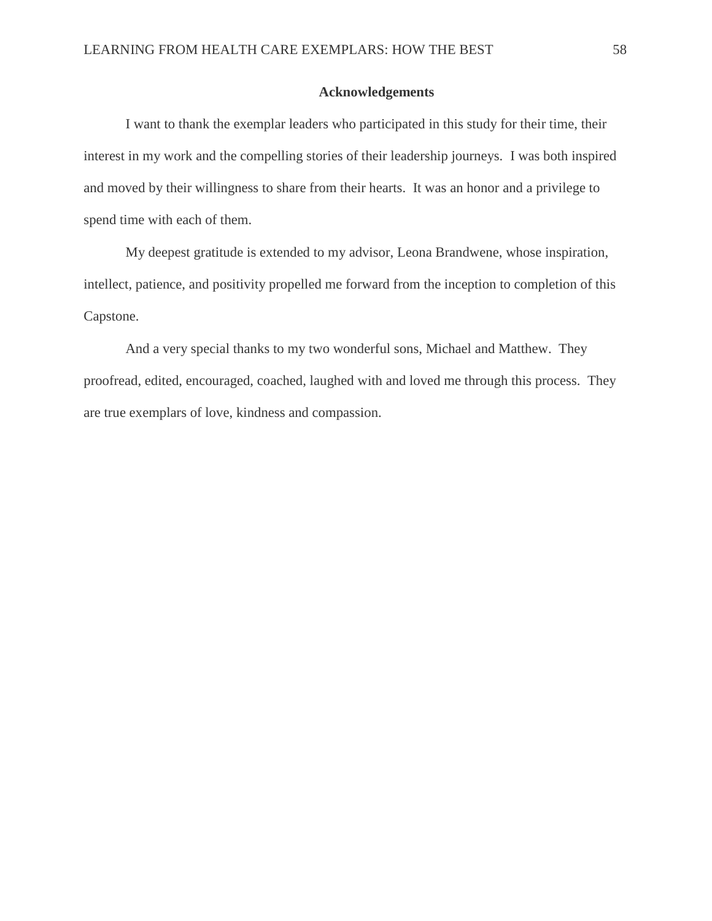## Acknowledgements

I want to thank the exemplar leaders who participated in this study for their time, their interest in my work and the compelling stories of their leadership journeys. I was both inspired and moved by their willingness to share from their hearts. It was an honor and a privilege to spend time with each of them.

My deepest gratitude is extended to my advisor, Leona Brandwene, whose inspiration, intellect, patience, and positivity propelled me forward from the inception to completion of this Capstone.

And a very special thanks to my two wonderful sons, Michael and Matthew. They proofread, edited, encouraged, coached, laughed with and loved me through this process. They are true exemplars of love, kindness and compassion.